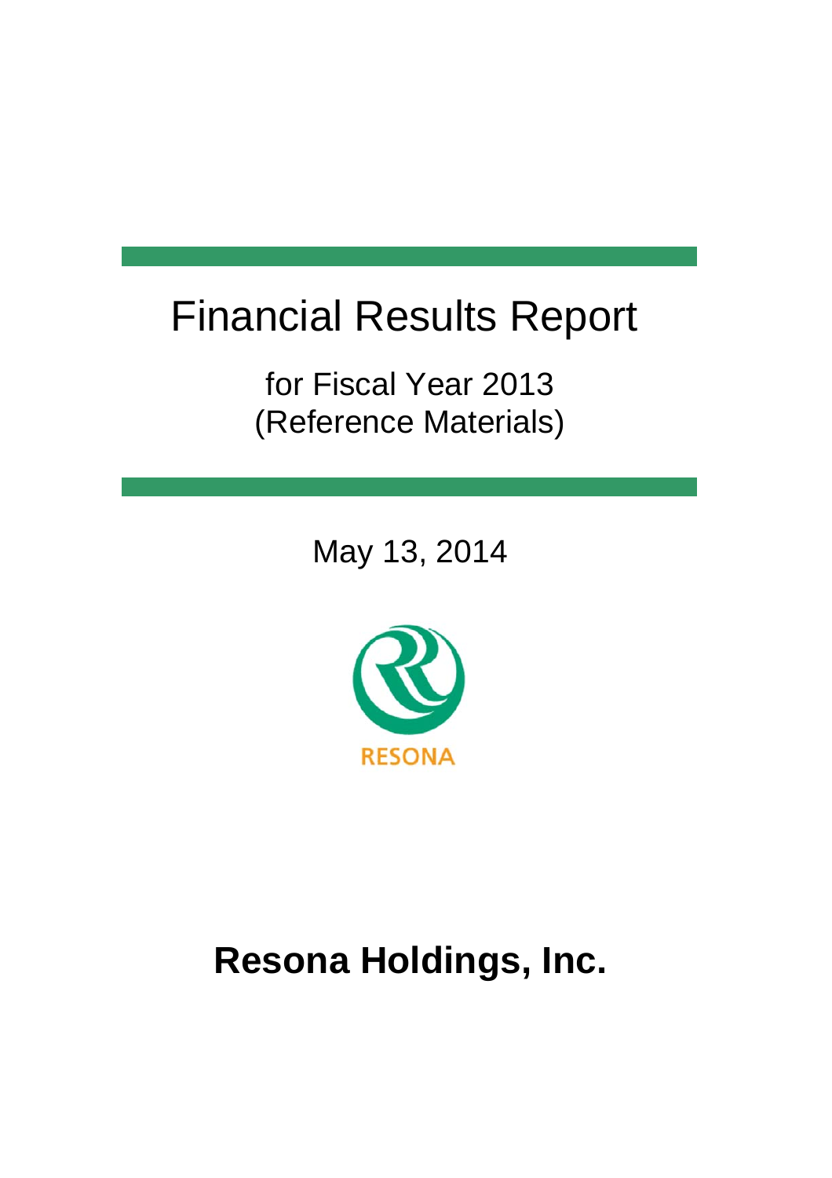# Financial Results Report

for Fiscal Year 2013
(Reference Materials)

May 13, 2014

RESONA

**Resona Holdings, Inc.**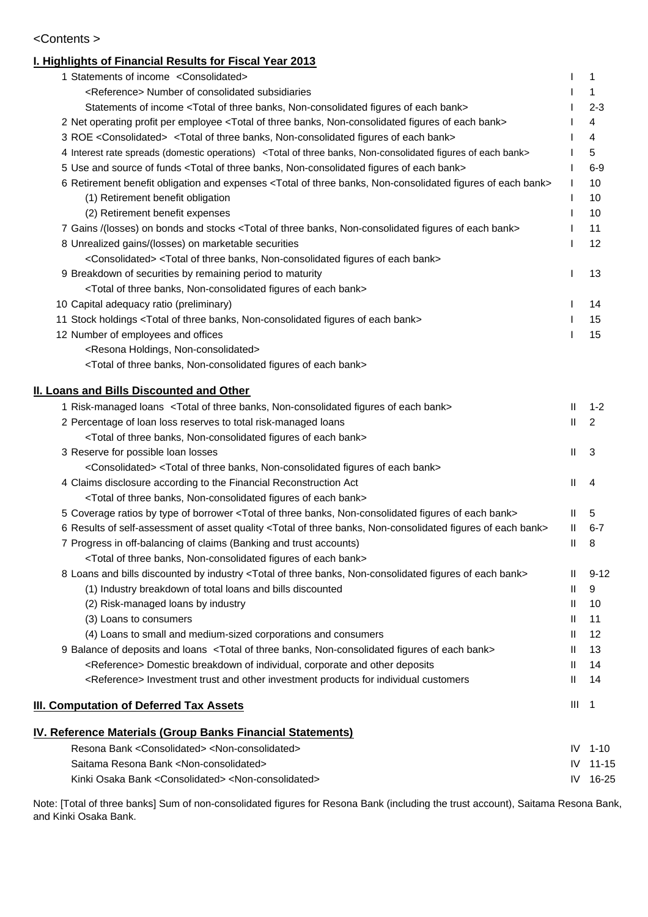<Contents >

## I. Highlights of Financial Results for Fiscal Year 2013

| Item | Section | Page |
|---|---|---|
| 1 Statements of income <Consolidated> | I | 1 |
| <Reference> Number of consolidated subsidiaries | I | 1 |
| Statements of income <Total of three banks, Non-consolidated figures of each bank> | I | 2-3 |
| 2 Net operating profit per employee <Total of three banks, Non-consolidated figures of each bank> | I | 4 |
| 3 ROE <Consolidated> <Total of three banks, Non-consolidated figures of each bank> | I | 4 |
| 4 Interest rate spreads (domestic operations) <Total of three banks, Non-consolidated figures of each bank> | I | 5 |
| 5 Use and source of funds <Total of three banks, Non-consolidated figures of each bank> | I | 6-9 |
| 6 Retirement benefit obligation and expenses <Total of three banks, Non-consolidated figures of each bank> | I | 10 |
| (1) Retirement benefit obligation | I | 10 |
| (2) Retirement benefit expenses | I | 10 |
| 7 Gains /(losses) on bonds and stocks <Total of three banks, Non-consolidated figures of each bank> | I | 11 |
| 8 Unrealized gains/(losses) on marketable securities <Consolidated> <Total of three banks, Non-consolidated figures of each bank> | I | 12 |
| 9 Breakdown of securities by remaining period to maturity <Total of three banks, Non-consolidated figures of each bank> | I | 13 |
| 10 Capital adequacy ratio (preliminary) | I | 14 |
| 11 Stock holdings <Total of three banks, Non-consolidated figures of each bank> | I | 15 |
| 12 Number of employees and offices <Resona Holdings, Non-consolidated> <Total of three banks, Non-consolidated figures of each bank> | I | 15 |

## II. Loans and Bills Discounted and Other

| Item | Section | Page |
|---|---|---|
| 1 Risk-managed loans <Total of three banks, Non-consolidated figures of each bank> | II | 1-2 |
| 2 Percentage of loan loss reserves to total risk-managed loans <Total of three banks, Non-consolidated figures of each bank> | II | 2 |
| 3 Reserve for possible loan losses <Consolidated> <Total of three banks, Non-consolidated figures of each bank> | II | 3 |
| 4 Claims disclosure according to the Financial Reconstruction Act <Total of three banks, Non-consolidated figures of each bank> | II | 4 |
| 5 Coverage ratios by type of borrower <Total of three banks, Non-consolidated figures of each bank> | II | 5 |
| 6 Results of self-assessment of asset quality <Total of three banks, Non-consolidated figures of each bank> | II | 6-7 |
| 7 Progress in off-balancing of claims (Banking and trust accounts) <Total of three banks, Non-consolidated figures of each bank> | II | 8 |
| 8 Loans and bills discounted by industry <Total of three banks, Non-consolidated figures of each bank> | II | 9-12 |
| (1) Industry breakdown of total loans and bills discounted | II | 9 |
| (2) Risk-managed loans by industry | II | 10 |
| (3) Loans to consumers | II | 11 |
| (4) Loans to small and medium-sized corporations and consumers | II | 12 |
| 9 Balance of deposits and loans <Total of three banks, Non-consolidated figures of each bank> | II | 13 |
| <Reference> Domestic breakdown of individual, corporate and other deposits | II | 14 |
| <Reference> Investment trust and other investment products for individual customers | II | 14 |

## III. Computation of Deferred Tax Assets

| Item | Section | Page |
|---|---|---|
| III. Computation of Deferred Tax Assets | III | 1 |

## IV. Reference Materials (Group Banks Financial Statements)

| Item | Section | Page |
|---|---|---|
| Resona Bank <Consolidated> <Non-consolidated> | IV | 1-10 |
| Saitama Resona Bank <Non-consolidated> | IV | 11-15 |
| Kinki Osaka Bank <Consolidated> <Non-consolidated> | IV | 16-25 |

Note: [Total of three banks] Sum of non-consolidated figures for Resona Bank (including the trust account), Saitama Resona Bank, and Kinki Osaka Bank.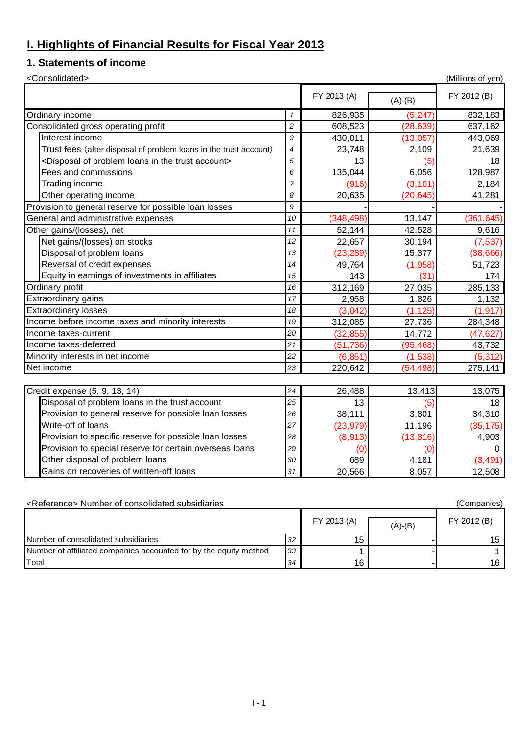# I. Highlights of Financial Results for Fiscal Year 2013

## 1. Statements of income

<Consolidated>  (Millions of yen)

| | | FY 2013 (A) | (A)-(B) | FY 2012 (B) |
|---|---|---|---|---|
| Ordinary income | 1 | 826,935 | (5,247) | 832,183 |
| Consolidated gross operating profit | 2 | 608,523 | (28,639) | 637,162 |
| Interest income | 3 | 430,011 | (13,057) | 443,069 |
| Trust fees (after disposal of problem loans in the trust account) | 4 | 23,748 | 2,109 | 21,639 |
| <Disposal of problem loans in the trust account> | 5 | 13 | (5) | 18 |
| Fees and commissions | 6 | 135,044 | 6,056 | 128,987 |
| Trading income | 7 | (916) | (3,101) | 2,184 |
| Other operating income | 8 | 20,635 | (20,645) | 41,281 |
| Provision to general reserve for possible loan losses | 9 | - | - | - |
| General and administrative expenses | 10 | (348,498) | 13,147 | (361,645) |
| Other gains/(losses), net | 11 | 52,144 | 42,528 | 9,616 |
| Net gains/(losses) on stocks | 12 | 22,657 | 30,194 | (7,537) |
| Disposal of problem loans | 13 | (23,289) | 15,377 | (38,666) |
| Reversal of credit expenses | 14 | 49,764 | (1,958) | 51,723 |
| Equity in earnings of investments in affiliates | 15 | 143 | (31) | 174 |
| Ordinary profit | 16 | 312,169 | 27,035 | 285,133 |
| Extraordinary gains | 17 | 2,958 | 1,826 | 1,132 |
| Extraordinary losses | 18 | (3,042) | (1,125) | (1,917) |
| Income before income taxes and minority interests | 19 | 312,085 | 27,736 | 284,348 |
| Income taxes-current | 20 | (32,855) | 14,772 | (47,627) |
| Income taxes-deferred | 21 | (51,736) | (95,468) | 43,732 |
| Minority interests in net income | 22 | (6,851) | (1,538) | (5,312) |
| Net income | 23 | 220,642 | (54,498) | 275,141 |

| | | FY 2013 (A) | (A)-(B) | FY 2012 (B) |
|---|---|---|---|---|
| Credit expense (5, 9, 13, 14) | 24 | 26,488 | 13,413 | 13,075 |
| Disposal of problem loans in the trust account | 25 | 13 | (5) | 18 |
| Provision to general reserve for possible loan losses | 26 | 38,111 | 3,801 | 34,310 |
| Write-off of loans | 27 | (23,979) | 11,196 | (35,175) |
| Provision to specific reserve for possible loan losses | 28 | (8,913) | (13,816) | 4,903 |
| Provision to special reserve for certain overseas loans | 29 | (0) | (0) | 0 |
| Other disposal of problem loans | 30 | 689 | 4,181 | (3,491) |
| Gains on recoveries of written-off loans | 31 | 20,566 | 8,057 | 12,508 |

<Reference> Number of consolidated subsidiaries  (Companies)

| | | FY 2013 (A) | (A)-(B) | FY 2012 (B) |
|---|---|---|---|---|
| Number of consolidated subsidiaries | 32 | 15 | - | 15 |
| Number of affiliated companies accounted for by the equity method | 33 | 1 | - | 1 |
| Total | 34 | 16 | - | 16 |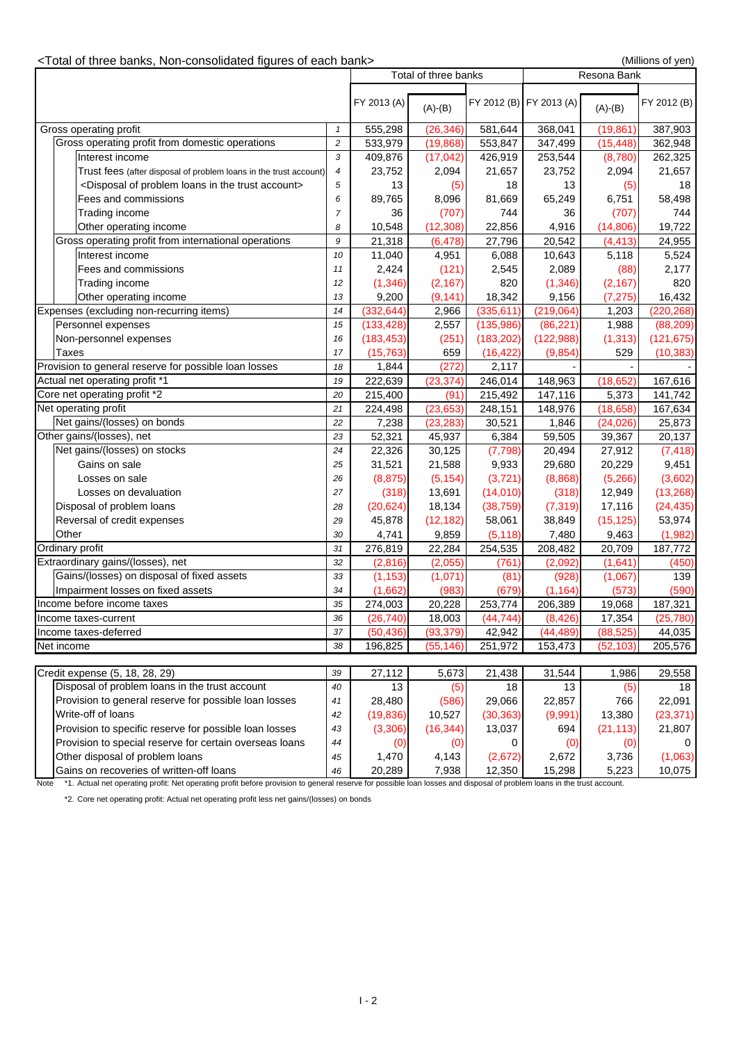<Total of three banks, Non-consolidated figures of each bank>

(Millions of yen)

| | | Total of three banks | | | Resona Bank | | |
|---|---|---|---|---|---|---|---|
| | | FY 2013 (A) | (A)-(B) | FY 2012 (B) | FY 2013 (A) | (A)-(B) | FY 2012 (B) |
| Gross operating profit | 1 | 555,298 | (26,346) | 581,644 | 368,041 | (19,861) | 387,903 |
| Gross operating profit from domestic operations | 2 | 533,979 | (19,868) | 553,847 | 347,499 | (15,448) | 362,948 |
| Interest income | 3 | 409,876 | (17,042) | 426,919 | 253,544 | (8,780) | 262,325 |
| Trust fees (after disposal of problem loans in the trust account) | 4 | 23,752 | 2,094 | 21,657 | 23,752 | 2,094 | 21,657 |
| <Disposal of problem loans in the trust account> | 5 | 13 | (5) | 18 | 13 | (5) | 18 |
| Fees and commissions | 6 | 89,765 | 8,096 | 81,669 | 65,249 | 6,751 | 58,498 |
| Trading income | 7 | 36 | (707) | 744 | 36 | (707) | 744 |
| Other operating income | 8 | 10,548 | (12,308) | 22,856 | 4,916 | (14,806) | 19,722 |
| Gross operating profit from international operations | 9 | 21,318 | (6,478) | 27,796 | 20,542 | (4,413) | 24,955 |
| Interest income | 10 | 11,040 | 4,951 | 6,088 | 10,643 | 5,118 | 5,524 |
| Fees and commissions | 11 | 2,424 | (121) | 2,545 | 2,089 | (88) | 2,177 |
| Trading income | 12 | (1,346) | (2,167) | 820 | (1,346) | (2,167) | 820 |
| Other operating income | 13 | 9,200 | (9,141) | 18,342 | 9,156 | (7,275) | 16,432 |
| Expenses (excluding non-recurring items) | 14 | (332,644) | 2,966 | (335,611) | (219,064) | 1,203 | (220,268) |
| Personnel expenses | 15 | (133,428) | 2,557 | (135,986) | (86,221) | 1,988 | (88,209) |
| Non-personnel expenses | 16 | (183,453) | (251) | (183,202) | (122,988) | (1,313) | (121,675) |
| Taxes | 17 | (15,763) | 659 | (16,422) | (9,854) | 529 | (10,383) |
| Provision to general reserve for possible loan losses | 18 | 1,844 | (272) | 2,117 | - | - | - |
| Actual net operating profit *1 | 19 | 222,639 | (23,374) | 246,014 | 148,963 | (18,652) | 167,616 |
| Core net operating profit *2 | 20 | 215,400 | (91) | 215,492 | 147,116 | 5,373 | 141,742 |
| Net operating profit | 21 | 224,498 | (23,653) | 248,151 | 148,976 | (18,658) | 167,634 |
| Net gains/(losses) on bonds | 22 | 7,238 | (23,283) | 30,521 | 1,846 | (24,026) | 25,873 |
| Other gains/(losses), net | 23 | 52,321 | 45,937 | 6,384 | 59,505 | 39,367 | 20,137 |
| Net gains/(losses) on stocks | 24 | 22,326 | 30,125 | (7,798) | 20,494 | 27,912 | (7,418) |
| Gains on sale | 25 | 31,521 | 21,588 | 9,933 | 29,680 | 20,229 | 9,451 |
| Losses on sale | 26 | (8,875) | (5,154) | (3,721) | (8,868) | (5,266) | (3,602) |
| Losses on devaluation | 27 | (318) | 13,691 | (14,010) | (318) | 12,949 | (13,268) |
| Disposal of problem loans | 28 | (20,624) | 18,134 | (38,759) | (7,319) | 17,116 | (24,435) |
| Reversal of credit expenses | 29 | 45,878 | (12,182) | 58,061 | 38,849 | (15,125) | 53,974 |
| Other | 30 | 4,741 | 9,859 | (5,118) | 7,480 | 9,463 | (1,982) |
| Ordinary profit | 31 | 276,819 | 22,284 | 254,535 | 208,482 | 20,709 | 187,772 |
| Extraordinary gains/(losses), net | 32 | (2,816) | (2,055) | (761) | (2,092) | (1,641) | (450) |
| Gains/(losses) on disposal of fixed assets | 33 | (1,153) | (1,071) | (81) | (928) | (1,067) | 139 |
| Impairment losses on fixed assets | 34 | (1,662) | (983) | (679) | (1,164) | (573) | (590) |
| Income before income taxes | 35 | 274,003 | 20,228 | 253,774 | 206,389 | 19,068 | 187,321 |
| Income taxes-current | 36 | (26,740) | 18,003 | (44,744) | (8,426) | 17,354 | (25,780) |
| Income taxes-deferred | 37 | (50,436) | (93,379) | 42,942 | (44,489) | (88,525) | 44,035 |
| Net income | 38 | 196,825 | (55,146) | 251,972 | 153,473 | (52,103) | 205,576 |

| | | FY 2013 (A) | (A)-(B) | FY 2012 (B) | FY 2013 (A) | (A)-(B) | FY 2012 (B) |
|---|---|---|---|---|---|---|---|
| Credit expense (5, 18, 28, 29) | 39 | 27,112 | 5,673 | 21,438 | 31,544 | 1,986 | 29,558 |
| Disposal of problem loans in the trust account | 40 | 13 | (5) | 18 | 13 | (5) | 18 |
| Provision to general reserve for possible loan losses | 41 | 28,480 | (586) | 29,066 | 22,857 | 766 | 22,091 |
| Write-off of loans | 42 | (19,836) | 10,527 | (30,363) | (9,991) | 13,380 | (23,371) |
| Provision to specific reserve for possible loan losses | 43 | (3,306) | (16,344) | 13,037 | 694 | (21,113) | 21,807 |
| Provision to special reserve for certain overseas loans | 44 | (0) | (0) | 0 | (0) | (0) | 0 |
| Other disposal of problem loans | 45 | 1,470 | 4,143 | (2,672) | 2,672 | 3,736 | (1,063) |
| Gains on recoveries of written-off loans | 46 | 20,289 | 7,938 | 12,350 | 15,298 | 5,223 | 10,075 |

Note *1. Actual net operating profit: Net operating profit before provision to general reserve for possible loan losses and disposal of problem loans in the trust account.

*2. Core net operating profit: Actual net operating profit less net gains/(losses) on bonds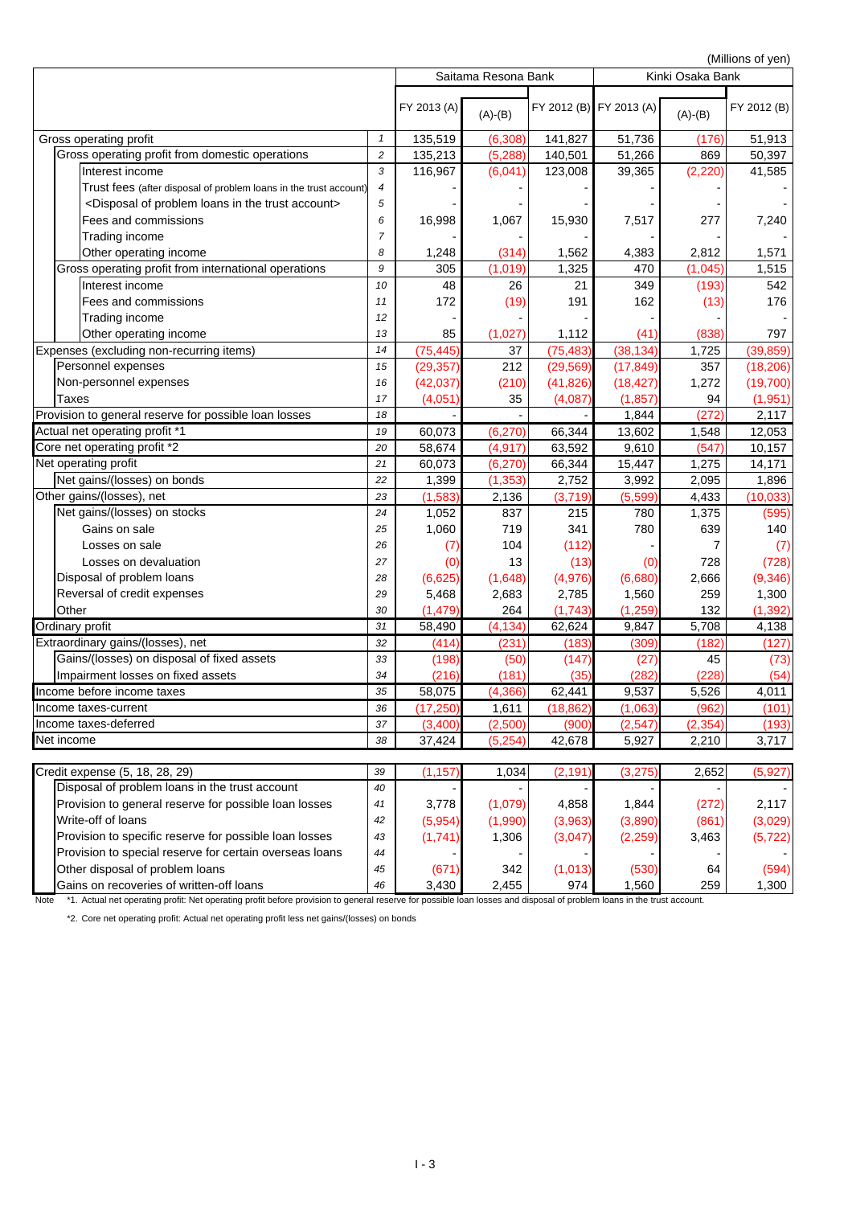(Millions of yen)

| | | Saitama Resona Bank | | | Kinki Osaka Bank | | |
|---|---|---|---|---|---|---|---|
| | | FY 2013 (A) | (A)-(B) | FY 2012 (B) | FY 2013 (A) | (A)-(B) | FY 2012 (B) |
| Gross operating profit | 1 | 135,519 | (6,308) | 141,827 | 51,736 | (176) | 51,913 |
| Gross operating profit from domestic operations | 2 | 135,213 | (5,288) | 140,501 | 51,266 | 869 | 50,397 |
| Interest income | 3 | 116,967 | (6,041) | 123,008 | 39,365 | (2,220) | 41,585 |
| Trust fees (after disposal of problem loans in the trust account) | 4 | - | - | - | - | - | - |
| <Disposal of problem loans in the trust account> | 5 | - | - | - | - | - | - |
| Fees and commissions | 6 | 16,998 | 1,067 | 15,930 | 7,517 | 277 | 7,240 |
| Trading income | 7 | - | - | - | - | - | - |
| Other operating income | 8 | 1,248 | (314) | 1,562 | 4,383 | 2,812 | 1,571 |
| Gross operating profit from international operations | 9 | 305 | (1,019) | 1,325 | 470 | (1,045) | 1,515 |
| Interest income | 10 | 48 | 26 | 21 | 349 | (193) | 542 |
| Fees and commissions | 11 | 172 | (19) | 191 | 162 | (13) | 176 |
| Trading income | 12 | - | - | - | - | - | - |
| Other operating income | 13 | 85 | (1,027) | 1,112 | (41) | (838) | 797 |
| Expenses (excluding non-recurring items) | 14 | (75,445) | 37 | (75,483) | (38,134) | 1,725 | (39,859) |
| Personnel expenses | 15 | (29,357) | 212 | (29,569) | (17,849) | 357 | (18,206) |
| Non-personnel expenses | 16 | (42,037) | (210) | (41,826) | (18,427) | 1,272 | (19,700) |
| Taxes | 17 | (4,051) | 35 | (4,087) | (1,857) | 94 | (1,951) |
| Provision to general reserve for possible loan losses | 18 | - | - | - | 1,844 | (272) | 2,117 |
| Actual net operating profit *1 | 19 | 60,073 | (6,270) | 66,344 | 13,602 | 1,548 | 12,053 |
| Core net operating profit *2 | 20 | 58,674 | (4,917) | 63,592 | 9,610 | (547) | 10,157 |
| Net operating profit | 21 | 60,073 | (6,270) | 66,344 | 15,447 | 1,275 | 14,171 |
| Net gains/(losses) on bonds | 22 | 1,399 | (1,353) | 2,752 | 3,992 | 2,095 | 1,896 |
| Other gains/(losses), net | 23 | (1,583) | 2,136 | (3,719) | (5,599) | 4,433 | (10,033) |
| Net gains/(losses) on stocks | 24 | 1,052 | 837 | 215 | 780 | 1,375 | (595) |
| Gains on sale | 25 | 1,060 | 719 | 341 | 780 | 639 | 140 |
| Losses on sale | 26 | (7) | 104 | (112) | - | 7 | (7) |
| Losses on devaluation | 27 | (0) | 13 | (13) | (0) | 728 | (728) |
| Disposal of problem loans | 28 | (6,625) | (1,648) | (4,976) | (6,680) | 2,666 | (9,346) |
| Reversal of credit expenses | 29 | 5,468 | 2,683 | 2,785 | 1,560 | 259 | 1,300 |
| Other | 30 | (1,479) | 264 | (1,743) | (1,259) | 132 | (1,392) |
| Ordinary profit | 31 | 58,490 | (4,134) | 62,624 | 9,847 | 5,708 | 4,138 |
| Extraordinary gains/(losses), net | 32 | (414) | (231) | (183) | (309) | (182) | (127) |
| Gains/(losses) on disposal of fixed assets | 33 | (198) | (50) | (147) | (27) | 45 | (73) |
| Impairment losses on fixed assets | 34 | (216) | (181) | (35) | (282) | (228) | (54) |
| Income before income taxes | 35 | 58,075 | (4,366) | 62,441 | 9,537 | 5,526 | 4,011 |
| Income taxes-current | 36 | (17,250) | 1,611 | (18,862) | (1,063) | (962) | (101) |
| Income taxes-deferred | 37 | (3,400) | (2,500) | (900) | (2,547) | (2,354) | (193) |
| Net income | 38 | 37,424 | (5,254) | 42,678 | 5,927 | 2,210 | 3,717 |

| | | FY 2013 (A) | (A)-(B) | FY 2012 (B) | FY 2013 (A) | (A)-(B) | FY 2012 (B) |
|---|---|---|---|---|---|---|---|
| Credit expense (5, 18, 28, 29) | 39 | (1,157) | 1,034 | (2,191) | (3,275) | 2,652 | (5,927) |
| Disposal of problem loans in the trust account | 40 | - | - | - | - | - | - |
| Provision to general reserve for possible loan losses | 41 | 3,778 | (1,079) | 4,858 | 1,844 | (272) | 2,117 |
| Write-off of loans | 42 | (5,954) | (1,990) | (3,963) | (3,890) | (861) | (3,029) |
| Provision to specific reserve for possible loan losses | 43 | (1,741) | 1,306 | (3,047) | (2,259) | 3,463 | (5,722) |
| Provision to special reserve for certain overseas loans | 44 | - | - | - | - | - | - |
| Other disposal of problem loans | 45 | (671) | 342 | (1,013) | (530) | 64 | (594) |
| Gains on recoveries of written-off loans | 46 | 3,430 | 2,455 | 974 | 1,560 | 259 | 1,300 |

Note \*1. Actual net operating profit: Net operating profit before provision to general reserve for possible loan losses and disposal of problem loans in the trust account.

\*2. Core net operating profit: Actual net operating profit less net gains/(losses) on bonds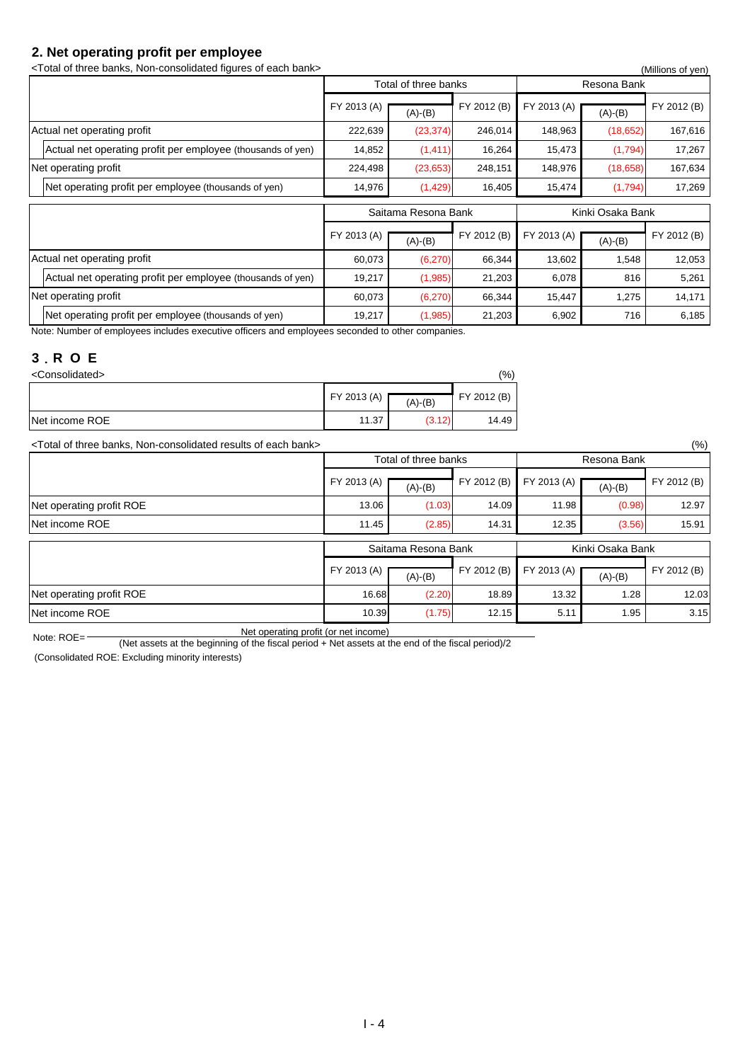## 2. Net operating profit per employee

<Total of three banks, Non-consolidated figures of each bank>

(Millions of yen)

| | Total of three banks | | | Resona Bank | | |
|---|---|---|---|---|---|---|
| | FY 2013 (A) | (A)-(B) | FY 2012 (B) | FY 2013 (A) | (A)-(B) | FY 2012 (B) |
| Actual net operating profit | 222,639 | (23,374) | 246,014 | 148,963 | (18,652) | 167,616 |
| Actual net operating profit per employee (thousands of yen) | 14,852 | (1,411) | 16,264 | 15,473 | (1,794) | 17,267 |
| Net operating profit | 224,498 | (23,653) | 248,151 | 148,976 | (18,658) | 167,634 |
| Net operating profit per employee (thousands of yen) | 14,976 | (1,429) | 16,405 | 15,474 | (1,794) | 17,269 |

| | Saitama Resona Bank | | | Kinki Osaka Bank | | |
|---|---|---|---|---|---|---|
| | FY 2013 (A) | (A)-(B) | FY 2012 (B) | FY 2013 (A) | (A)-(B) | FY 2012 (B) |
| Actual net operating profit | 60,073 | (6,270) | 66,344 | 13,602 | 1,548 | 12,053 |
| Actual net operating profit per employee (thousands of yen) | 19,217 | (1,985) | 21,203 | 6,078 | 816 | 5,261 |
| Net operating profit | 60,073 | (6,270) | 66,344 | 15,447 | 1,275 | 14,171 |
| Net operating profit per employee (thousands of yen) | 19,217 | (1,985) | 21,203 | 6,902 | 716 | 6,185 |

Note: Number of employees includes executive officers and employees seconded to other companies.

## 3. ROE

<Consolidated>

(%)

| | FY 2013 (A) | (A)-(B) | FY 2012 (B) |
|---|---|---|---|
| Net income ROE | 11.37 | (3.12) | 14.49 |

<Total of three banks, Non-consolidated results of each bank>

(%)

| | Total of three banks | | | Resona Bank | | |
|---|---|---|---|---|---|---|
| | FY 2013 (A) | (A)-(B) | FY 2012 (B) | FY 2013 (A) | (A)-(B) | FY 2012 (B) |
| Net operating profit ROE | 13.06 | (1.03) | 14.09 | 11.98 | (0.98) | 12.97 |
| Net income ROE | 11.45 | (2.85) | 14.31 | 12.35 | (3.56) | 15.91 |

| | Saitama Resona Bank | | | Kinki Osaka Bank | | |
|---|---|---|---|---|---|---|
| | FY 2013 (A) | (A)-(B) | FY 2012 (B) | FY 2013 (A) | (A)-(B) | FY 2012 (B) |
| Net operating profit ROE | 16.68 | (2.20) | 18.89 | 13.32 | 1.28 | 12.03 |
| Net income ROE | 10.39 | (1.75) | 12.15 | 5.11 | 1.95 | 3.15 |

Note: $\text{ROE} = \dfrac{\text{Net operating profit (or net income)}}{(\text{Net assets at the beginning of the fiscal period} + \text{Net assets at the end of the fiscal period})/2}$

(Consolidated ROE: Excluding minority interests)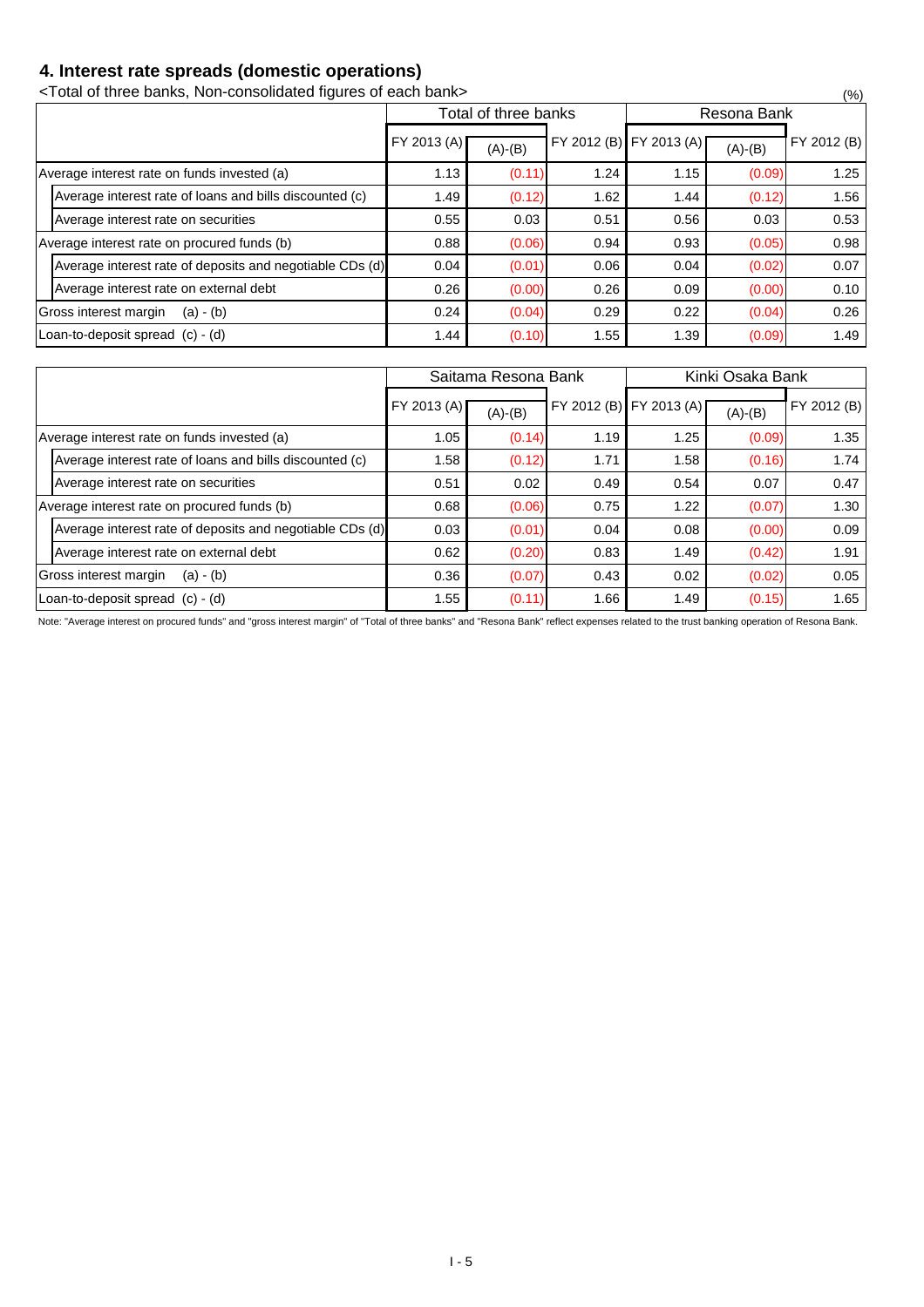## 4. Interest rate spreads (domestic operations)

<Total of three banks, Non-consolidated figures of each bank>

(%)

| | Total of three banks | | | Resona Bank | | |
|---|---|---|---|---|---|---|
| | FY 2013 (A) | (A)-(B) | FY 2012 (B) | FY 2013 (A) | (A)-(B) | FY 2012 (B) |
| Average interest rate on funds invested (a) | 1.13 | (0.11) | 1.24 | 1.15 | (0.09) | 1.25 |
| Average interest rate of loans and bills discounted (c) | 1.49 | (0.12) | 1.62 | 1.44 | (0.12) | 1.56 |
| Average interest rate on securities | 0.55 | 0.03 | 0.51 | 0.56 | 0.03 | 0.53 |
| Average interest rate on procured funds (b) | 0.88 | (0.06) | 0.94 | 0.93 | (0.05) | 0.98 |
| Average interest rate of deposits and negotiable CDs (d) | 0.04 | (0.01) | 0.06 | 0.04 | (0.02) | 0.07 |
| Average interest rate on external debt | 0.26 | (0.00) | 0.26 | 0.09 | (0.00) | 0.10 |
| Gross interest margin (a) - (b) | 0.24 | (0.04) | 0.29 | 0.22 | (0.04) | 0.26 |
| Loan-to-deposit spread (c) - (d) | 1.44 | (0.10) | 1.55 | 1.39 | (0.09) | 1.49 |

| | Saitama Resona Bank | | | Kinki Osaka Bank | | |
|---|---|---|---|---|---|---|
| | FY 2013 (A) | (A)-(B) | FY 2012 (B) | FY 2013 (A) | (A)-(B) | FY 2012 (B) |
| Average interest rate on funds invested (a) | 1.05 | (0.14) | 1.19 | 1.25 | (0.09) | 1.35 |
| Average interest rate of loans and bills discounted (c) | 1.58 | (0.12) | 1.71 | 1.58 | (0.16) | 1.74 |
| Average interest rate on securities | 0.51 | 0.02 | 0.49 | 0.54 | 0.07 | 0.47 |
| Average interest rate on procured funds (b) | 0.68 | (0.06) | 0.75 | 1.22 | (0.07) | 1.30 |
| Average interest rate of deposits and negotiable CDs (d) | 0.03 | (0.01) | 0.04 | 0.08 | (0.00) | 0.09 |
| Average interest rate on external debt | 0.62 | (0.20) | 0.83 | 1.49 | (0.42) | 1.91 |
| Gross interest margin (a) - (b) | 0.36 | (0.07) | 0.43 | 0.02 | (0.02) | 0.05 |
| Loan-to-deposit spread (c) - (d) | 1.55 | (0.11) | 1.66 | 1.49 | (0.15) | 1.65 |

Note: "Average interest on procured funds" and "gross interest margin" of "Total of three banks" and "Resona Bank" reflect expenses related to the trust banking operation of Resona Bank.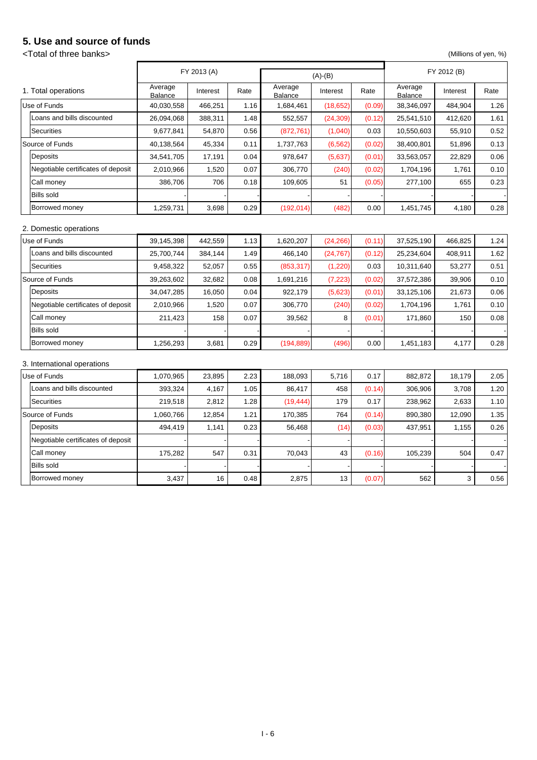## 5. Use and source of funds

<Total of three banks>

(Millions of yen, %)

| 1. Total operations | FY 2013 (A) | | | (A)-(B) | | | FY 2012 (B) | | |
|---|---|---|---|---|---|---|---|---|---|
| | Average Balance | Interest | Rate | Average Balance | Interest | Rate | Average Balance | Interest | Rate |
| Use of Funds | 40,030,558 | 466,251 | 1.16 | 1,684,461 | (18,652) | (0.09) | 38,346,097 | 484,904 | 1.26 |
| Loans and bills discounted | 26,094,068 | 388,311 | 1.48 | 552,557 | (24,309) | (0.12) | 25,541,510 | 412,620 | 1.61 |
| Securities | 9,677,841 | 54,870 | 0.56 | (872,761) | (1,040) | 0.03 | 10,550,603 | 55,910 | 0.52 |
| Source of Funds | 40,138,564 | 45,334 | 0.11 | 1,737,763 | (6,562) | (0.02) | 38,400,801 | 51,896 | 0.13 |
| Deposits | 34,541,705 | 17,191 | 0.04 | 978,647 | (5,637) | (0.01) | 33,563,057 | 22,829 | 0.06 |
| Negotiable certificates of deposit | 2,010,966 | 1,520 | 0.07 | 306,770 | (240) | (0.02) | 1,704,196 | 1,761 | 0.10 |
| Call money | 386,706 | 706 | 0.18 | 109,605 | 51 | (0.05) | 277,100 | 655 | 0.23 |
| Bills sold | - | - | - | - | - | - | - | - | - |
| Borrowed money | 1,259,731 | 3,698 | 0.29 | (192,014) | (482) | 0.00 | 1,451,745 | 4,180 | 0.28 |

2. Domestic operations

| | Average Balance | Interest | Rate | Average Balance | Interest | Rate | Average Balance | Interest | Rate |
|---|---|---|---|---|---|---|---|---|---|
| Use of Funds | 39,145,398 | 442,559 | 1.13 | 1,620,207 | (24,266) | (0.11) | 37,525,190 | 466,825 | 1.24 |
| Loans and bills discounted | 25,700,744 | 384,144 | 1.49 | 466,140 | (24,767) | (0.12) | 25,234,604 | 408,911 | 1.62 |
| Securities | 9,458,322 | 52,057 | 0.55 | (853,317) | (1,220) | 0.03 | 10,311,640 | 53,277 | 0.51 |
| Source of Funds | 39,263,602 | 32,682 | 0.08 | 1,691,216 | (7,223) | (0.02) | 37,572,386 | 39,906 | 0.10 |
| Deposits | 34,047,285 | 16,050 | 0.04 | 922,179 | (5,623) | (0.01) | 33,125,106 | 21,673 | 0.06 |
| Negotiable certificates of deposit | 2,010,966 | 1,520 | 0.07 | 306,770 | (240) | (0.02) | 1,704,196 | 1,761 | 0.10 |
| Call money | 211,423 | 158 | 0.07 | 39,562 | 8 | (0.01) | 171,860 | 150 | 0.08 |
| Bills sold | - | - | - | - | - | - | - | - | - |
| Borrowed money | 1,256,293 | 3,681 | 0.29 | (194,889) | (496) | 0.00 | 1,451,183 | 4,177 | 0.28 |

3. International operations

| | Average Balance | Interest | Rate | Average Balance | Interest | Rate | Average Balance | Interest | Rate |
|---|---|---|---|---|---|---|---|---|---|
| Use of Funds | 1,070,965 | 23,895 | 2.23 | 188,093 | 5,716 | 0.17 | 882,872 | 18,179 | 2.05 |
| Loans and bills discounted | 393,324 | 4,167 | 1.05 | 86,417 | 458 | (0.14) | 306,906 | 3,708 | 1.20 |
| Securities | 219,518 | 2,812 | 1.28 | (19,444) | 179 | 0.17 | 238,962 | 2,633 | 1.10 |
| Source of Funds | 1,060,766 | 12,854 | 1.21 | 170,385 | 764 | (0.14) | 890,380 | 12,090 | 1.35 |
| Deposits | 494,419 | 1,141 | 0.23 | 56,468 | (14) | (0.03) | 437,951 | 1,155 | 0.26 |
| Negotiable certificates of deposit | - | - | - | - | - | - | - | - | - |
| Call money | 175,282 | 547 | 0.31 | 70,043 | 43 | (0.16) | 105,239 | 504 | 0.47 |
| Bills sold | - | - | - | - | - | - | - | - | - |
| Borrowed money | 3,437 | 16 | 0.48 | 2,875 | 13 | (0.07) | 562 | 3 | 0.56 |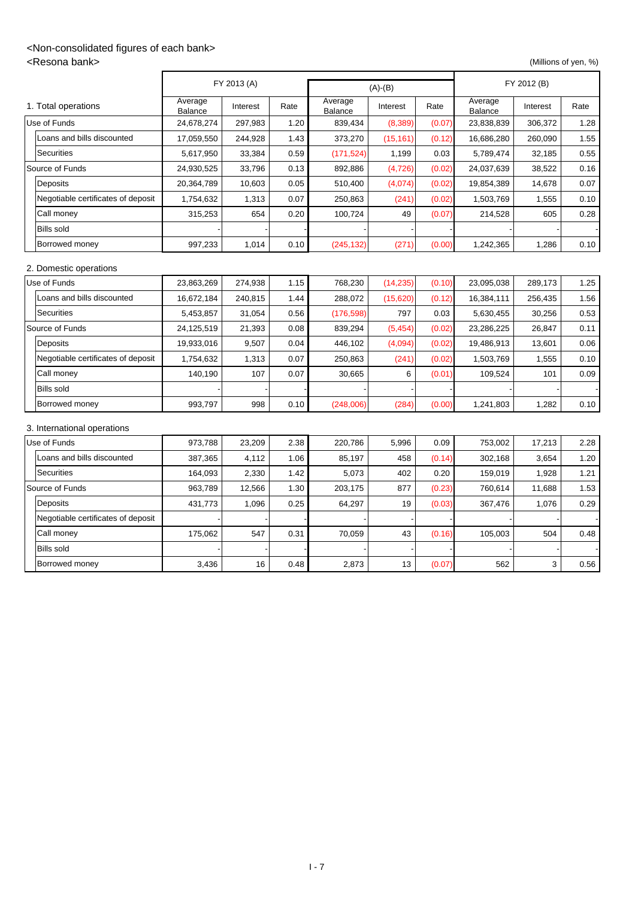<Non-consolidated figures of each bank>

<Resona bank>

(Millions of yen, %)

| 1. Total operations | FY 2013 (A) | | | (A)-(B) | | | FY 2012 (B) | | |
|---|---|---|---|---|---|---|---|---|---|
| | Average Balance | Interest | Rate | Average Balance | Interest | Rate | Average Balance | Interest | Rate |
| Use of Funds | 24,678,274 | 297,983 | 1.20 | 839,434 | (8,389) | (0.07) | 23,838,839 | 306,372 | 1.28 |
| Loans and bills discounted | 17,059,550 | 244,928 | 1.43 | 373,270 | (15,161) | (0.12) | 16,686,280 | 260,090 | 1.55 |
| Securities | 5,617,950 | 33,384 | 0.59 | (171,524) | 1,199 | 0.03 | 5,789,474 | 32,185 | 0.55 |
| Source of Funds | 24,930,525 | 33,796 | 0.13 | 892,886 | (4,726) | (0.02) | 24,037,639 | 38,522 | 0.16 |
| Deposits | 20,364,789 | 10,603 | 0.05 | 510,400 | (4,074) | (0.02) | 19,854,389 | 14,678 | 0.07 |
| Negotiable certificates of deposit | 1,754,632 | 1,313 | 0.07 | 250,863 | (241) | (0.02) | 1,503,769 | 1,555 | 0.10 |
| Call money | 315,253 | 654 | 0.20 | 100,724 | 49 | (0.07) | 214,528 | 605 | 0.28 |
| Bills sold | - | - | - | - | - | - | - | - | - |
| Borrowed money | 997,233 | 1,014 | 0.10 | (245,132) | (271) | (0.00) | 1,242,365 | 1,286 | 0.10 |

2. Domestic operations

| | Average Balance | Interest | Rate | Average Balance | Interest | Rate | Average Balance | Interest | Rate |
|---|---|---|---|---|---|---|---|---|---|
| Use of Funds | 23,863,269 | 274,938 | 1.15 | 768,230 | (14,235) | (0.10) | 23,095,038 | 289,173 | 1.25 |
| Loans and bills discounted | 16,672,184 | 240,815 | 1.44 | 288,072 | (15,620) | (0.12) | 16,384,111 | 256,435 | 1.56 |
| Securities | 5,453,857 | 31,054 | 0.56 | (176,598) | 797 | 0.03 | 5,630,455 | 30,256 | 0.53 |
| Source of Funds | 24,125,519 | 21,393 | 0.08 | 839,294 | (5,454) | (0.02) | 23,286,225 | 26,847 | 0.11 |
| Deposits | 19,933,016 | 9,507 | 0.04 | 446,102 | (4,094) | (0.02) | 19,486,913 | 13,601 | 0.06 |
| Negotiable certificates of deposit | 1,754,632 | 1,313 | 0.07 | 250,863 | (241) | (0.02) | 1,503,769 | 1,555 | 0.10 |
| Call money | 140,190 | 107 | 0.07 | 30,665 | 6 | (0.01) | 109,524 | 101 | 0.09 |
| Bills sold | - | - | - | - | - | - | - | - | - |
| Borrowed money | 993,797 | 998 | 0.10 | (248,006) | (284) | (0.00) | 1,241,803 | 1,282 | 0.10 |

3. International operations

| | Average Balance | Interest | Rate | Average Balance | Interest | Rate | Average Balance | Interest | Rate |
|---|---|---|---|---|---|---|---|---|---|
| Use of Funds | 973,788 | 23,209 | 2.38 | 220,786 | 5,996 | 0.09 | 753,002 | 17,213 | 2.28 |
| Loans and bills discounted | 387,365 | 4,112 | 1.06 | 85,197 | 458 | (0.14) | 302,168 | 3,654 | 1.20 |
| Securities | 164,093 | 2,330 | 1.42 | 5,073 | 402 | 0.20 | 159,019 | 1,928 | 1.21 |
| Source of Funds | 963,789 | 12,566 | 1.30 | 203,175 | 877 | (0.23) | 760,614 | 11,688 | 1.53 |
| Deposits | 431,773 | 1,096 | 0.25 | 64,297 | 19 | (0.03) | 367,476 | 1,076 | 0.29 |
| Negotiable certificates of deposit | - | - | - | - | - | - | - | - | - |
| Call money | 175,062 | 547 | 0.31 | 70,059 | 43 | (0.16) | 105,003 | 504 | 0.48 |
| Bills sold | - | - | - | - | - | - | - | - | - |
| Borrowed money | 3,436 | 16 | 0.48 | 2,873 | 13 | (0.07) | 562 | 3 | 0.56 |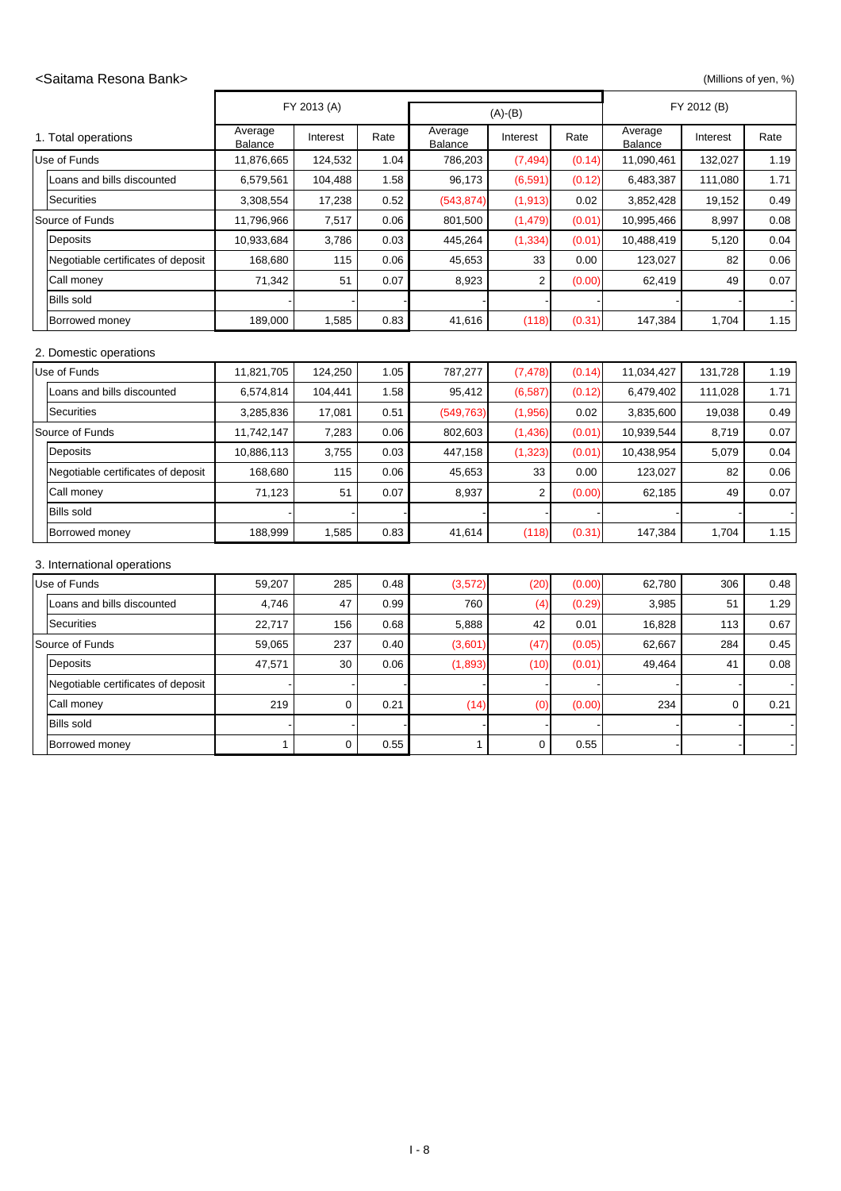## <Saitama Resona Bank>

(Millions of yen, %)

| 1. Total operations | FY 2013 (A) | | | (A)-(B) | | | FY 2012 (B) | | |
|---|---|---|---|---|---|---|---|---|---|
| | Average Balance | Interest | Rate | Average Balance | Interest | Rate | Average Balance | Interest | Rate |
| Use of Funds | 11,876,665 | 124,532 | 1.04 | 786,203 | (7,494) | (0.14) | 11,090,461 | 132,027 | 1.19 |
| Loans and bills discounted | 6,579,561 | 104,488 | 1.58 | 96,173 | (6,591) | (0.12) | 6,483,387 | 111,080 | 1.71 |
| Securities | 3,308,554 | 17,238 | 0.52 | (543,874) | (1,913) | 0.02 | 3,852,428 | 19,152 | 0.49 |
| Source of Funds | 11,796,966 | 7,517 | 0.06 | 801,500 | (1,479) | (0.01) | 10,995,466 | 8,997 | 0.08 |
| Deposits | 10,933,684 | 3,786 | 0.03 | 445,264 | (1,334) | (0.01) | 10,488,419 | 5,120 | 0.04 |
| Negotiable certificates of deposit | 168,680 | 115 | 0.06 | 45,653 | 33 | 0.00 | 123,027 | 82 | 0.06 |
| Call money | 71,342 | 51 | 0.07 | 8,923 | 2 | (0.00) | 62,419 | 49 | 0.07 |
| Bills sold | - | - | - | - | - | - | - | - | - |
| Borrowed money | 189,000 | 1,585 | 0.83 | 41,616 | (118) | (0.31) | 147,384 | 1,704 | 1.15 |

| 2. Domestic operations | Average Balance | Interest | Rate | Average Balance | Interest | Rate | Average Balance | Interest | Rate |
|---|---|---|---|---|---|---|---|---|---|
| Use of Funds | 11,821,705 | 124,250 | 1.05 | 787,277 | (7,478) | (0.14) | 11,034,427 | 131,728 | 1.19 |
| Loans and bills discounted | 6,574,814 | 104,441 | 1.58 | 95,412 | (6,587) | (0.12) | 6,479,402 | 111,028 | 1.71 |
| Securities | 3,285,836 | 17,081 | 0.51 | (549,763) | (1,956) | 0.02 | 3,835,600 | 19,038 | 0.49 |
| Source of Funds | 11,742,147 | 7,283 | 0.06 | 802,603 | (1,436) | (0.01) | 10,939,544 | 8,719 | 0.07 |
| Deposits | 10,886,113 | 3,755 | 0.03 | 447,158 | (1,323) | (0.01) | 10,438,954 | 5,079 | 0.04 |
| Negotiable certificates of deposit | 168,680 | 115 | 0.06 | 45,653 | 33 | 0.00 | 123,027 | 82 | 0.06 |
| Call money | 71,123 | 51 | 0.07 | 8,937 | 2 | (0.00) | 62,185 | 49 | 0.07 |
| Bills sold | - | - | - | - | - | - | - | - | - |
| Borrowed money | 188,999 | 1,585 | 0.83 | 41,614 | (118) | (0.31) | 147,384 | 1,704 | 1.15 |

| 3. International operations | Average Balance | Interest | Rate | Average Balance | Interest | Rate | Average Balance | Interest | Rate |
|---|---|---|---|---|---|---|---|---|---|
| Use of Funds | 59,207 | 285 | 0.48 | (3,572) | (20) | (0.00) | 62,780 | 306 | 0.48 |
| Loans and bills discounted | 4,746 | 47 | 0.99 | 760 | (4) | (0.29) | 3,985 | 51 | 1.29 |
| Securities | 22,717 | 156 | 0.68 | 5,888 | 42 | 0.01 | 16,828 | 113 | 0.67 |
| Source of Funds | 59,065 | 237 | 0.40 | (3,601) | (47) | (0.05) | 62,667 | 284 | 0.45 |
| Deposits | 47,571 | 30 | 0.06 | (1,893) | (10) | (0.01) | 49,464 | 41 | 0.08 |
| Negotiable certificates of deposit | - | - | - | - | - | - | - | - | - |
| Call money | 219 | 0 | 0.21 | (14) | (0) | (0.00) | 234 | 0 | 0.21 |
| Bills sold | - | - | - | - | - | - | - | - | - |
| Borrowed money | 1 | 0 | 0.55 | 1 | 0 | 0.55 | - | - | - |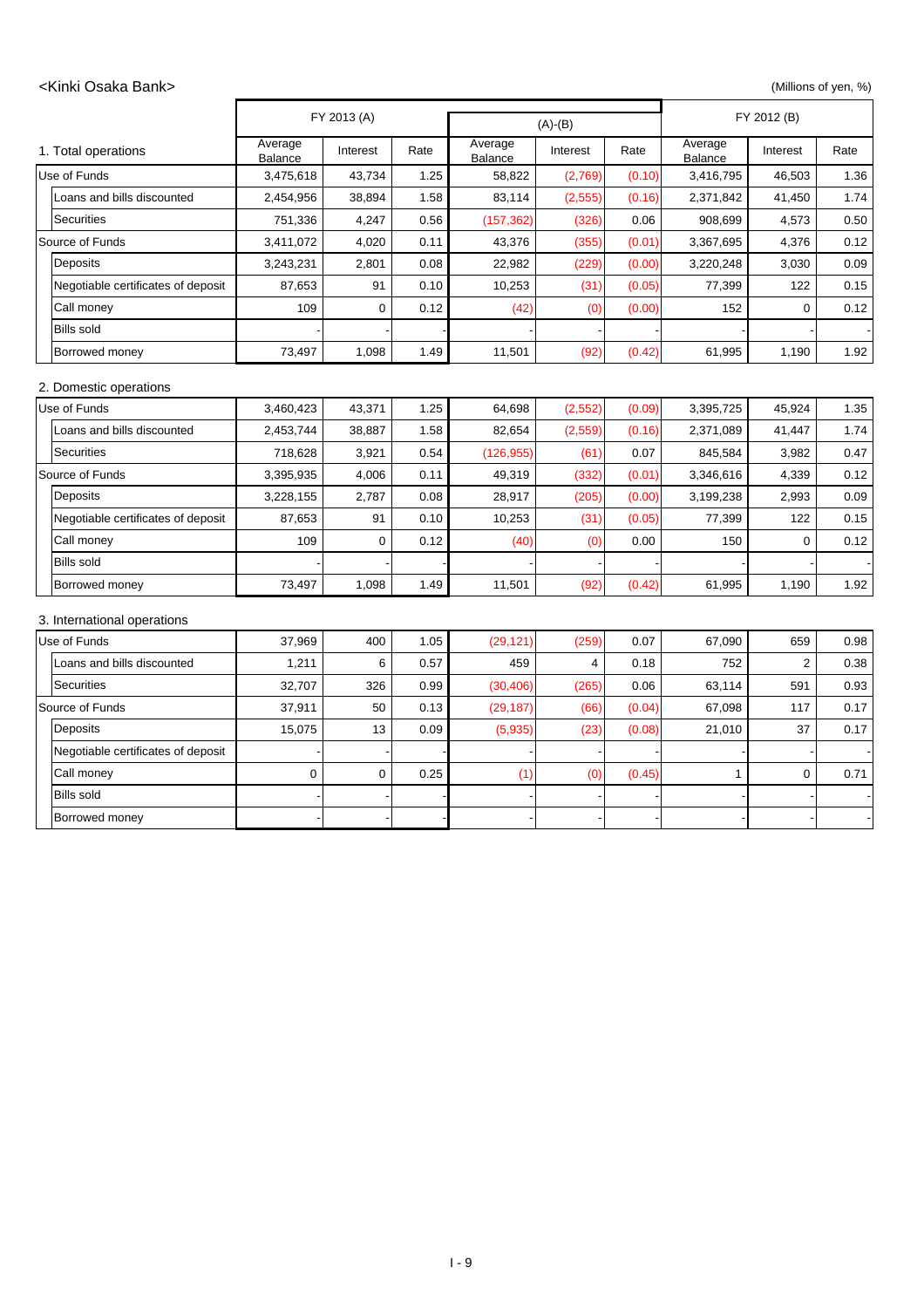## <Kinki Osaka Bank>

(Millions of yen, %)

| 1. Total operations | FY 2013 (A) | | | (A)-(B) | | | FY 2012 (B) | | |
|---|---|---|---|---|---|---|---|---|---|
| | Average Balance | Interest | Rate | Average Balance | Interest | Rate | Average Balance | Interest | Rate |
| Use of Funds | 3,475,618 | 43,734 | 1.25 | 58,822 | (2,769) | (0.10) | 3,416,795 | 46,503 | 1.36 |
| Loans and bills discounted | 2,454,956 | 38,894 | 1.58 | 83,114 | (2,555) | (0.16) | 2,371,842 | 41,450 | 1.74 |
| Securities | 751,336 | 4,247 | 0.56 | (157,362) | (326) | 0.06 | 908,699 | 4,573 | 0.50 |
| Source of Funds | 3,411,072 | 4,020 | 0.11 | 43,376 | (355) | (0.01) | 3,367,695 | 4,376 | 0.12 |
| Deposits | 3,243,231 | 2,801 | 0.08 | 22,982 | (229) | (0.00) | 3,220,248 | 3,030 | 0.09 |
| Negotiable certificates of deposit | 87,653 | 91 | 0.10 | 10,253 | (31) | (0.05) | 77,399 | 122 | 0.15 |
| Call money | 109 | 0 | 0.12 | (42) | (0) | (0.00) | 152 | 0 | 0.12 |
| Bills sold | - | - | - | - | - | - | - | - | - |
| Borrowed money | 73,497 | 1,098 | 1.49 | 11,501 | (92) | (0.42) | 61,995 | 1,190 | 1.92 |

2. Domestic operations

| | Average Balance | Interest | Rate | Average Balance | Interest | Rate | Average Balance | Interest | Rate |
|---|---|---|---|---|---|---|---|---|---|
| Use of Funds | 3,460,423 | 43,371 | 1.25 | 64,698 | (2,552) | (0.09) | 3,395,725 | 45,924 | 1.35 |
| Loans and bills discounted | 2,453,744 | 38,887 | 1.58 | 82,654 | (2,559) | (0.16) | 2,371,089 | 41,447 | 1.74 |
| Securities | 718,628 | 3,921 | 0.54 | (126,955) | (61) | 0.07 | 845,584 | 3,982 | 0.47 |
| Source of Funds | 3,395,935 | 4,006 | 0.11 | 49,319 | (332) | (0.01) | 3,346,616 | 4,339 | 0.12 |
| Deposits | 3,228,155 | 2,787 | 0.08 | 28,917 | (205) | (0.00) | 3,199,238 | 2,993 | 0.09 |
| Negotiable certificates of deposit | 87,653 | 91 | 0.10 | 10,253 | (31) | (0.05) | 77,399 | 122 | 0.15 |
| Call money | 109 | 0 | 0.12 | (40) | (0) | 0.00 | 150 | 0 | 0.12 |
| Bills sold | - | - | - | - | - | - | - | - | - |
| Borrowed money | 73,497 | 1,098 | 1.49 | 11,501 | (92) | (0.42) | 61,995 | 1,190 | 1.92 |

3. International operations

| | Average Balance | Interest | Rate | Average Balance | Interest | Rate | Average Balance | Interest | Rate |
|---|---|---|---|---|---|---|---|---|---|
| Use of Funds | 37,969 | 400 | 1.05 | (29,121) | (259) | 0.07 | 67,090 | 659 | 0.98 |
| Loans and bills discounted | 1,211 | 6 | 0.57 | 459 | 4 | 0.18 | 752 | 2 | 0.38 |
| Securities | 32,707 | 326 | 0.99 | (30,406) | (265) | 0.06 | 63,114 | 591 | 0.93 |
| Source of Funds | 37,911 | 50 | 0.13 | (29,187) | (66) | (0.04) | 67,098 | 117 | 0.17 |
| Deposits | 15,075 | 13 | 0.09 | (5,935) | (23) | (0.08) | 21,010 | 37 | 0.17 |
| Negotiable certificates of deposit | - | - | - | - | - | - | - | - | - |
| Call money | 0 | 0 | 0.25 | (1) | (0) | (0.45) | 1 | 0 | 0.71 |
| Bills sold | - | - | - | - | - | - | - | - | - |
| Borrowed money | - | - | - | - | - | - | - | - | - |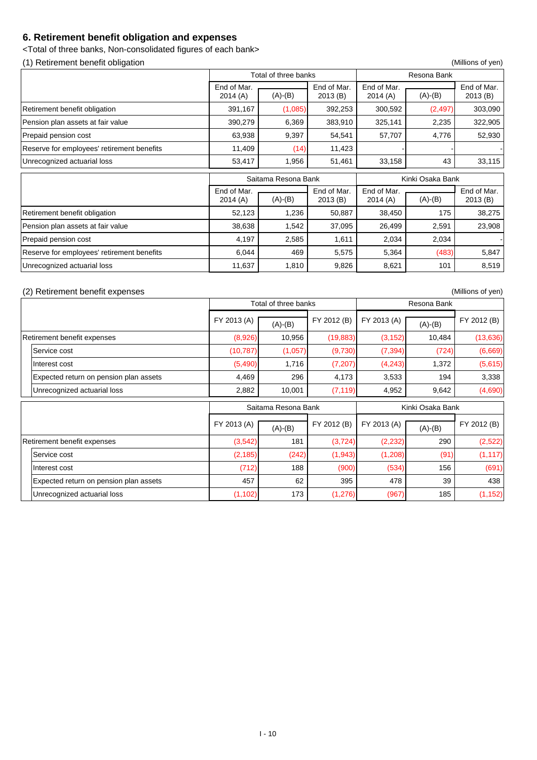## 6. Retirement benefit obligation and expenses

<Total of three banks, Non-consolidated figures of each bank>

### (1) Retirement benefit obligation

(Millions of yen)

| | Total of three banks | | | Resona Bank | | |
|---|---|---|---|---|---|---|
| | End of Mar. 2014 (A) | (A)-(B) | End of Mar. 2013 (B) | End of Mar. 2014 (A) | (A)-(B) | End of Mar. 2013 (B) |
| Retirement benefit obligation | 391,167 | (1,085) | 392,253 | 300,592 | (2,497) | 303,090 |
| Pension plan assets at fair value | 390,279 | 6,369 | 383,910 | 325,141 | 2,235 | 322,905 |
| Prepaid pension cost | 63,938 | 9,397 | 54,541 | 57,707 | 4,776 | 52,930 |
| Reserve for employees' retirement benefits | 11,409 | (14) | 11,423 | - | - | - |
| Unrecognized actuarial loss | 53,417 | 1,956 | 51,461 | 33,158 | 43 | 33,115 |

| | Saitama Resona Bank | | | Kinki Osaka Bank | | |
|---|---|---|---|---|---|---|
| | End of Mar. 2014 (A) | (A)-(B) | End of Mar. 2013 (B) | End of Mar. 2014 (A) | (A)-(B) | End of Mar. 2013 (B) |
| Retirement benefit obligation | 52,123 | 1,236 | 50,887 | 38,450 | 175 | 38,275 |
| Pension plan assets at fair value | 38,638 | 1,542 | 37,095 | 26,499 | 2,591 | 23,908 |
| Prepaid pension cost | 4,197 | 2,585 | 1,611 | 2,034 | 2,034 | - |
| Reserve for employees' retirement benefits | 6,044 | 469 | 5,575 | 5,364 | (483) | 5,847 |
| Unrecognized actuarial loss | 11,637 | 1,810 | 9,826 | 8,621 | 101 | 8,519 |

### (2) Retirement benefit expenses

(Millions of yen)

| | Total of three banks | | | Resona Bank | | |
|---|---|---|---|---|---|---|
| | FY 2013 (A) | (A)-(B) | FY 2012 (B) | FY 2013 (A) | (A)-(B) | FY 2012 (B) |
| Retirement benefit expenses | (8,926) | 10,956 | (19,883) | (3,152) | 10,484 | (13,636) |
| Service cost | (10,787) | (1,057) | (9,730) | (7,394) | (724) | (6,669) |
| Interest cost | (5,490) | 1,716 | (7,207) | (4,243) | 1,372 | (5,615) |
| Expected return on pension plan assets | 4,469 | 296 | 4,173 | 3,533 | 194 | 3,338 |
| Unrecognized actuarial loss | 2,882 | 10,001 | (7,119) | 4,952 | 9,642 | (4,690) |

| | Saitama Resona Bank | | | Kinki Osaka Bank | | |
|---|---|---|---|---|---|---|
| | FY 2013 (A) | (A)-(B) | FY 2012 (B) | FY 2013 (A) | (A)-(B) | FY 2012 (B) |
| Retirement benefit expenses | (3,542) | 181 | (3,724) | (2,232) | 290 | (2,522) |
| Service cost | (2,185) | (242) | (1,943) | (1,208) | (91) | (1,117) |
| Interest cost | (712) | 188 | (900) | (534) | 156 | (691) |
| Expected return on pension plan assets | 457 | 62 | 395 | 478 | 39 | 438 |
| Unrecognized actuarial loss | (1,102) | 173 | (1,276) | (967) | 185 | (1,152) |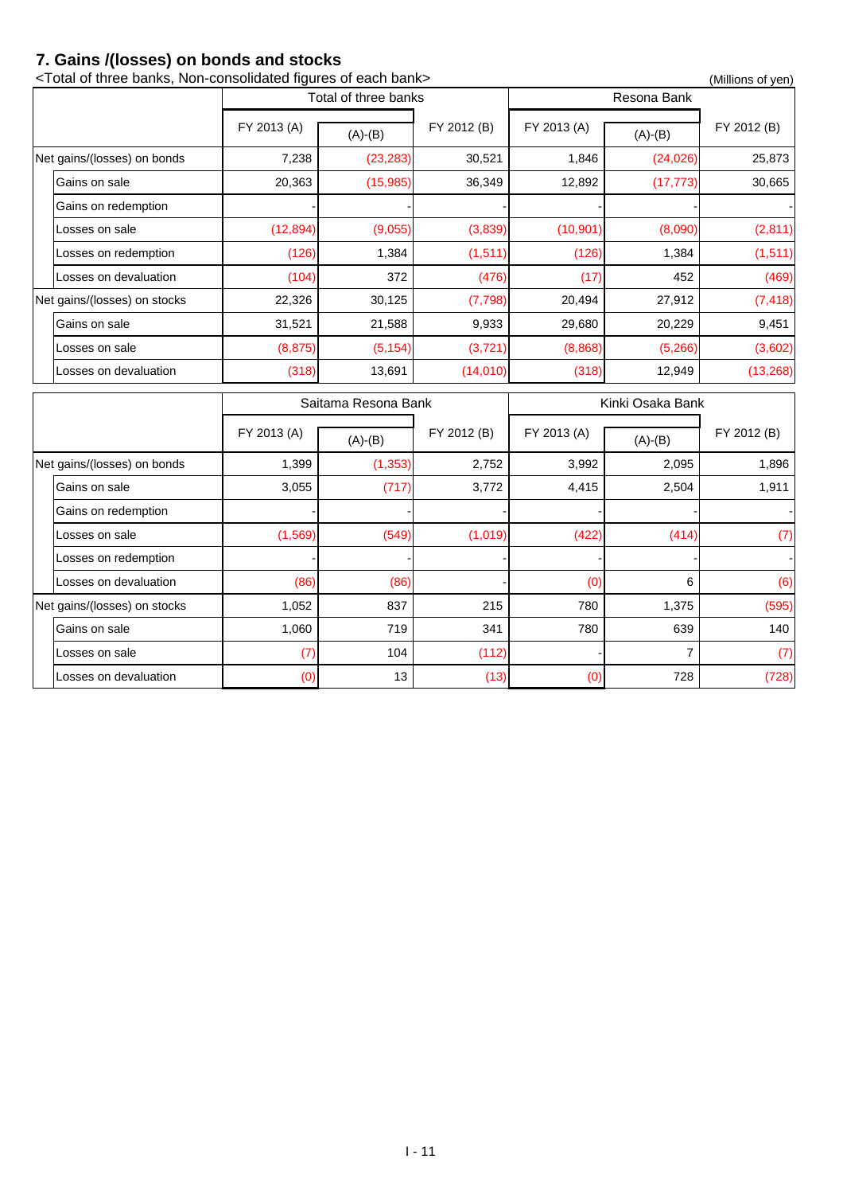## 7. Gains /(losses) on bonds and stocks

<Total of three banks, Non-consolidated figures of each bank>

(Millions of yen)

| | Total of three banks | | | Resona Bank | | |
|---|---|---|---|---|---|---|
| | FY 2013 (A) | (A)-(B) | FY 2012 (B) | FY 2013 (A) | (A)-(B) | FY 2012 (B) |
| Net gains/(losses) on bonds | 7,238 | (23,283) | 30,521 | 1,846 | (24,026) | 25,873 |
| Gains on sale | 20,363 | (15,985) | 36,349 | 12,892 | (17,773) | 30,665 |
| Gains on redemption | - | - | - | - | - | - |
| Losses on sale | (12,894) | (9,055) | (3,839) | (10,901) | (8,090) | (2,811) |
| Losses on redemption | (126) | 1,384 | (1,511) | (126) | 1,384 | (1,511) |
| Losses on devaluation | (104) | 372 | (476) | (17) | 452 | (469) |
| Net gains/(losses) on stocks | 22,326 | 30,125 | (7,798) | 20,494 | 27,912 | (7,418) |
| Gains on sale | 31,521 | 21,588 | 9,933 | 29,680 | 20,229 | 9,451 |
| Losses on sale | (8,875) | (5,154) | (3,721) | (8,868) | (5,266) | (3,602) |
| Losses on devaluation | (318) | 13,691 | (14,010) | (318) | 12,949 | (13,268) |

| | Saitama Resona Bank | | | Kinki Osaka Bank | | |
|---|---|---|---|---|---|---|
| | FY 2013 (A) | (A)-(B) | FY 2012 (B) | FY 2013 (A) | (A)-(B) | FY 2012 (B) |
| Net gains/(losses) on bonds | 1,399 | (1,353) | 2,752 | 3,992 | 2,095 | 1,896 |
| Gains on sale | 3,055 | (717) | 3,772 | 4,415 | 2,504 | 1,911 |
| Gains on redemption | - | - | - | - | - | - |
| Losses on sale | (1,569) | (549) | (1,019) | (422) | (414) | (7) |
| Losses on redemption | - | - | - | - | - | - |
| Losses on devaluation | (86) | (86) | - | (0) | 6 | (6) |
| Net gains/(losses) on stocks | 1,052 | 837 | 215 | 780 | 1,375 | (595) |
| Gains on sale | 1,060 | 719 | 341 | 780 | 639 | 140 |
| Losses on sale | (7) | 104 | (112) | - | 7 | (7) |
| Losses on devaluation | (0) | 13 | (13) | (0) | 728 | (728) |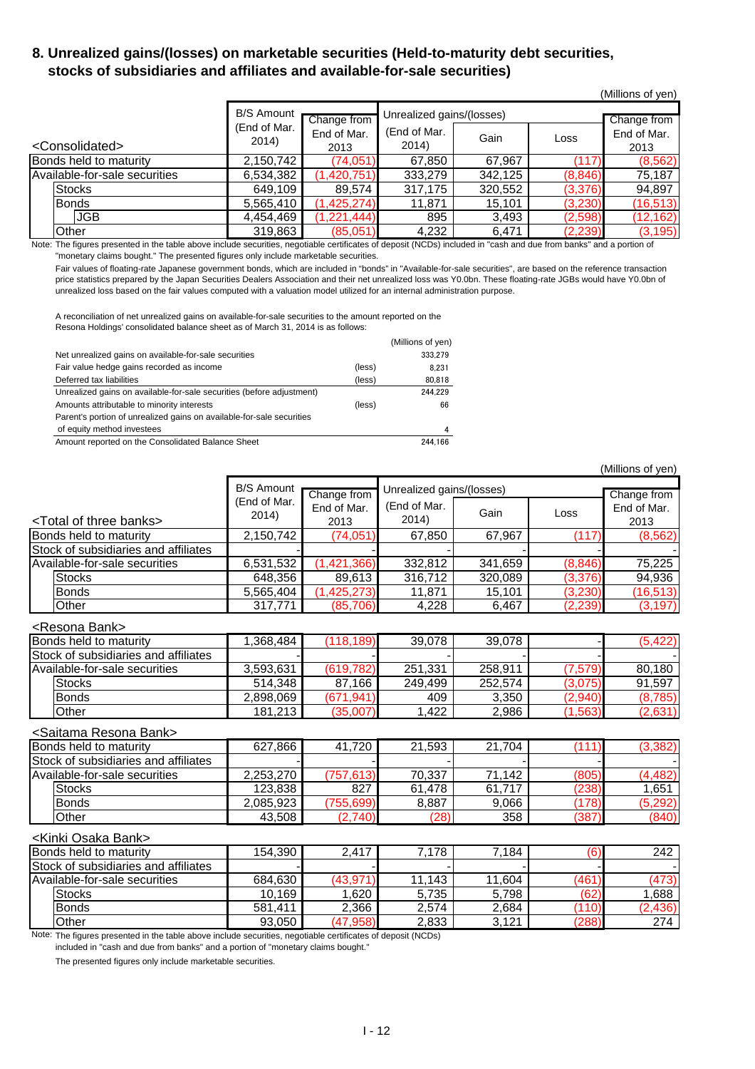## 8. Unrealized gains/(losses) on marketable securities (Held-to-maturity debt securities, stocks of subsidiaries and affiliates and available-for-sale securities)

(Millions of yen)

| <Consolidated> | B/S Amount (End of Mar. 2014) | Change from End of Mar. 2013 | Unrealized gains/(losses) (End of Mar. 2014) | Gain | Loss | Change from End of Mar. 2013 |
|---|---|---|---|---|---|---|
| Bonds held to maturity | 2,150,742 | (74,051) | 67,850 | 67,967 | (117) | (8,562) |
| Available-for-sale securities | 6,534,382 | (1,420,751) | 333,279 | 342,125 | (8,846) | 75,187 |
| Stocks | 649,109 | 89,574 | 317,175 | 320,552 | (3,376) | 94,897 |
| Bonds | 5,565,410 | (1,425,274) | 11,871 | 15,101 | (3,230) | (16,513) |
| JGB | 4,454,469 | (1,221,444) | 895 | 3,493 | (2,598) | (12,162) |
| Other | 319,863 | (85,051) | 4,232 | 6,471 | (2,239) | (3,195) |

Note: The figures presented in the table above include securities, negotiable certificates of deposit (NCDs) included in "cash and due from banks" and a portion of "monetary claims bought." The presented figures only include marketable securities.

Fair values of floating-rate Japanese government bonds, which are included in "bonds" in "Available-for-sale securities", are based on the reference transaction price statistics prepared by the Japan Securities Dealers Association and their net unrealized loss was Y0.0bn. These floating-rate JGBs would have Y0.0bn of unrealized loss based on the fair values computed with a valuation model utilized for an internal administration purpose.

A reconciliation of net unrealized gains on available-for-sale securities to the amount reported on the Resona Holdings' consolidated balance sheet as of March 31, 2014 is as follows:

| | | (Millions of yen) |
|---|---|---|
| Net unrealized gains on available-for-sale securities | | 333,279 |
| Fair value hedge gains recorded as income | (less) | 8,231 |
| Deferred tax liabilities | (less) | 80,818 |
| Unrealized gains on available-for-sale securities (before adjustment) | | 244,229 |
| Amounts attributable to minority interests | (less) | 66 |
| Parent's portion of unrealized gains on available-for-sale securities of equity method investees | | 4 |
| Amount reported on the Consolidated Balance Sheet | | 244,166 |

(Millions of yen)

| <Total of three banks> | B/S Amount (End of Mar. 2014) | Change from End of Mar. 2013 | Unrealized gains/(losses) (End of Mar. 2014) | Gain | Loss | Change from End of Mar. 2013 |
|---|---|---|---|---|---|---|
| Bonds held to maturity | 2,150,742 | (74,051) | 67,850 | 67,967 | (117) | (8,562) |
| Stock of subsidiaries and affiliates | - | - | - | - | - | - |
| Available-for-sale securities | 6,531,532 | (1,421,366) | 332,812 | 341,659 | (8,846) | 75,225 |
| Stocks | 648,356 | 89,613 | 316,712 | 320,089 | (3,376) | 94,936 |
| Bonds | 5,565,404 | (1,425,273) | 11,871 | 15,101 | (3,230) | (16,513) |
| Other | 317,771 | (85,706) | 4,228 | 6,467 | (2,239) | (3,197) |
| **<Resona Bank>** | | | | | | |
| Bonds held to maturity | 1,368,484 | (118,189) | 39,078 | 39,078 | - | (5,422) |
| Stock of subsidiaries and affiliates | - | - | - | - | - | - |
| Available-for-sale securities | 3,593,631 | (619,782) | 251,331 | 258,911 | (7,579) | 80,180 |
| Stocks | 514,348 | 87,166 | 249,499 | 252,574 | (3,075) | 91,597 |
| Bonds | 2,898,069 | (671,941) | 409 | 3,350 | (2,940) | (8,785) |
| Other | 181,213 | (35,007) | 1,422 | 2,986 | (1,563) | (2,631) |
| **<Saitama Resona Bank>** | | | | | | |
| Bonds held to maturity | 627,866 | 41,720 | 21,593 | 21,704 | (111) | (3,382) |
| Stock of subsidiaries and affiliates | - | - | - | - | - | - |
| Available-for-sale securities | 2,253,270 | (757,613) | 70,337 | 71,142 | (805) | (4,482) |
| Stocks | 123,838 | 827 | 61,478 | 61,717 | (238) | 1,651 |
| Bonds | 2,085,923 | (755,699) | 8,887 | 9,066 | (178) | (5,292) |
| Other | 43,508 | (2,740) | (28) | 358 | (387) | (840) |
| **<Kinki Osaka Bank>** | | | | | | |
| Bonds held to maturity | 154,390 | 2,417 | 7,178 | 7,184 | (6) | 242 |
| Stock of subsidiaries and affiliates | - | - | - | - | - | - |
| Available-for-sale securities | 684,630 | (43,971) | 11,143 | 11,604 | (461) | (473) |
| Stocks | 10,169 | 1,620 | 5,735 | 5,798 | (62) | 1,688 |
| Bonds | 581,411 | 2,366 | 2,574 | 2,684 | (110) | (2,436) |
| Other | 93,050 | (47,958) | 2,833 | 3,121 | (288) | 274 |

Note: The figures presented in the table above include securities, negotiable certificates of deposit (NCDs) included in "cash and due from banks" and a portion of "monetary claims bought."

The presented figures only include marketable securities.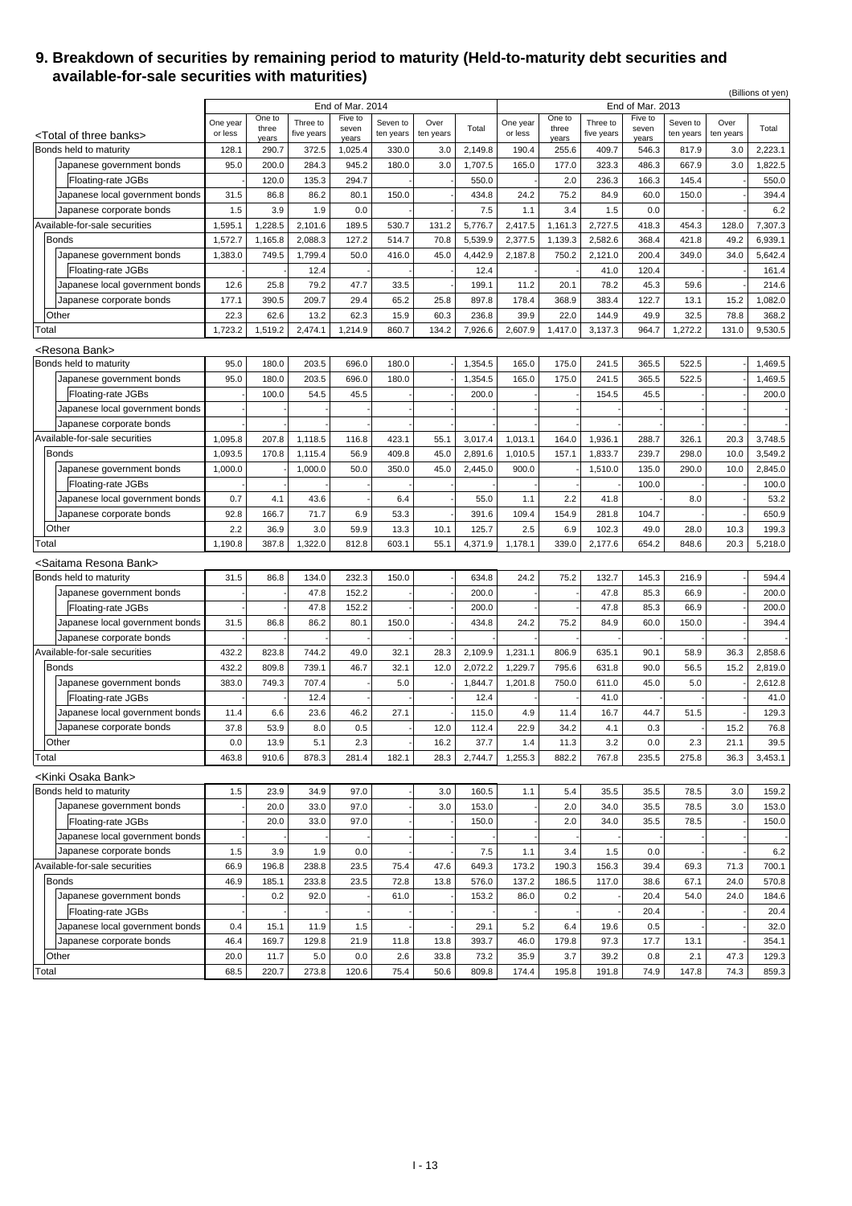# 9. Breakdown of securities by remaining period to maturity (Held-to-maturity debt securities and available-for-sale securities with maturities)

(Billions of yen)

| | End of Mar. 2014 | | | | | | | End of Mar. 2013 | | | | | | |
|---|---|---|---|---|---|---|---|---|---|---|---|---|---|---|
| <Total of three banks> | One year or less | One to three years | Three to five years | Five to seven years | Seven to ten years | Over ten years | Total | One year or less | One to three years | Three to five years | Five to seven years | Seven to ten years | Over ten years | Total |
| Bonds held to maturity | 128.1 | 290.7 | 372.5 | 1,025.4 | 330.0 | 3.0 | 2,149.8 | 190.4 | 255.6 | 409.7 | 546.3 | 817.9 | 3.0 | 2,223.1 |
| Japanese government bonds | 95.0 | 200.0 | 284.3 | 945.2 | 180.0 | 3.0 | 1,707.5 | 165.0 | 177.0 | 323.3 | 486.3 | 667.9 | 3.0 | 1,822.5 |
| Floating-rate JGBs | | 120.0 | 135.3 | 294.7 | | | 550.0 | | 2.0 | 236.3 | 166.3 | 145.4 | | 550.0 |
| Japanese local government bonds | 31.5 | 86.8 | 86.2 | 80.1 | 150.0 | - | 434.8 | 24.2 | 75.2 | 84.9 | 60.0 | 150.0 | - | 394.4 |
| Japanese corporate bonds | 1.5 | 3.9 | 1.9 | 0.0 | - | - | 7.5 | 1.1 | 3.4 | 1.5 | 0.0 | - | - | 6.2 |
| Available-for-sale securities | 1,595.1 | 1,228.5 | 2,101.6 | 189.5 | 530.7 | 131.2 | 5,776.7 | 2,417.5 | 1,161.3 | 2,727.5 | 418.3 | 454.3 | 128.0 | 7,307.3 |
| Bonds | 1,572.7 | 1,165.8 | 2,088.3 | 127.2 | 514.7 | 70.8 | 5,539.9 | 2,377.5 | 1,139.3 | 2,582.6 | 368.4 | 421.8 | 49.2 | 6,939.1 |
| Japanese government bonds | 1,383.0 | 749.5 | 1,799.4 | 50.0 | 416.0 | 45.0 | 4,442.9 | 2,187.8 | 750.2 | 2,121.0 | 200.4 | 349.0 | 34.0 | 5,642.4 |
| Floating-rate JGBs | - | - | 12.4 | - | - | - | 12.4 | - | - | 41.0 | 120.4 | - | - | 161.4 |
| Japanese local government bonds | 12.6 | 25.8 | 79.2 | 47.7 | 33.5 | - | 199.1 | 11.2 | 20.1 | 78.2 | 45.3 | 59.6 | - | 214.6 |
| Japanese corporate bonds | 177.1 | 390.5 | 209.7 | 29.4 | 65.2 | 25.8 | 897.8 | 178.4 | 368.9 | 383.4 | 122.7 | 13.1 | 15.2 | 1,082.0 |
| Other | 22.3 | 62.6 | 13.2 | 62.3 | 15.9 | 60.3 | 236.8 | 39.9 | 22.0 | 144.9 | 49.9 | 32.5 | 78.8 | 368.2 |
| Total | 1,723.2 | 1,519.2 | 2,474.1 | 1,214.9 | 860.7 | 134.2 | 7,926.6 | 2,607.9 | 1,417.0 | 3,137.3 | 964.7 | 1,272.2 | 131.0 | 9,530.5 |
| <Resona Bank> | | | | | | | | | | | | | | |
| Bonds held to maturity | 95.0 | 180.0 | 203.5 | 696.0 | 180.0 | - | 1,354.5 | 165.0 | 175.0 | 241.5 | 365.5 | 522.5 | - | 1,469.5 |
| Japanese government bonds | 95.0 | 180.0 | 203.5 | 696.0 | 180.0 | - | 1,354.5 | 165.0 | 175.0 | 241.5 | 365.5 | 522.5 | - | 1,469.5 |
| Floating-rate JGBs | - | 100.0 | 54.5 | 45.5 | - | - | 200.0 | - | - | 154.5 | 45.5 | - | - | 200.0 |
| Japanese local government bonds | - | - | - | - | - | - | - | - | - | - | - | - | - | - |
| Japanese corporate bonds | - | - | - | - | - | - | - | - | - | - | - | - | - | - |
| Available-for-sale securities | 1,095.8 | 207.8 | 1,118.5 | 116.8 | 423.1 | 55.1 | 3,017.4 | 1,013.1 | 164.0 | 1,936.1 | 288.7 | 326.1 | 20.3 | 3,748.5 |
| Bonds | 1,093.5 | 170.8 | 1,115.4 | 56.9 | 409.8 | 45.0 | 2,891.6 | 1,010.5 | 157.1 | 1,833.7 | 239.7 | 298.0 | 10.0 | 3,549.2 |
| Japanese government bonds | 1,000.0 | - | 1,000.0 | 50.0 | 350.0 | 45.0 | 2,445.0 | 900.0 | - | 1,510.0 | 135.0 | 290.0 | 10.0 | 2,845.0 |
| Floating-rate JGBs | - | - | - | - | - | - | - | - | - | - | 100.0 | - | - | 100.0 |
| Japanese local government bonds | 0.7 | 4.1 | 43.6 | - | 6.4 | - | 55.0 | 1.1 | 2.2 | 41.8 | - | 8.0 | - | 53.2 |
| Japanese corporate bonds | 92.8 | 166.7 | 71.7 | 6.9 | 53.3 | - | 391.6 | 109.4 | 154.9 | 281.8 | 104.7 | - | - | 650.9 |
| Other | 2.2 | 36.9 | 3.0 | 59.9 | 13.3 | 10.1 | 125.7 | 2.5 | 6.9 | 102.3 | 49.0 | 28.0 | 10.3 | 199.3 |
| Total | 1,190.8 | 387.8 | 1,322.0 | 812.8 | 603.1 | 55.1 | 4,371.9 | 1,178.1 | 339.0 | 2,177.6 | 654.2 | 848.6 | 20.3 | 5,218.0 |
| <Saitama Resona Bank> | | | | | | | | | | | | | | |
| Bonds held to maturity | 31.5 | 86.8 | 134.0 | 232.3 | 150.0 | - | 634.8 | 24.2 | 75.2 | 132.7 | 145.3 | 216.9 | - | 594.4 |
| Japanese government bonds | - | - | 47.8 | 152.2 | - | - | 200.0 | - | - | 47.8 | 85.3 | 66.9 | - | 200.0 |
| Floating-rate JGBs | - | - | 47.8 | 152.2 | - | - | 200.0 | - | - | 47.8 | 85.3 | 66.9 | - | 200.0 |
| Japanese local government bonds | 31.5 | 86.8 | 86.2 | 80.1 | 150.0 | - | 434.8 | 24.2 | 75.2 | 84.9 | 60.0 | 150.0 | - | 394.4 |
| Japanese corporate bonds | - | - | - | - | - | - | - | - | - | - | - | - | - | - |
| Available-for-sale securities | 432.2 | 823.8 | 744.2 | 49.0 | 32.1 | 28.3 | 2,109.9 | 1,231.1 | 806.9 | 635.1 | 90.1 | 58.9 | 36.3 | 2,858.6 |
| Bonds | 432.2 | 809.8 | 739.1 | 46.7 | 32.1 | 12.0 | 2,072.2 | 1,229.7 | 795.6 | 631.8 | 90.0 | 56.5 | 15.2 | 2,819.0 |
| Japanese government bonds | 383.0 | 749.3 | 707.4 | - | 5.0 | - | 1,844.7 | 1,201.8 | 750.0 | 611.0 | 45.0 | 5.0 | - | 2,612.8 |
| Floating-rate JGBs | - | - | 12.4 | - | - | - | 12.4 | - | - | 41.0 | - | - | - | 41.0 |
| Japanese local government bonds | 11.4 | 6.6 | 23.6 | 46.2 | 27.1 | - | 115.0 | 4.9 | 11.4 | 16.7 | 44.7 | 51.5 | - | 129.3 |
| Japanese corporate bonds | 37.8 | 53.9 | 8.0 | 0.5 | - | 12.0 | 112.4 | 22.9 | 34.2 | 4.1 | 0.3 | - | 15.2 | 76.8 |
| Other | 0.0 | 13.9 | 5.1 | 2.3 | - | 16.2 | 37.7 | 1.4 | 11.3 | 3.2 | 0.0 | 2.3 | 21.1 | 39.5 |
| Total | 463.8 | 910.6 | 878.3 | 281.4 | 182.1 | 28.3 | 2,744.7 | 1,255.3 | 882.2 | 767.8 | 235.5 | 275.8 | 36.3 | 3,453.1 |
| <Kinki Osaka Bank> | | | | | | | | | | | | | | |
| Bonds held to maturity | 1.5 | 23.9 | 34.9 | 97.0 | - | 3.0 | 160.5 | 1.1 | 5.4 | 35.5 | 35.5 | 78.5 | 3.0 | 159.2 |
| Japanese government bonds | - | 20.0 | 33.0 | 97.0 | - | 3.0 | 153.0 | - | 2.0 | 34.0 | 35.5 | 78.5 | 3.0 | 153.0 |
| Floating-rate JGBs | - | 20.0 | 33.0 | 97.0 | - | - | 150.0 | - | 2.0 | 34.0 | 35.5 | 78.5 | - | 150.0 |
| Japanese local government bonds | - | - | - | - | - | - | - | - | - | - | - | - | - | - |
| Japanese corporate bonds | 1.5 | 3.9 | 1.9 | 0.0 | - | - | 7.5 | 1.1 | 3.4 | 1.5 | 0.0 | - | - | 6.2 |
| Available-for-sale securities | 66.9 | 196.8 | 238.8 | 23.5 | 75.4 | 47.6 | 649.3 | 173.2 | 190.3 | 156.3 | 39.4 | 69.3 | 71.3 | 700.1 |
| Bonds | 46.9 | 185.1 | 233.8 | 23.5 | 72.8 | 13.8 | 576.0 | 137.2 | 186.5 | 117.0 | 38.6 | 67.1 | 24.0 | 570.8 |
| Japanese government bonds | - | 0.2 | 92.0 | - | 61.0 | - | 153.2 | 86.0 | 0.2 | - | 20.4 | 54.0 | 24.0 | 184.6 |
| Floating-rate JGBs | - | - | - | - | - | - | - | - | - | - | 20.4 | - | - | 20.4 |
| Japanese local government bonds | 0.4 | 15.1 | 11.9 | 1.5 | - | - | 29.1 | 5.2 | 6.4 | 19.6 | 0.5 | - | - | 32.0 |
| Japanese corporate bonds | 46.4 | 169.7 | 129.8 | 21.9 | 11.8 | 13.8 | 393.7 | 46.0 | 179.8 | 97.3 | 17.7 | 13.1 | - | 354.1 |
| Other | 20.0 | 11.7 | 5.0 | 0.0 | 2.6 | 33.8 | 73.2 | 35.9 | 3.7 | 39.2 | 0.8 | 2.1 | 47.3 | 129.3 |
| Total | 68.5 | 220.7 | 273.8 | 120.6 | 75.4 | 50.6 | 809.8 | 174.4 | 195.8 | 191.8 | 74.9 | 147.8 | 74.3 | 859.3 |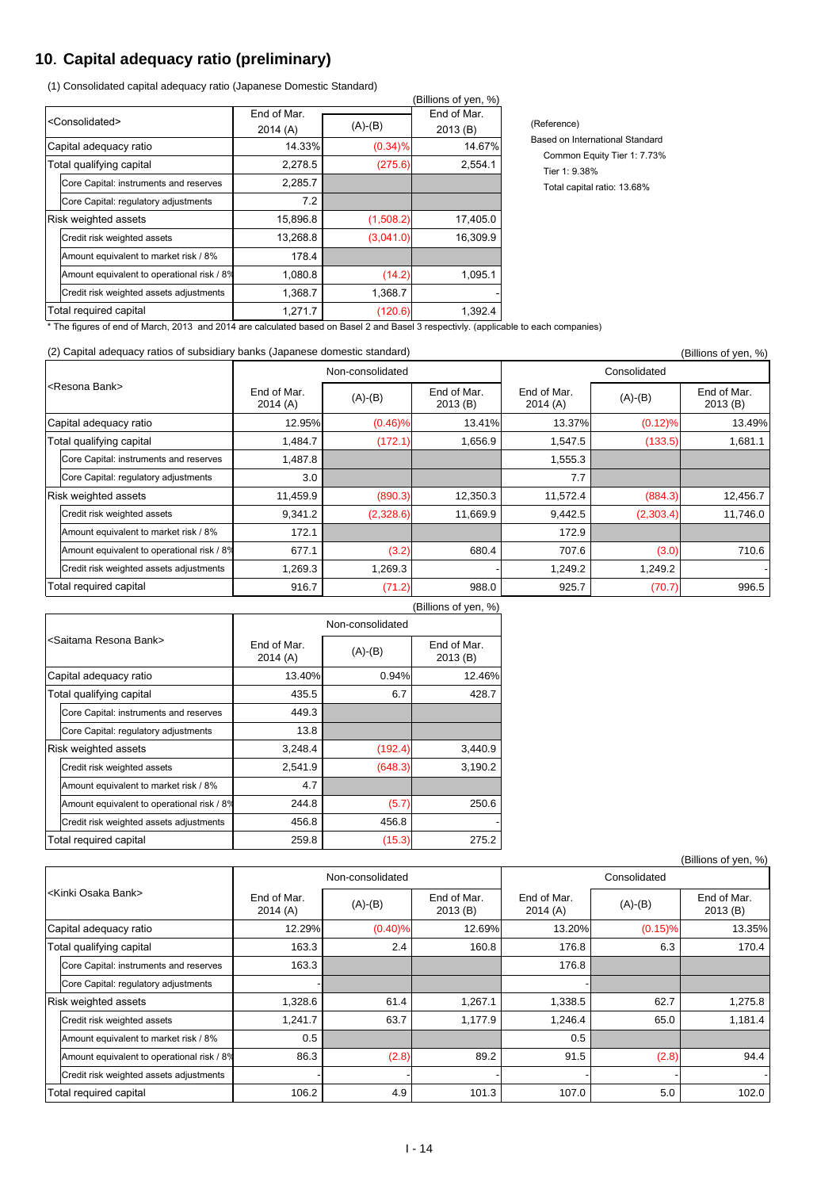## 10. Capital adequacy ratio (preliminary)

(1) Consolidated capital adequacy ratio (Japanese Domestic Standard)

(Billions of yen, %)

| <Consolidated> | End of Mar. 2014 (A) | (A)-(B) | End of Mar. 2013 (B) |
|---|---|---|---|
| Capital adequacy ratio | 14.33% | (0.34)% | 14.67% |
| Total qualifying capital | 2,278.5 | (275.6) | 2,554.1 |
| Core Capital: instruments and reserves | 2,285.7 | | |
| Core Capital: regulatory adjustments | 7.2 | | |
| Risk weighted assets | 15,896.8 | (1,508.2) | 17,405.0 |
| Credit risk weighted assets | 13,268.8 | (3,041.0) | 16,309.9 |
| Amount equivalent to market risk / 8% | 178.4 | | |
| Amount equivalent to operational risk / 8% | 1,080.8 | (14.2) | 1,095.1 |
| Credit risk weighted assets adjustments | 1,368.7 | 1,368.7 | - |
| Total required capital | 1,271.7 | (120.6) | 1,392.4 |

(Reference)
Based on International Standard
Common Equity Tier 1: 7.73%
Tier 1: 9.38%
Total capital ratio: 13.68%

* The figures of end of March, 2013 and 2014 are calculated based on Basel 2 and Basel 3 respectivly. (applicable to each companies)

(2) Capital adequacy ratios of subsidiary banks (Japanese domestic standard)

(Billions of yen, %)

| <Resona Bank> | Non-consolidated | | | Consolidated | | |
|---|---|---|---|---|---|---|
| | End of Mar. 2014 (A) | (A)-(B) | End of Mar. 2013 (B) | End of Mar. 2014 (A) | (A)-(B) | End of Mar. 2013 (B) |
| Capital adequacy ratio | 12.95% | (0.46)% | 13.41% | 13.37% | (0.12)% | 13.49% |
| Total qualifying capital | 1,484.7 | (172.1) | 1,656.9 | 1,547.5 | (133.5) | 1,681.1 |
| Core Capital: instruments and reserves | 1,487.8 | | | 1,555.3 | | |
| Core Capital: regulatory adjustments | 3.0 | | | 7.7 | | |
| Risk weighted assets | 11,459.9 | (890.3) | 12,350.3 | 11,572.4 | (884.3) | 12,456.7 |
| Credit risk weighted assets | 9,341.2 | (2,328.6) | 11,669.9 | 9,442.5 | (2,303.4) | 11,746.0 |
| Amount equivalent to market risk / 8% | 172.1 | | | 172.9 | | |
| Amount equivalent to operational risk / 8% | 677.1 | (3.2) | 680.4 | 707.6 | (3.0) | 710.6 |
| Credit risk weighted assets adjustments | 1,269.3 | 1,269.3 | - | 1,249.2 | 1,249.2 | - |
| Total required capital | 916.7 | (71.2) | 988.0 | 925.7 | (70.7) | 996.5 |

(Billions of yen, %)

| <Saitama Resona Bank> | Non-consolidated | | |
|---|---|---|---|
| | End of Mar. 2014 (A) | (A)-(B) | End of Mar. 2013 (B) |
| Capital adequacy ratio | 13.40% | 0.94% | 12.46% |
| Total qualifying capital | 435.5 | 6.7 | 428.7 |
| Core Capital: instruments and reserves | 449.3 | | |
| Core Capital: regulatory adjustments | 13.8 | | |
| Risk weighted assets | 3,248.4 | (192.4) | 3,440.9 |
| Credit risk weighted assets | 2,541.9 | (648.3) | 3,190.2 |
| Amount equivalent to market risk / 8% | 4.7 | | |
| Amount equivalent to operational risk / 8% | 244.8 | (5.7) | 250.6 |
| Credit risk weighted assets adjustments | 456.8 | 456.8 | - |
| Total required capital | 259.8 | (15.3) | 275.2 |

(Billions of yen, %)

| <Kinki Osaka Bank> | Non-consolidated | | | Consolidated | | |
|---|---|---|---|---|---|---|
| | End of Mar. 2014 (A) | (A)-(B) | End of Mar. 2013 (B) | End of Mar. 2014 (A) | (A)-(B) | End of Mar. 2013 (B) |
| Capital adequacy ratio | 12.29% | (0.40)% | 12.69% | 13.20% | (0.15)% | 13.35% |
| Total qualifying capital | 163.3 | 2.4 | 160.8 | 176.8 | 6.3 | 170.4 |
| Core Capital: instruments and reserves | 163.3 | | | 176.8 | | |
| Core Capital: regulatory adjustments | - | | | - | | |
| Risk weighted assets | 1,328.6 | 61.4 | 1,267.1 | 1,338.5 | 62.7 | 1,275.8 |
| Credit risk weighted assets | 1,241.7 | 63.7 | 1,177.9 | 1,246.4 | 65.0 | 1,181.4 |
| Amount equivalent to market risk / 8% | 0.5 | | | 0.5 | | |
| Amount equivalent to operational risk / 8% | 86.3 | (2.8) | 89.2 | 91.5 | (2.8) | 94.4 |
| Credit risk weighted assets adjustments | - | - | - | - | - | - |
| Total required capital | 106.2 | 4.9 | 101.3 | 107.0 | 5.0 | 102.0 |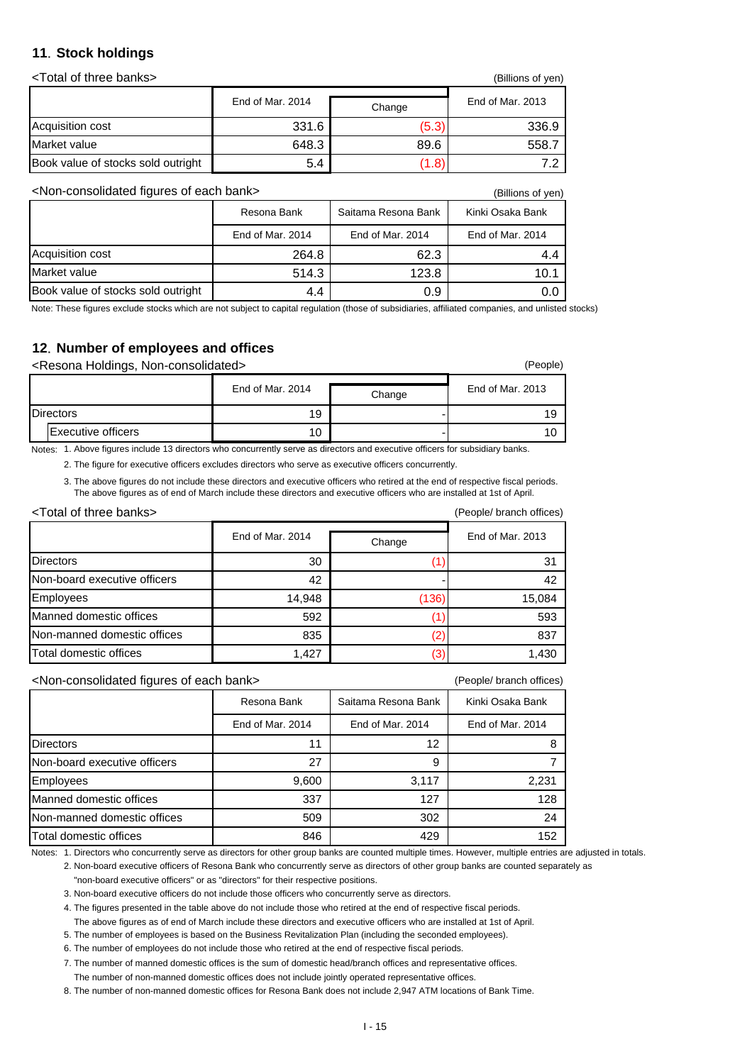## 11. Stock holdings

<Total of three banks>

(Billions of yen)

| | End of Mar. 2014 | Change | End of Mar. 2013 |
|---|---|---|---|
| Acquisition cost | 331.6 | (5.3) | 336.9 |
| Market value | 648.3 | 89.6 | 558.7 |
| Book value of stocks sold outright | 5.4 | (1.8) | 7.2 |

<Non-consolidated figures of each bank>

(Billions of yen)

| | Resona Bank | Saitama Resona Bank | Kinki Osaka Bank |
|---|---|---|---|
| | End of Mar. 2014 | End of Mar. 2014 | End of Mar. 2014 |
| Acquisition cost | 264.8 | 62.3 | 4.4 |
| Market value | 514.3 | 123.8 | 10.1 |
| Book value of stocks sold outright | 4.4 | 0.9 | 0.0 |

Note: These figures exclude stocks which are not subject to capital regulation (those of subsidiaries, affiliated companies, and unlisted stocks)

## 12. Number of employees and offices

<Resona Holdings, Non-consolidated>

(People)

| | End of Mar. 2014 | Change | End of Mar. 2013 |
|---|---|---|---|
| Directors | 19 | - | 19 |
| Executive officers | 10 | - | 10 |

Notes: 1. Above figures include 13 directors who concurrently serve as directors and executive officers for subsidiary banks.
2. The figure for executive officers excludes directors who serve as executive officers concurrently.
3. The above figures do not include these directors and executive officers who retired at the end of respective fiscal periods. The above figures as of end of March include these directors and executive officers who are installed at 1st of April.

<Total of three banks>

(People/ branch offices)

| | End of Mar. 2014 | Change | End of Mar. 2013 |
|---|---|---|---|
| Directors | 30 | (1) | 31 |
| Non-board executive officers | 42 | - | 42 |
| Employees | 14,948 | (136) | 15,084 |
| Manned domestic offices | 592 | (1) | 593 |
| Non-manned domestic offices | 835 | (2) | 837 |
| Total domestic offices | 1,427 | (3) | 1,430 |

<Non-consolidated figures of each bank>

(People/ branch offices)

| | Resona Bank | Saitama Resona Bank | Kinki Osaka Bank |
|---|---|---|---|
| | End of Mar. 2014 | End of Mar. 2014 | End of Mar. 2014 |
| Directors | 11 | 12 | 8 |
| Non-board executive officers | 27 | 9 | 7 |
| Employees | 9,600 | 3,117 | 2,231 |
| Manned domestic offices | 337 | 127 | 128 |
| Non-manned domestic offices | 509 | 302 | 24 |
| Total domestic offices | 846 | 429 | 152 |

Notes: 1. Directors who concurrently serve as directors for other group banks are counted multiple times. However, multiple entries are adjusted in totals.
2. Non-board executive officers of Resona Bank who concurrently serve as directors of other group banks are counted separately as "non-board executive officers" or as "directors" for their respective positions.
3. Non-board executive officers do not include those officers who concurrently serve as directors.
4. The figures presented in the table above do not include those who retired at the end of respective fiscal periods. The above figures as of end of March include these directors and executive officers who are installed at 1st of April.
5. The number of employees is based on the Business Revitalization Plan (including the seconded employees).
6. The number of employees do not include those who retired at the end of respective fiscal periods.
7. The number of manned domestic offices is the sum of domestic head/branch offices and representative offices. The number of non-manned domestic offices does not include jointly operated representative offices.
8. The number of non-manned domestic offices for Resona Bank does not include 2,947 ATM locations of Bank Time.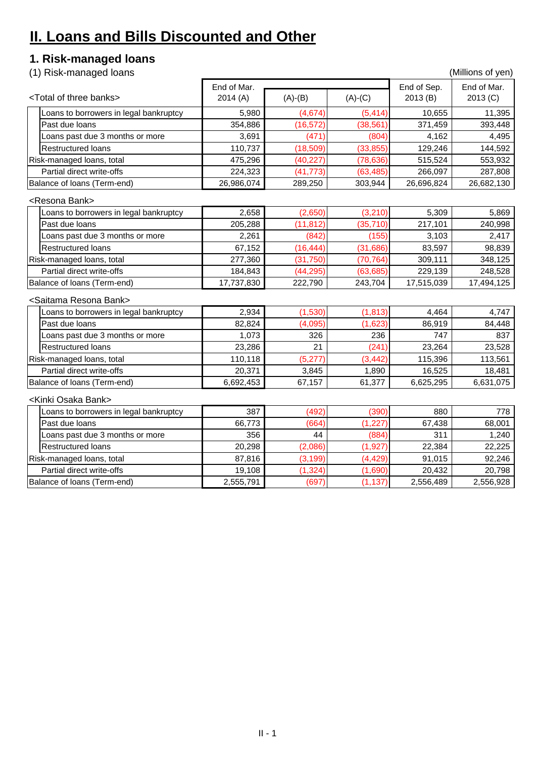# II. Loans and Bills Discounted and Other

## 1. Risk-managed loans

(1) Risk-managed loans

(Millions of yen)

| <Total of three banks> | End of Mar. 2014 (A) | (A)-(B) | (A)-(C) | End of Sep. 2013 (B) | End of Mar. 2013 (C) |
|---|---|---|---|---|---|
| Loans to borrowers in legal bankruptcy | 5,980 | (4,674) | (5,414) | 10,655 | 11,395 |
| Past due loans | 354,886 | (16,572) | (38,561) | 371,459 | 393,448 |
| Loans past due 3 months or more | 3,691 | (471) | (804) | 4,162 | 4,495 |
| Restructured loans | 110,737 | (18,509) | (33,855) | 129,246 | 144,592 |
| Risk-managed loans, total | 475,296 | (40,227) | (78,636) | 515,524 | 553,932 |
| Partial direct write-offs | 224,323 | (41,773) | (63,485) | 266,097 | 287,808 |
| Balance of loans (Term-end) | 26,986,074 | 289,250 | 303,944 | 26,696,824 | 26,682,130 |

| <Resona Bank> | End of Mar. 2014 (A) | (A)-(B) | (A)-(C) | End of Sep. 2013 (B) | End of Mar. 2013 (C) |
|---|---|---|---|---|---|
| Loans to borrowers in legal bankruptcy | 2,658 | (2,650) | (3,210) | 5,309 | 5,869 |
| Past due loans | 205,288 | (11,812) | (35,710) | 217,101 | 240,998 |
| Loans past due 3 months or more | 2,261 | (842) | (155) | 3,103 | 2,417 |
| Restructured loans | 67,152 | (16,444) | (31,686) | 83,597 | 98,839 |
| Risk-managed loans, total | 277,360 | (31,750) | (70,764) | 309,111 | 348,125 |
| Partial direct write-offs | 184,843 | (44,295) | (63,685) | 229,139 | 248,528 |
| Balance of loans (Term-end) | 17,737,830 | 222,790 | 243,704 | 17,515,039 | 17,494,125 |

| <Saitama Resona Bank> | End of Mar. 2014 (A) | (A)-(B) | (A)-(C) | End of Sep. 2013 (B) | End of Mar. 2013 (C) |
|---|---|---|---|---|---|
| Loans to borrowers in legal bankruptcy | 2,934 | (1,530) | (1,813) | 4,464 | 4,747 |
| Past due loans | 82,824 | (4,095) | (1,623) | 86,919 | 84,448 |
| Loans past due 3 months or more | 1,073 | 326 | 236 | 747 | 837 |
| Restructured loans | 23,286 | 21 | (241) | 23,264 | 23,528 |
| Risk-managed loans, total | 110,118 | (5,277) | (3,442) | 115,396 | 113,561 |
| Partial direct write-offs | 20,371 | 3,845 | 1,890 | 16,525 | 18,481 |
| Balance of loans (Term-end) | 6,692,453 | 67,157 | 61,377 | 6,625,295 | 6,631,075 |

| <Kinki Osaka Bank> | End of Mar. 2014 (A) | (A)-(B) | (A)-(C) | End of Sep. 2013 (B) | End of Mar. 2013 (C) |
|---|---|---|---|---|---|
| Loans to borrowers in legal bankruptcy | 387 | (492) | (390) | 880 | 778 |
| Past due loans | 66,773 | (664) | (1,227) | 67,438 | 68,001 |
| Loans past due 3 months or more | 356 | 44 | (884) | 311 | 1,240 |
| Restructured loans | 20,298 | (2,086) | (1,927) | 22,384 | 22,225 |
| Risk-managed loans, total | 87,816 | (3,199) | (4,429) | 91,015 | 92,246 |
| Partial direct write-offs | 19,108 | (1,324) | (1,690) | 20,432 | 20,798 |
| Balance of loans (Term-end) | 2,555,791 | (697) | (1,137) | 2,556,489 | 2,556,928 |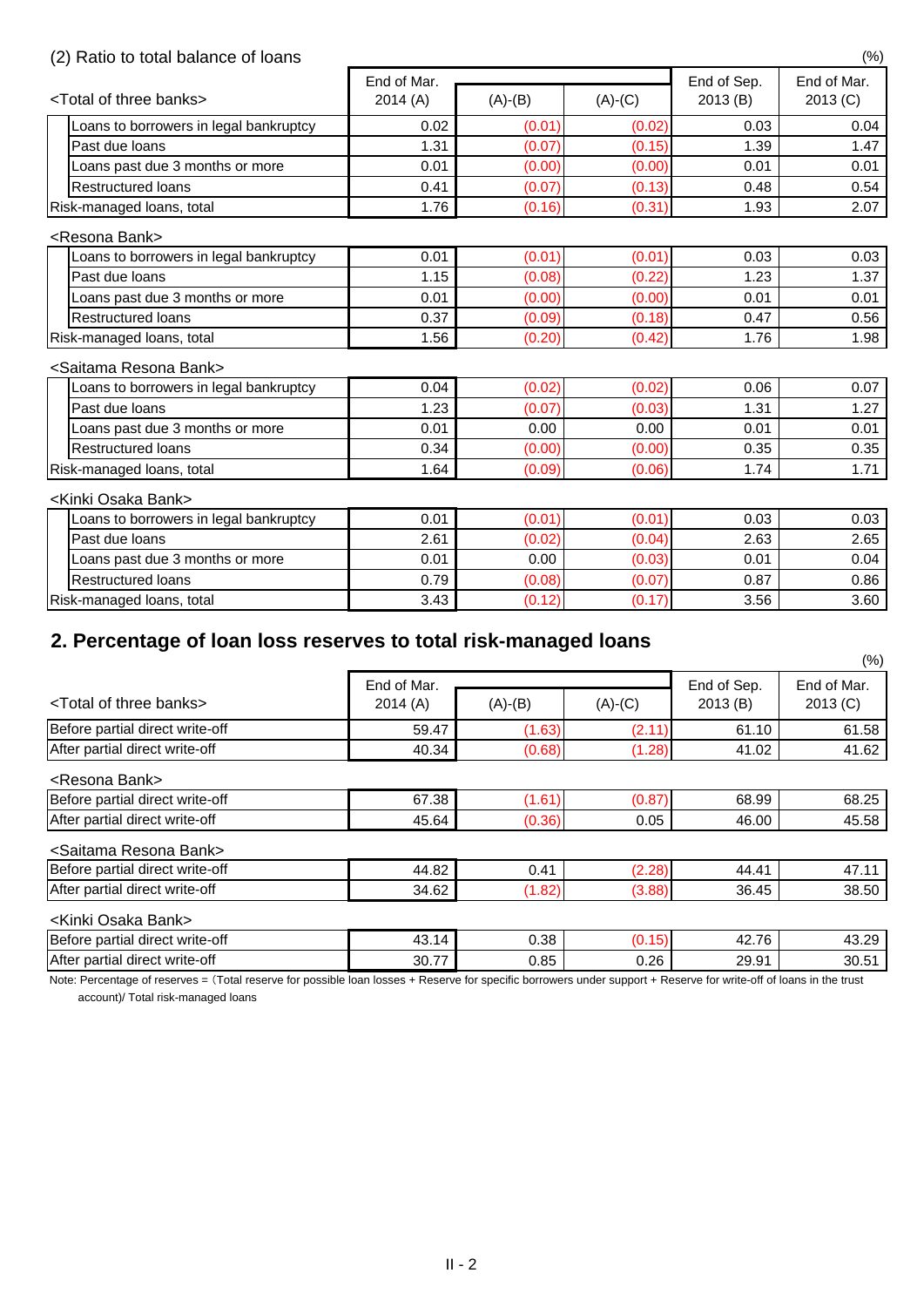(2) Ratio to total balance of loans

(%)

| <Total of three banks> | End of Mar. 2014 (A) | (A)-(B) | (A)-(C) | End of Sep. 2013 (B) | End of Mar. 2013 (C) |
|---|---|---|---|---|---|
| Loans to borrowers in legal bankruptcy | 0.02 | (0.01) | (0.02) | 0.03 | 0.04 |
| Past due loans | 1.31 | (0.07) | (0.15) | 1.39 | 1.47 |
| Loans past due 3 months or more | 0.01 | (0.00) | (0.00) | 0.01 | 0.01 |
| Restructured loans | 0.41 | (0.07) | (0.13) | 0.48 | 0.54 |
| Risk-managed loans, total | 1.76 | (0.16) | (0.31) | 1.93 | 2.07 |
| **<Resona Bank>** | | | | | |
| Loans to borrowers in legal bankruptcy | 0.01 | (0.01) | (0.01) | 0.03 | 0.03 |
| Past due loans | 1.15 | (0.08) | (0.22) | 1.23 | 1.37 |
| Loans past due 3 months or more | 0.01 | (0.00) | (0.00) | 0.01 | 0.01 |
| Restructured loans | 0.37 | (0.09) | (0.18) | 0.47 | 0.56 |
| Risk-managed loans, total | 1.56 | (0.20) | (0.42) | 1.76 | 1.98 |
| **<Saitama Resona Bank>** | | | | | |
| Loans to borrowers in legal bankruptcy | 0.04 | (0.02) | (0.02) | 0.06 | 0.07 |
| Past due loans | 1.23 | (0.07) | (0.03) | 1.31 | 1.27 |
| Loans past due 3 months or more | 0.01 | 0.00 | 0.00 | 0.01 | 0.01 |
| Restructured loans | 0.34 | (0.00) | (0.00) | 0.35 | 0.35 |
| Risk-managed loans, total | 1.64 | (0.09) | (0.06) | 1.74 | 1.71 |
| **<Kinki Osaka Bank>** | | | | | |
| Loans to borrowers in legal bankruptcy | 0.01 | (0.01) | (0.01) | 0.03 | 0.03 |
| Past due loans | 2.61 | (0.02) | (0.04) | 2.63 | 2.65 |
| Loans past due 3 months or more | 0.01 | 0.00 | (0.03) | 0.01 | 0.04 |
| Restructured loans | 0.79 | (0.08) | (0.07) | 0.87 | 0.86 |
| Risk-managed loans, total | 3.43 | (0.12) | (0.17) | 3.56 | 3.60 |

## 2. Percentage of loan loss reserves to total risk-managed loans

(%)

| <Total of three banks> | End of Mar. 2014 (A) | (A)-(B) | (A)-(C) | End of Sep. 2013 (B) | End of Mar. 2013 (C) |
|---|---|---|---|---|---|
| Before partial direct write-off | 59.47 | (1.63) | (2.11) | 61.10 | 61.58 |
| After partial direct write-off | 40.34 | (0.68) | (1.28) | 41.02 | 41.62 |
| **<Resona Bank>** | | | | | |
| Before partial direct write-off | 67.38 | (1.61) | (0.87) | 68.99 | 68.25 |
| After partial direct write-off | 45.64 | (0.36) | 0.05 | 46.00 | 45.58 |
| **<Saitama Resona Bank>** | | | | | |
| Before partial direct write-off | 44.82 | 0.41 | (2.28) | 44.41 | 47.11 |
| After partial direct write-off | 34.62 | (1.82) | (3.88) | 36.45 | 38.50 |
| **<Kinki Osaka Bank>** | | | | | |
| Before partial direct write-off | 43.14 | 0.38 | (0.15) | 42.76 | 43.29 |
| After partial direct write-off | 30.77 | 0.85 | 0.26 | 29.91 | 30.51 |

Note: Percentage of reserves = (Total reserve for possible loan losses + Reserve for specific borrowers under support + Reserve for write-off of loans in the trust account)/ Total risk-managed loans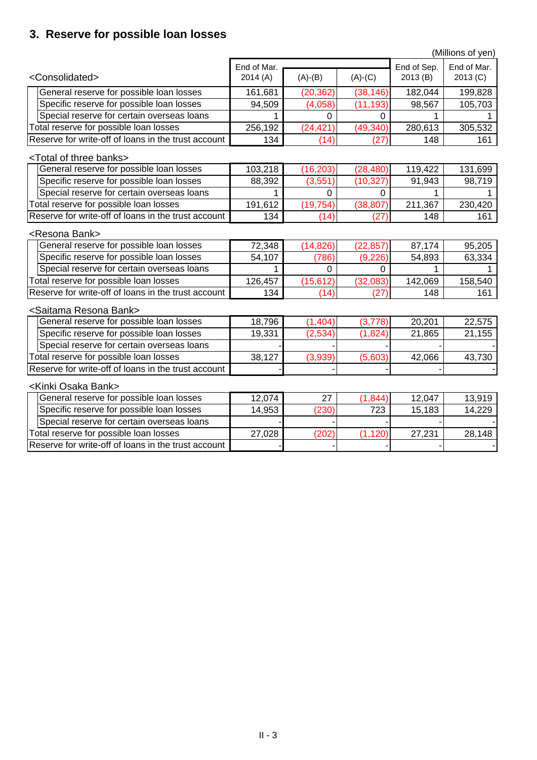## 3. Reserve for possible loan losses

(Millions of yen)

| <Consolidated> | End of Mar. 2014 (A) | (A)-(B) | (A)-(C) | End of Sep. 2013 (B) | End of Mar. 2013 (C) |
|---|---|---|---|---|---|
| General reserve for possible loan losses | 161,681 | (20,362) | (38,146) | 182,044 | 199,828 |
| Specific reserve for possible loan losses | 94,509 | (4,058) | (11,193) | 98,567 | 105,703 |
| Special reserve for certain overseas loans | 1 | 0 | 0 | 1 | 1 |
| Total reserve for possible loan losses | 256,192 | (24,421) | (49,340) | 280,613 | 305,532 |
| Reserve for write-off of loans in the trust account | 134 | (14) | (27) | 148 | 161 |

| <Total of three banks> | End of Mar. 2014 (A) | (A)-(B) | (A)-(C) | End of Sep. 2013 (B) | End of Mar. 2013 (C) |
|---|---|---|---|---|---|
| General reserve for possible loan losses | 103,218 | (16,203) | (28,480) | 119,422 | 131,699 |
| Specific reserve for possible loan losses | 88,392 | (3,551) | (10,327) | 91,943 | 98,719 |
| Special reserve for certain overseas loans | 1 | 0 | 0 | 1 | 1 |
| Total reserve for possible loan losses | 191,612 | (19,754) | (38,807) | 211,367 | 230,420 |
| Reserve for write-off of loans in the trust account | 134 | (14) | (27) | 148 | 161 |

| <Resona Bank> | End of Mar. 2014 (A) | (A)-(B) | (A)-(C) | End of Sep. 2013 (B) | End of Mar. 2013 (C) |
|---|---|---|---|---|---|
| General reserve for possible loan losses | 72,348 | (14,826) | (22,857) | 87,174 | 95,205 |
| Specific reserve for possible loan losses | 54,107 | (786) | (9,226) | 54,893 | 63,334 |
| Special reserve for certain overseas loans | 1 | 0 | 0 | 1 | 1 |
| Total reserve for possible loan losses | 126,457 | (15,612) | (32,083) | 142,069 | 158,540 |
| Reserve for write-off of loans in the trust account | 134 | (14) | (27) | 148 | 161 |

| <Saitama Resona Bank> | End of Mar. 2014 (A) | (A)-(B) | (A)-(C) | End of Sep. 2013 (B) | End of Mar. 2013 (C) |
|---|---|---|---|---|---|
| General reserve for possible loan losses | 18,796 | (1,404) | (3,778) | 20,201 | 22,575 |
| Specific reserve for possible loan losses | 19,331 | (2,534) | (1,824) | 21,865 | 21,155 |
| Special reserve for certain overseas loans | - | - | - | - | - |
| Total reserve for possible loan losses | 38,127 | (3,939) | (5,603) | 42,066 | 43,730 |
| Reserve for write-off of loans in the trust account | - | - | - | - | - |

| <Kinki Osaka Bank> | End of Mar. 2014 (A) | (A)-(B) | (A)-(C) | End of Sep. 2013 (B) | End of Mar. 2013 (C) |
|---|---|---|---|---|---|
| General reserve for possible loan losses | 12,074 | 27 | (1,844) | 12,047 | 13,919 |
| Specific reserve for possible loan losses | 14,953 | (230) | 723 | 15,183 | 14,229 |
| Special reserve for certain overseas loans | - | - | - | - | - |
| Total reserve for possible loan losses | 27,028 | (202) | (1,120) | 27,231 | 28,148 |
| Reserve for write-off of loans in the trust account | - | - | - | - | - |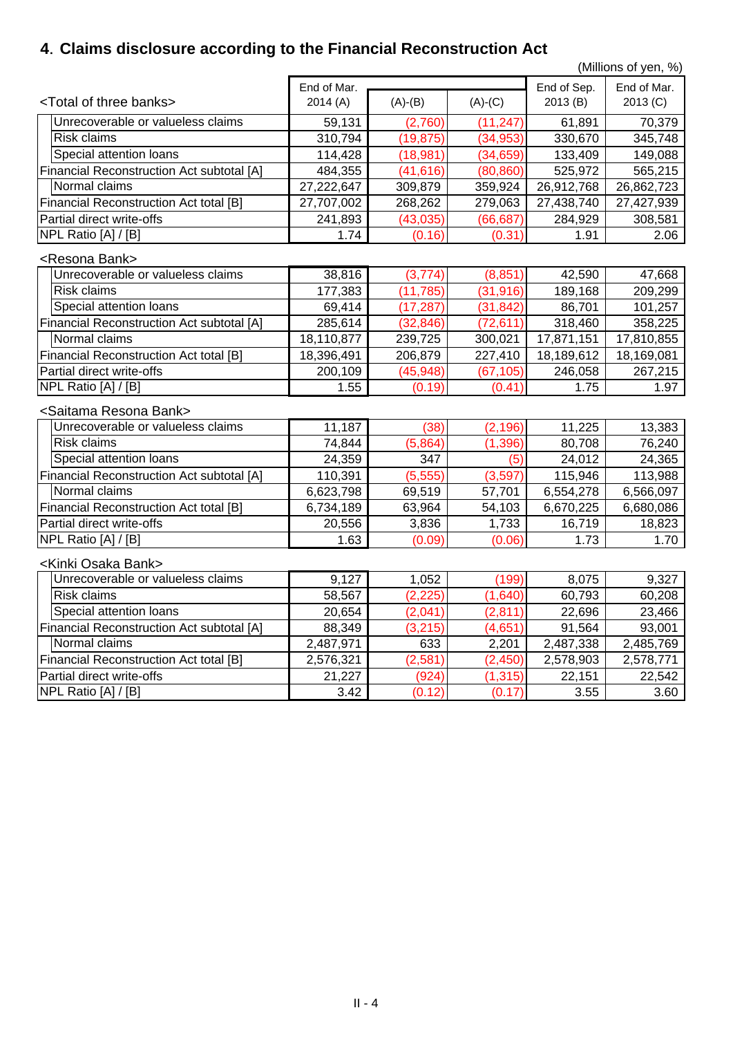## 4. Claims disclosure according to the Financial Reconstruction Act

(Millions of yen, %)

| <Total of three banks> | End of Mar. 2014 (A) | (A)-(B) | (A)-(C) | End of Sep. 2013 (B) | End of Mar. 2013 (C) |
|---|---|---|---|---|---|
| Unrecoverable or valueless claims | 59,131 | (2,760) | (11,247) | 61,891 | 70,379 |
| Risk claims | 310,794 | (19,875) | (34,953) | 330,670 | 345,748 |
| Special attention loans | 114,428 | (18,981) | (34,659) | 133,409 | 149,088 |
| Financial Reconstruction Act subtotal [A] | 484,355 | (41,616) | (80,860) | 525,972 | 565,215 |
| Normal claims | 27,222,647 | 309,879 | 359,924 | 26,912,768 | 26,862,723 |
| Financial Reconstruction Act total [B] | 27,707,002 | 268,262 | 279,063 | 27,438,740 | 27,427,939 |
| Partial direct write-offs | 241,893 | (43,035) | (66,687) | 284,929 | 308,581 |
| NPL Ratio [A] / [B] | 1.74 | (0.16) | (0.31) | 1.91 | 2.06 |

| <Resona Bank> | End of Mar. 2014 (A) | (A)-(B) | (A)-(C) | End of Sep. 2013 (B) | End of Mar. 2013 (C) |
|---|---|---|---|---|---|
| Unrecoverable or valueless claims | 38,816 | (3,774) | (8,851) | 42,590 | 47,668 |
| Risk claims | 177,383 | (11,785) | (31,916) | 189,168 | 209,299 |
| Special attention loans | 69,414 | (17,287) | (31,842) | 86,701 | 101,257 |
| Financial Reconstruction Act subtotal [A] | 285,614 | (32,846) | (72,611) | 318,460 | 358,225 |
| Normal claims | 18,110,877 | 239,725 | 300,021 | 17,871,151 | 17,810,855 |
| Financial Reconstruction Act total [B] | 18,396,491 | 206,879 | 227,410 | 18,189,612 | 18,169,081 |
| Partial direct write-offs | 200,109 | (45,948) | (67,105) | 246,058 | 267,215 |
| NPL Ratio [A] / [B] | 1.55 | (0.19) | (0.41) | 1.75 | 1.97 |

| <Saitama Resona Bank> | End of Mar. 2014 (A) | (A)-(B) | (A)-(C) | End of Sep. 2013 (B) | End of Mar. 2013 (C) |
|---|---|---|---|---|---|
| Unrecoverable or valueless claims | 11,187 | (38) | (2,196) | 11,225 | 13,383 |
| Risk claims | 74,844 | (5,864) | (1,396) | 80,708 | 76,240 |
| Special attention loans | 24,359 | 347 | (5) | 24,012 | 24,365 |
| Financial Reconstruction Act subtotal [A] | 110,391 | (5,555) | (3,597) | 115,946 | 113,988 |
| Normal claims | 6,623,798 | 69,519 | 57,701 | 6,554,278 | 6,566,097 |
| Financial Reconstruction Act total [B] | 6,734,189 | 63,964 | 54,103 | 6,670,225 | 6,680,086 |
| Partial direct write-offs | 20,556 | 3,836 | 1,733 | 16,719 | 18,823 |
| NPL Ratio [A] / [B] | 1.63 | (0.09) | (0.06) | 1.73 | 1.70 |

| <Kinki Osaka Bank> | End of Mar. 2014 (A) | (A)-(B) | (A)-(C) | End of Sep. 2013 (B) | End of Mar. 2013 (C) |
|---|---|---|---|---|---|
| Unrecoverable or valueless claims | 9,127 | 1,052 | (199) | 8,075 | 9,327 |
| Risk claims | 58,567 | (2,225) | (1,640) | 60,793 | 60,208 |
| Special attention loans | 20,654 | (2,041) | (2,811) | 22,696 | 23,466 |
| Financial Reconstruction Act subtotal [A] | 88,349 | (3,215) | (4,651) | 91,564 | 93,001 |
| Normal claims | 2,487,971 | 633 | 2,201 | 2,487,338 | 2,485,769 |
| Financial Reconstruction Act total [B] | 2,576,321 | (2,581) | (2,450) | 2,578,903 | 2,578,771 |
| Partial direct write-offs | 21,227 | (924) | (1,315) | 22,151 | 22,542 |
| NPL Ratio [A] / [B] | 3.42 | (0.12) | (0.17) | 3.55 | 3.60 |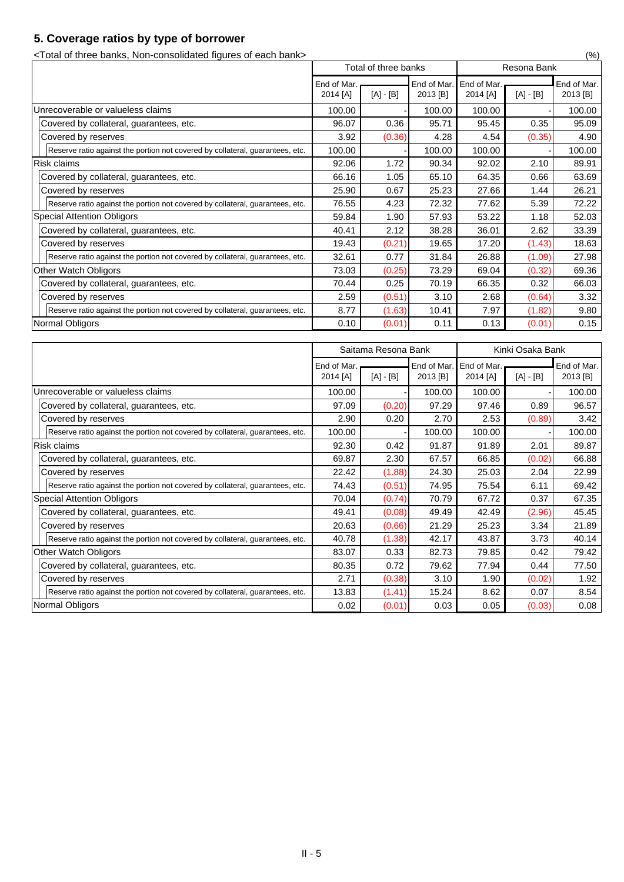## 5. Coverage ratios by type of borrower

<Total of three banks, Non-consolidated figures of each bank>

(%)

| | Total of three banks | | | Resona Bank | | |
|---|---|---|---|---|---|---|
| | End of Mar. 2014 [A] | [A] - [B] | End of Mar. 2013 [B] | End of Mar. 2014 [A] | [A] - [B] | End of Mar. 2013 [B] |
| Unrecoverable or valueless claims | 100.00 | - | 100.00 | 100.00 | - | 100.00 |
| Covered by collateral, guarantees, etc. | 96.07 | 0.36 | 95.71 | 95.45 | 0.35 | 95.09 |
| Covered by reserves | 3.92 | (0.36) | 4.28 | 4.54 | (0.35) | 4.90 |
| Reserve ratio against the portion not covered by collateral, guarantees, etc. | 100.00 | - | 100.00 | 100.00 | - | 100.00 |
| Risk claims | 92.06 | 1.72 | 90.34 | 92.02 | 2.10 | 89.91 |
| Covered by collateral, guarantees, etc. | 66.16 | 1.05 | 65.10 | 64.35 | 0.66 | 63.69 |
| Covered by reserves | 25.90 | 0.67 | 25.23 | 27.66 | 1.44 | 26.21 |
| Reserve ratio against the portion not covered by collateral, guarantees, etc. | 76.55 | 4.23 | 72.32 | 77.62 | 5.39 | 72.22 |
| Special Attention Obligors | 59.84 | 1.90 | 57.93 | 53.22 | 1.18 | 52.03 |
| Covered by collateral, guarantees, etc. | 40.41 | 2.12 | 38.28 | 36.01 | 2.62 | 33.39 |
| Covered by reserves | 19.43 | (0.21) | 19.65 | 17.20 | (1.43) | 18.63 |
| Reserve ratio against the portion not covered by collateral, guarantees, etc. | 32.61 | 0.77 | 31.84 | 26.88 | (1.09) | 27.98 |
| Other Watch Obligors | 73.03 | (0.25) | 73.29 | 69.04 | (0.32) | 69.36 |
| Covered by collateral, guarantees, etc. | 70.44 | 0.25 | 70.19 | 66.35 | 0.32 | 66.03 |
| Covered by reserves | 2.59 | (0.51) | 3.10 | 2.68 | (0.64) | 3.32 |
| Reserve ratio against the portion not covered by collateral, guarantees, etc. | 8.77 | (1.63) | 10.41 | 7.97 | (1.82) | 9.80 |
| Normal Obligors | 0.10 | (0.01) | 0.11 | 0.13 | (0.01) | 0.15 |

| | Saitama Resona Bank | | | Kinki Osaka Bank | | |
|---|---|---|---|---|---|---|
| | End of Mar. 2014 [A] | [A] - [B] | End of Mar. 2013 [B] | End of Mar. 2014 [A] | [A] - [B] | End of Mar. 2013 [B] |
| Unrecoverable or valueless claims | 100.00 | - | 100.00 | 100.00 | - | 100.00 |
| Covered by collateral, guarantees, etc. | 97.09 | (0.20) | 97.29 | 97.46 | 0.89 | 96.57 |
| Covered by reserves | 2.90 | 0.20 | 2.70 | 2.53 | (0.89) | 3.42 |
| Reserve ratio against the portion not covered by collateral, guarantees, etc. | 100.00 | - | 100.00 | 100.00 | - | 100.00 |
| Risk claims | 92.30 | 0.42 | 91.87 | 91.89 | 2.01 | 89.87 |
| Covered by collateral, guarantees, etc. | 69.87 | 2.30 | 67.57 | 66.85 | (0.02) | 66.88 |
| Covered by reserves | 22.42 | (1.88) | 24.30 | 25.03 | 2.04 | 22.99 |
| Reserve ratio against the portion not covered by collateral, guarantees, etc. | 74.43 | (0.51) | 74.95 | 75.54 | 6.11 | 69.42 |
| Special Attention Obligors | 70.04 | (0.74) | 70.79 | 67.72 | 0.37 | 67.35 |
| Covered by collateral, guarantees, etc. | 49.41 | (0.08) | 49.49 | 42.49 | (2.96) | 45.45 |
| Covered by reserves | 20.63 | (0.66) | 21.29 | 25.23 | 3.34 | 21.89 |
| Reserve ratio against the portion not covered by collateral, guarantees, etc. | 40.78 | (1.38) | 42.17 | 43.87 | 3.73 | 40.14 |
| Other Watch Obligors | 83.07 | 0.33 | 82.73 | 79.85 | 0.42 | 79.42 |
| Covered by collateral, guarantees, etc. | 80.35 | 0.72 | 79.62 | 77.94 | 0.44 | 77.50 |
| Covered by reserves | 2.71 | (0.38) | 3.10 | 1.90 | (0.02) | 1.92 |
| Reserve ratio against the portion not covered by collateral, guarantees, etc. | 13.83 | (1.41) | 15.24 | 8.62 | 0.07 | 8.54 |
| Normal Obligors | 0.02 | (0.01) | 0.03 | 0.05 | (0.03) | 0.08 |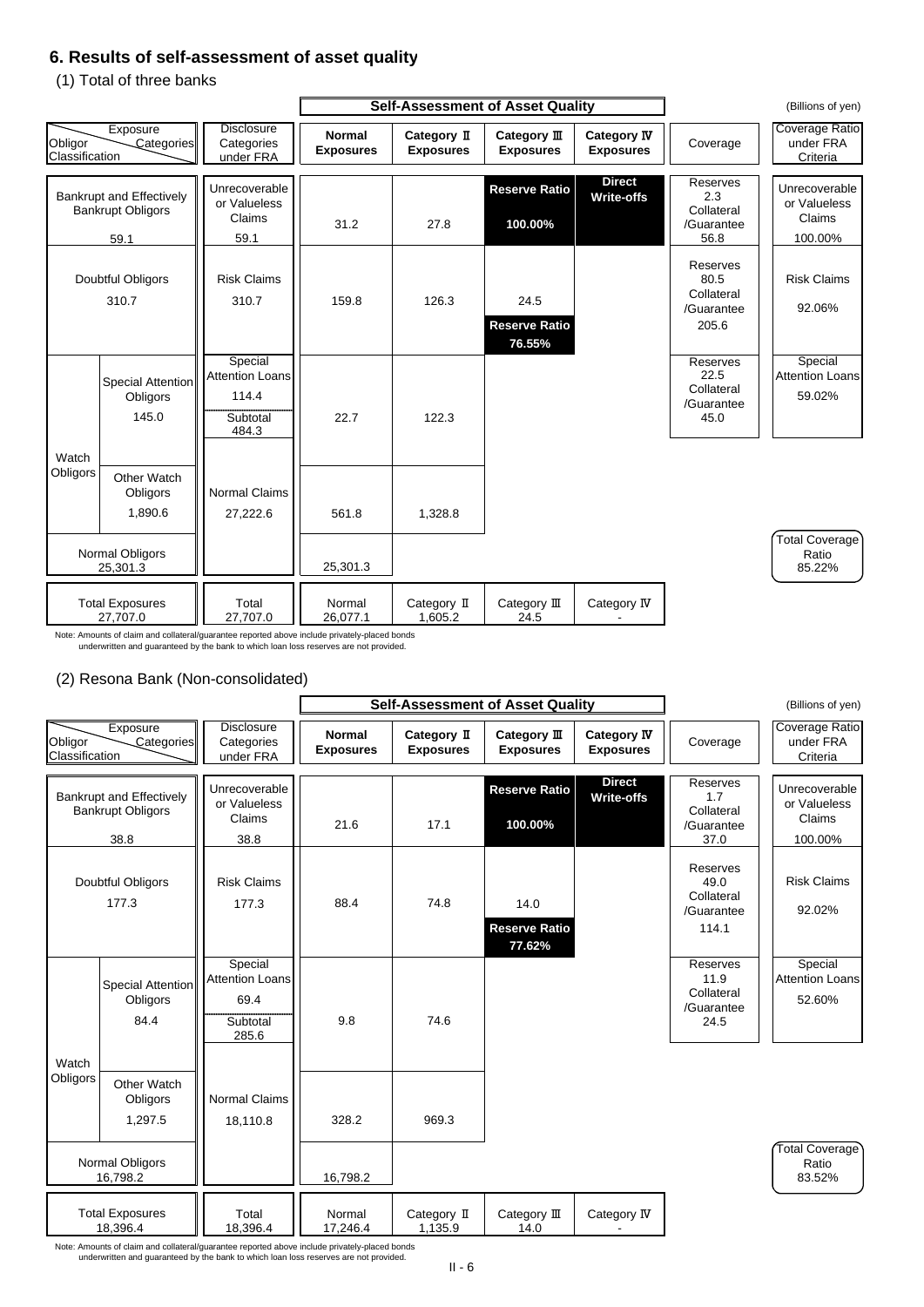## 6. Results of self-assessment of asset quality

### (1) Total of three banks

(Billions of yen)

| Obligor Classification (Exposure Categories) | | Disclosure Categories under FRA | Normal Exposures | Category Ⅱ Exposures | Category Ⅲ Exposures | Category Ⅳ Exposures | Coverage | Coverage Ratio under FRA Criteria |
|---|---|---|---|---|---|---|---|---|
| Bankrupt and Effectively Bankrupt Obligors 59.1 | | Unrecoverable or Valueless Claims 59.1 | 31.2 | 27.8 | Reserve Ratio 100.00% | Direct Write-offs | Reserves 2.3 Collateral /Guarantee 56.8 | Unrecoverable or Valueless Claims 100.00% |
| Doubtful Obligors 310.7 | | Risk Claims 310.7 | 159.8 | 126.3 | 24.5 Reserve Ratio 76.55% | | Reserves 80.5 Collateral /Guarantee 205.6 | Risk Claims 92.06% |
| Watch Obligors | Special Attention Obligors 145.0 | Special Attention Loans 114.4 Subtotal 484.3 | 22.7 | 122.3 | | | Reserves 22.5 Collateral /Guarantee 45.0 | Special Attention Loans 59.02% |
| | Other Watch Obligors 1,890.6 | Normal Claims 27,222.6 | 561.8 | 1,328.8 | | | | |
| Normal Obligors 25,301.3 | | | 25,301.3 | | | | | Total Coverage Ratio 85.22% |
| Total Exposures 27,707.0 | | Total 27,707.0 | Normal 26,077.1 | Category Ⅱ 1,605.2 | Category Ⅲ 24.5 | Category Ⅳ - | | |

Note: Amounts of claim and collateral/guarantee reported above include privately-placed bonds underwritten and guaranteed by the bank to which loan loss reserves are not provided.

### (2) Resona Bank (Non-consolidated)

(Billions of yen)

| Obligor Classification (Exposure Categories) | | Disclosure Categories under FRA | Normal Exposures | Category Ⅱ Exposures | Category Ⅲ Exposures | Category Ⅳ Exposures | Coverage | Coverage Ratio under FRA Criteria |
|---|---|---|---|---|---|---|---|---|
| Bankrupt and Effectively Bankrupt Obligors 38.8 | | Unrecoverable or Valueless Claims 38.8 | 21.6 | 17.1 | Reserve Ratio 100.00% | Direct Write-offs | Reserves 1.7 Collateral /Guarantee 37.0 | Unrecoverable or Valueless Claims 100.00% |
| Doubtful Obligors 177.3 | | Risk Claims 177.3 | 88.4 | 74.8 | 14.0 Reserve Ratio 77.62% | | Reserves 49.0 Collateral /Guarantee 114.1 | Risk Claims 92.02% |
| Watch Obligors | Special Attention Obligors 84.4 | Special Attention Loans 69.4 Subtotal 285.6 | 9.8 | 74.6 | | | Reserves 11.9 Collateral /Guarantee 24.5 | Special Attention Loans 52.60% |
| | Other Watch Obligors 1,297.5 | Normal Claims 18,110.8 | 328.2 | 969.3 | | | | |
| Normal Obligors 16,798.2 | | | 16,798.2 | | | | | Total Coverage Ratio 83.52% |
| Total Exposures 18,396.4 | | Total 18,396.4 | Normal 17,246.4 | Category Ⅱ 1,135.9 | Category Ⅲ 14.0 | Category Ⅳ - | | |

Note: Amounts of claim and collateral/guarantee reported above include privately-placed bonds underwritten and guaranteed by the bank to which loan loss reserves are not provided.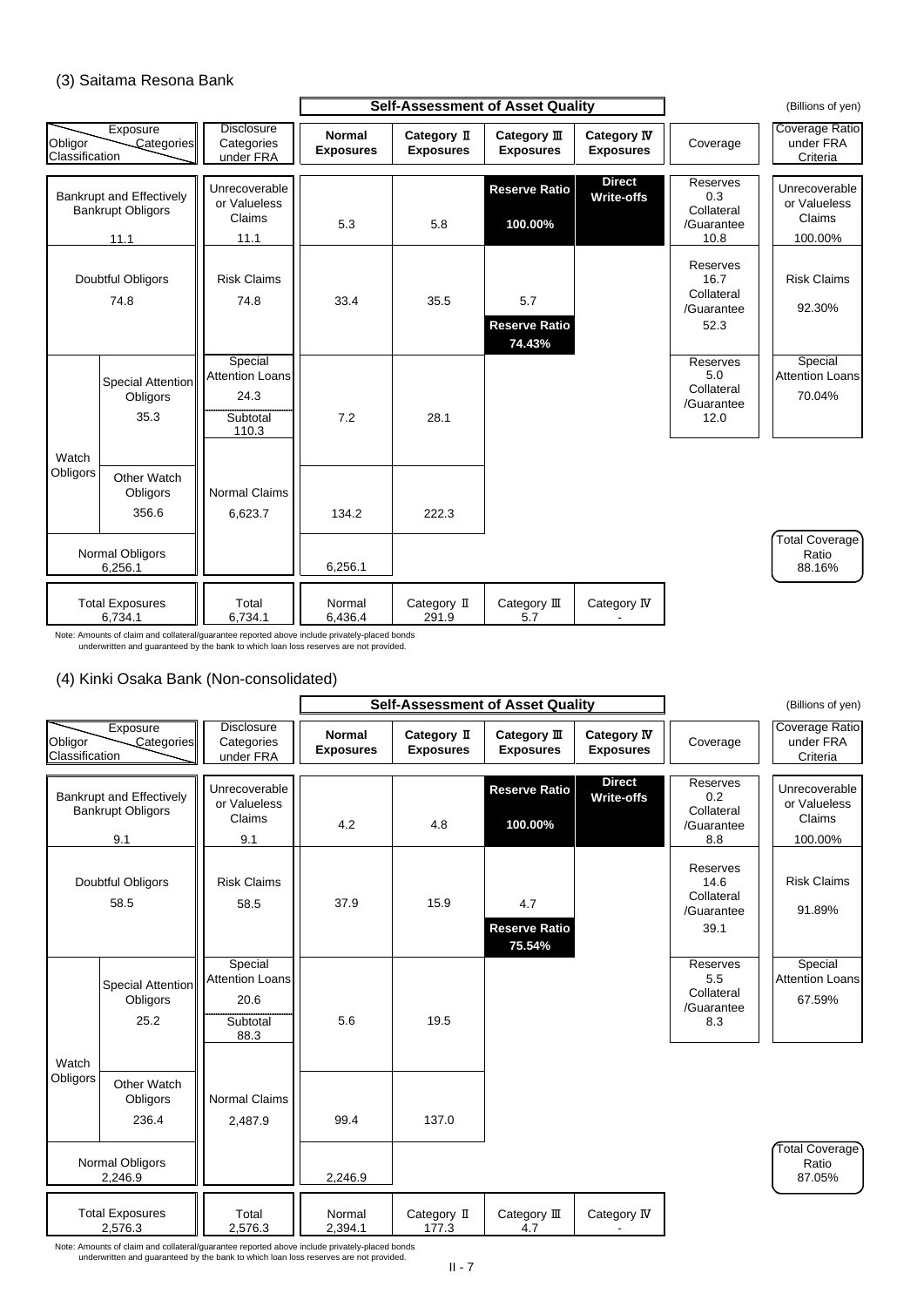### (3) Saitama Resona Bank

(Billions of yen)

| Obligor Classification (Exposure Categories) | | Disclosure Categories under FRA | Self-Assessment of Asset Quality: Normal Exposures | Category Ⅱ Exposures | Category Ⅲ Exposures | Category Ⅳ Exposures | Coverage | Coverage Ratio under FRA Criteria |
|---|---|---|---|---|---|---|---|---|
| Bankrupt and Effectively Bankrupt Obligors 11.1 | | Unrecoverable or Valueless Claims 11.1 | 5.3 | 5.8 | Reserve Ratio 100.00% | Direct Write-offs | Reserves 0.3 Collateral /Guarantee 10.8 | Unrecoverable or Valueless Claims 100.00% |
| Doubtful Obligors 74.8 | | Risk Claims 74.8 | 33.4 | 35.5 | 5.7 Reserve Ratio 74.43% | | Reserves 16.7 Collateral /Guarantee 52.3 | Risk Claims 92.30% |
| Watch Obligors | Special Attention Obligors 35.3 | Special Attention Loans 24.3 Subtotal 110.3 | 7.2 | 28.1 | | | Reserves 5.0 Collateral /Guarantee 12.0 | Special Attention Loans 70.04% |
| | Other Watch Obligors 356.6 | Normal Claims 6,623.7 | 134.2 | 222.3 | | | | |
| Normal Obligors 6,256.1 | | | 6,256.1 | | | | | Total Coverage Ratio 88.16% |
| Total Exposures 6,734.1 | | Total 6,734.1 | Normal 6,436.4 | Category Ⅱ 291.9 | Category Ⅲ 5.7 | Category Ⅳ - | | |

Note: Amounts of claim and collateral/guarantee reported above include privately-placed bonds underwritten and guaranteed by the bank to which loan loss reserves are not provided.

### (4) Kinki Osaka Bank (Non-consolidated)

(Billions of yen)

| Obligor Classification (Exposure Categories) | | Disclosure Categories under FRA | Self-Assessment of Asset Quality: Normal Exposures | Category Ⅱ Exposures | Category Ⅲ Exposures | Category Ⅳ Exposures | Coverage | Coverage Ratio under FRA Criteria |
|---|---|---|---|---|---|---|---|---|
| Bankrupt and Effectively Bankrupt Obligors 9.1 | | Unrecoverable or Valueless Claims 9.1 | 4.2 | 4.8 | Reserve Ratio 100.00% | Direct Write-offs | Reserves 0.2 Collateral /Guarantee 8.8 | Unrecoverable or Valueless Claims 100.00% |
| Doubtful Obligors 58.5 | | Risk Claims 58.5 | 37.9 | 15.9 | 4.7 Reserve Ratio 75.54% | | Reserves 14.6 Collateral /Guarantee 39.1 | Risk Claims 91.89% |
| Watch Obligors | Special Attention Obligors 25.2 | Special Attention Loans 20.6 Subtotal 88.3 | 5.6 | 19.5 | | | Reserves 5.5 Collateral /Guarantee 8.3 | Special Attention Loans 67.59% |
| | Other Watch Obligors 236.4 | Normal Claims 2,487.9 | 99.4 | 137.0 | | | | |
| Normal Obligors 2,246.9 | | | 2,246.9 | | | | | Total Coverage Ratio 87.05% |
| Total Exposures 2,576.3 | | Total 2,576.3 | Normal 2,394.1 | Category Ⅱ 177.3 | Category Ⅲ 4.7 | Category Ⅳ - | | |

Note: Amounts of claim and collateral/guarantee reported above include privately-placed bonds underwritten and guaranteed by the bank to which loan loss reserves are not provided.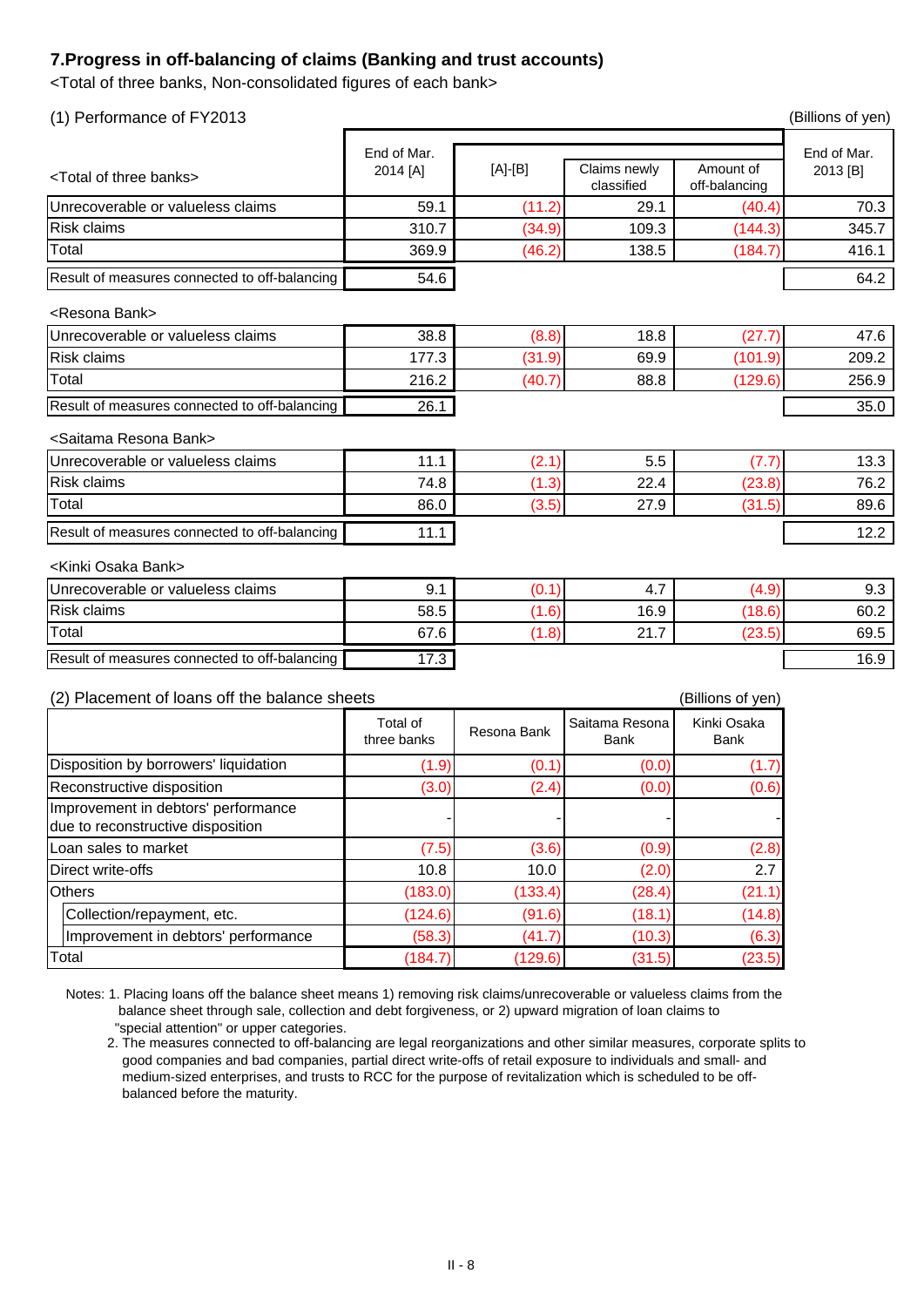## 7.Progress in off-balancing of claims (Banking and trust accounts)

<Total of three banks, Non-consolidated figures of each bank>

(1) Performance of FY2013

(Billions of yen)

| <Total of three banks> | End of Mar. 2014 [A] | [A]-[B] | Claims newly classified | Amount of off-balancing | End of Mar. 2013 [B] |
|---|---|---|---|---|---|
| Unrecoverable or valueless claims | 59.1 | (11.2) | 29.1 | (40.4) | 70.3 |
| Risk claims | 310.7 | (34.9) | 109.3 | (144.3) | 345.7 |
| Total | 369.9 | (46.2) | 138.5 | (184.7) | 416.1 |
| Result of measures connected to off-balancing | 54.6 | | | | 64.2 |

| <Resona Bank> | End of Mar. 2014 [A] | [A]-[B] | Claims newly classified | Amount of off-balancing | End of Mar. 2013 [B] |
|---|---|---|---|---|---|
| Unrecoverable or valueless claims | 38.8 | (8.8) | 18.8 | (27.7) | 47.6 |
| Risk claims | 177.3 | (31.9) | 69.9 | (101.9) | 209.2 |
| Total | 216.2 | (40.7) | 88.8 | (129.6) | 256.9 |
| Result of measures connected to off-balancing | 26.1 | | | | 35.0 |

| <Saitama Resona Bank> | End of Mar. 2014 [A] | [A]-[B] | Claims newly classified | Amount of off-balancing | End of Mar. 2013 [B] |
|---|---|---|---|---|---|
| Unrecoverable or valueless claims | 11.1 | (2.1) | 5.5 | (7.7) | 13.3 |
| Risk claims | 74.8 | (1.3) | 22.4 | (23.8) | 76.2 |
| Total | 86.0 | (3.5) | 27.9 | (31.5) | 89.6 |
| Result of measures connected to off-balancing | 11.1 | | | | 12.2 |

| <Kinki Osaka Bank> | End of Mar. 2014 [A] | [A]-[B] | Claims newly classified | Amount of off-balancing | End of Mar. 2013 [B] |
|---|---|---|---|---|---|
| Unrecoverable or valueless claims | 9.1 | (0.1) | 4.7 | (4.9) | 9.3 |
| Risk claims | 58.5 | (1.6) | 16.9 | (18.6) | 60.2 |
| Total | 67.6 | (1.8) | 21.7 | (23.5) | 69.5 |
| Result of measures connected to off-balancing | 17.3 | | | | 16.9 |

(2) Placement of loans off the balance sheets

(Billions of yen)

| | Total of three banks | Resona Bank | Saitama Resona Bank | Kinki Osaka Bank |
|---|---|---|---|---|
| Disposition by borrowers' liquidation | (1.9) | (0.1) | (0.0) | (1.7) |
| Reconstructive disposition | (3.0) | (2.4) | (0.0) | (0.6) |
| Improvement in debtors' performance due to reconstructive disposition | - | - | - | - |
| Loan sales to market | (7.5) | (3.6) | (0.9) | (2.8) |
| Direct write-offs | 10.8 | 10.0 | (2.0) | 2.7 |
| Others | (183.0) | (133.4) | (28.4) | (21.1) |
| Collection/repayment, etc. | (124.6) | (91.6) | (18.1) | (14.8) |
| Improvement in debtors' performance | (58.3) | (41.7) | (10.3) | (6.3) |
| Total | (184.7) | (129.6) | (31.5) | (23.5) |

Notes: 1. Placing loans off the balance sheet means 1) removing risk claims/unrecoverable or valueless claims from the balance sheet through sale, collection and debt forgiveness, or 2) upward migration of loan claims to "special attention" or upper categories.

2. The measures connected to off-balancing are legal reorganizations and other similar measures, corporate splits to good companies and bad companies, partial direct write-offs of retail exposure to individuals and small- and medium-sized enterprises, and trusts to RCC for the purpose of revitalization which is scheduled to be off-balanced before the maturity.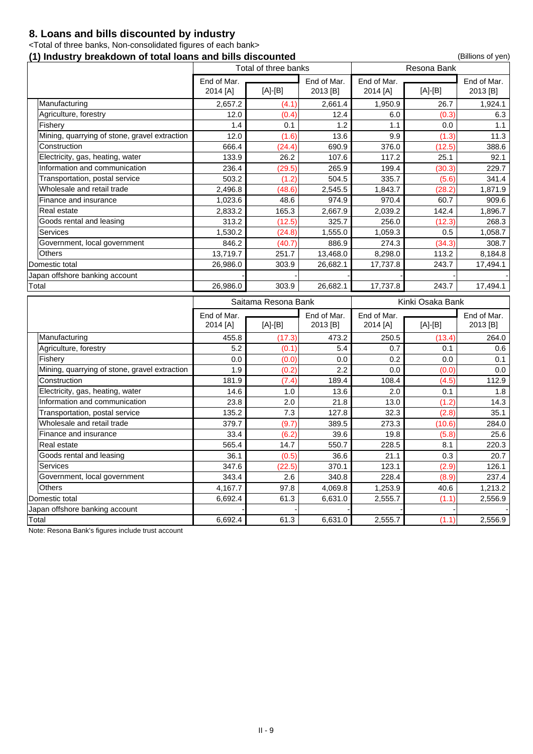## 8. Loans and bills discounted by industry

<Total of three banks, Non-consolidated figures of each bank>

### (1) Industry breakdown of total loans and bills discounted

(Billions of yen)

| | Total of three banks | | | Resona Bank | | |
|---|---|---|---|---|---|---|
| | End of Mar. 2014 [A] | [A]-[B] | End of Mar. 2013 [B] | End of Mar. 2014 [A] | [A]-[B] | End of Mar. 2013 [B] |
| Manufacturing | 2,657.2 | (4.1) | 2,661.4 | 1,950.9 | 26.7 | 1,924.1 |
| Agriculture, forestry | 12.0 | (0.4) | 12.4 | 6.0 | (0.3) | 6.3 |
| Fishery | 1.4 | 0.1 | 1.2 | 1.1 | 0.0 | 1.1 |
| Mining, quarrying of stone, gravel extraction | 12.0 | (1.6) | 13.6 | 9.9 | (1.3) | 11.3 |
| Construction | 666.4 | (24.4) | 690.9 | 376.0 | (12.5) | 388.6 |
| Electricity, gas, heating, water | 133.9 | 26.2 | 107.6 | 117.2 | 25.1 | 92.1 |
| Information and communication | 236.4 | (29.5) | 265.9 | 199.4 | (30.3) | 229.7 |
| Transportation, postal service | 503.2 | (1.2) | 504.5 | 335.7 | (5.6) | 341.4 |
| Wholesale and retail trade | 2,496.8 | (48.6) | 2,545.5 | 1,843.7 | (28.2) | 1,871.9 |
| Finance and insurance | 1,023.6 | 48.6 | 974.9 | 970.4 | 60.7 | 909.6 |
| Real estate | 2,833.2 | 165.3 | 2,667.9 | 2,039.2 | 142.4 | 1,896.7 |
| Goods rental and leasing | 313.2 | (12.5) | 325.7 | 256.0 | (12.3) | 268.3 |
| Services | 1,530.2 | (24.8) | 1,555.0 | 1,059.3 | 0.5 | 1,058.7 |
| Government, local government | 846.2 | (40.7) | 886.9 | 274.3 | (34.3) | 308.7 |
| Others | 13,719.7 | 251.7 | 13,468.0 | 8,298.0 | 113.2 | 8,184.8 |
| Domestic total | 26,986.0 | 303.9 | 26,682.1 | 17,737.8 | 243.7 | 17,494.1 |
| Japan offshore banking account | - | - | - | - | - | - |
| Total | 26,986.0 | 303.9 | 26,682.1 | 17,737.8 | 243.7 | 17,494.1 |

| | Saitama Resona Bank | | | Kinki Osaka Bank | | |
|---|---|---|---|---|---|---|
| | End of Mar. 2014 [A] | [A]-[B] | End of Mar. 2013 [B] | End of Mar. 2014 [A] | [A]-[B] | End of Mar. 2013 [B] |
| Manufacturing | 455.8 | (17.3) | 473.2 | 250.5 | (13.4) | 264.0 |
| Agriculture, forestry | 5.2 | (0.1) | 5.4 | 0.7 | 0.1 | 0.6 |
| Fishery | 0.0 | (0.0) | 0.0 | 0.2 | 0.0 | 0.1 |
| Mining, quarrying of stone, gravel extraction | 1.9 | (0.2) | 2.2 | 0.0 | (0.0) | 0.0 |
| Construction | 181.9 | (7.4) | 189.4 | 108.4 | (4.5) | 112.9 |
| Electricity, gas, heating, water | 14.6 | 1.0 | 13.6 | 2.0 | 0.1 | 1.8 |
| Information and communication | 23.8 | 2.0 | 21.8 | 13.0 | (1.2) | 14.3 |
| Transportation, postal service | 135.2 | 7.3 | 127.8 | 32.3 | (2.8) | 35.1 |
| Wholesale and retail trade | 379.7 | (9.7) | 389.5 | 273.3 | (10.6) | 284.0 |
| Finance and insurance | 33.4 | (6.2) | 39.6 | 19.8 | (5.8) | 25.6 |
| Real estate | 565.4 | 14.7 | 550.7 | 228.5 | 8.1 | 220.3 |
| Goods rental and leasing | 36.1 | (0.5) | 36.6 | 21.1 | 0.3 | 20.7 |
| Services | 347.6 | (22.5) | 370.1 | 123.1 | (2.9) | 126.1 |
| Government, local government | 343.4 | 2.6 | 340.8 | 228.4 | (8.9) | 237.4 |
| Others | 4,167.7 | 97.8 | 4,069.8 | 1,253.9 | 40.6 | 1,213.2 |
| Domestic total | 6,692.4 | 61.3 | 6,631.0 | 2,555.7 | (1.1) | 2,556.9 |
| Japan offshore banking account | - | - | - | - | - | - |
| Total | 6,692.4 | 61.3 | 6,631.0 | 2,555.7 | (1.1) | 2,556.9 |

Note: Resona Bank's figures include trust account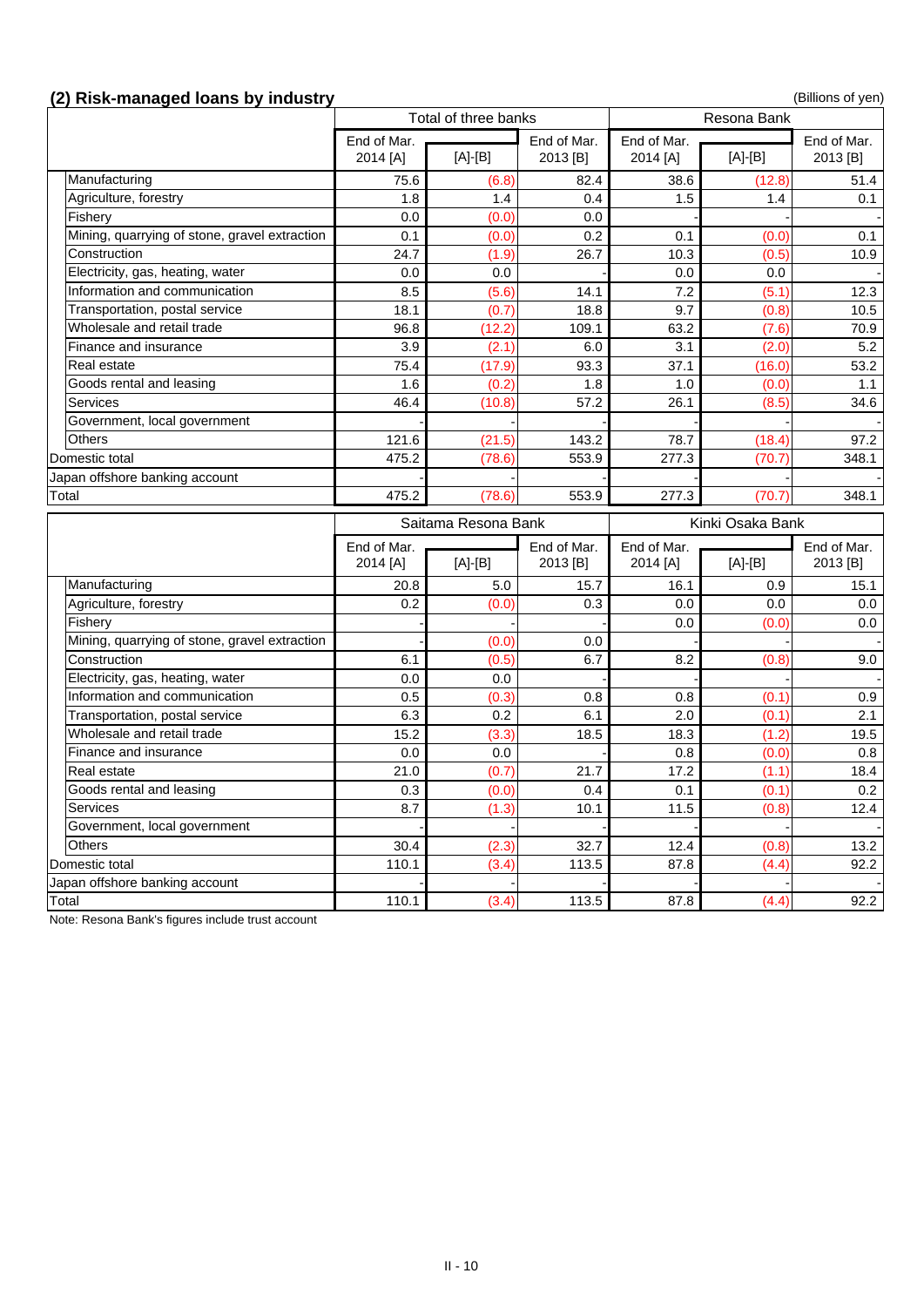## (2) Risk-managed loans by industry

(Billions of yen)

| | Total of three banks | | | Resona Bank | | |
|---|---|---|---|---|---|---|
| | End of Mar. 2014 [A] | [A]-[B] | End of Mar. 2013 [B] | End of Mar. 2014 [A] | [A]-[B] | End of Mar. 2013 [B] |
| Manufacturing | 75.6 | (6.8) | 82.4 | 38.6 | (12.8) | 51.4 |
| Agriculture, forestry | 1.8 | 1.4 | 0.4 | 1.5 | 1.4 | 0.1 |
| Fishery | 0.0 | (0.0) | 0.0 | - | - | - |
| Mining, quarrying of stone, gravel extraction | 0.1 | (0.0) | 0.2 | 0.1 | (0.0) | 0.1 |
| Construction | 24.7 | (1.9) | 26.7 | 10.3 | (0.5) | 10.9 |
| Electricity, gas, heating, water | 0.0 | 0.0 | - | 0.0 | 0.0 | - |
| Information and communication | 8.5 | (5.6) | 14.1 | 7.2 | (5.1) | 12.3 |
| Transportation, postal service | 18.1 | (0.7) | 18.8 | 9.7 | (0.8) | 10.5 |
| Wholesale and retail trade | 96.8 | (12.2) | 109.1 | 63.2 | (7.6) | 70.9 |
| Finance and insurance | 3.9 | (2.1) | 6.0 | 3.1 | (2.0) | 5.2 |
| Real estate | 75.4 | (17.9) | 93.3 | 37.1 | (16.0) | 53.2 |
| Goods rental and leasing | 1.6 | (0.2) | 1.8 | 1.0 | (0.0) | 1.1 |
| Services | 46.4 | (10.8) | 57.2 | 26.1 | (8.5) | 34.6 |
| Government, local government | - | - | - | - | - | - |
| Others | 121.6 | (21.5) | 143.2 | 78.7 | (18.4) | 97.2 |
| Domestic total | 475.2 | (78.6) | 553.9 | 277.3 | (70.7) | 348.1 |
| Japan offshore banking account | - | - | - | - | - | - |
| Total | 475.2 | (78.6) | 553.9 | 277.3 | (70.7) | 348.1 |

| | Saitama Resona Bank | | | Kinki Osaka Bank | | |
|---|---|---|---|---|---|---|
| | End of Mar. 2014 [A] | [A]-[B] | End of Mar. 2013 [B] | End of Mar. 2014 [A] | [A]-[B] | End of Mar. 2013 [B] |
| Manufacturing | 20.8 | 5.0 | 15.7 | 16.1 | 0.9 | 15.1 |
| Agriculture, forestry | 0.2 | (0.0) | 0.3 | 0.0 | 0.0 | 0.0 |
| Fishery | - | - | - | 0.0 | (0.0) | 0.0 |
| Mining, quarrying of stone, gravel extraction | - | (0.0) | 0.0 | - | - | - |
| Construction | 6.1 | (0.5) | 6.7 | 8.2 | (0.8) | 9.0 |
| Electricity, gas, heating, water | 0.0 | 0.0 | - | - | - | - |
| Information and communication | 0.5 | (0.3) | 0.8 | 0.8 | (0.1) | 0.9 |
| Transportation, postal service | 6.3 | 0.2 | 6.1 | 2.0 | (0.1) | 2.1 |
| Wholesale and retail trade | 15.2 | (3.3) | 18.5 | 18.3 | (1.2) | 19.5 |
| Finance and insurance | 0.0 | 0.0 | - | 0.8 | (0.0) | 0.8 |
| Real estate | 21.0 | (0.7) | 21.7 | 17.2 | (1.1) | 18.4 |
| Goods rental and leasing | 0.3 | (0.0) | 0.4 | 0.1 | (0.1) | 0.2 |
| Services | 8.7 | (1.3) | 10.1 | 11.5 | (0.8) | 12.4 |
| Government, local government | - | - | - | - | - | - |
| Others | 30.4 | (2.3) | 32.7 | 12.4 | (0.8) | 13.2 |
| Domestic total | 110.1 | (3.4) | 113.5 | 87.8 | (4.4) | 92.2 |
| Japan offshore banking account | - | - | - | - | - | - |
| Total | 110.1 | (3.4) | 113.5 | 87.8 | (4.4) | 92.2 |

Note: Resona Bank's figures include trust account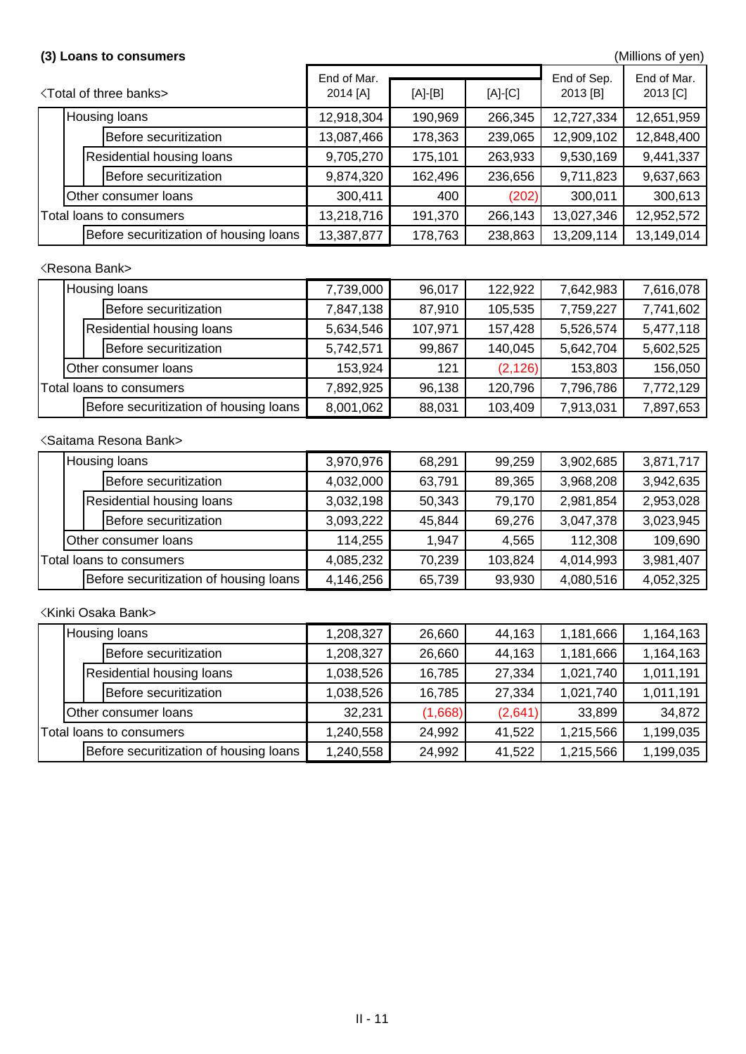### (3) Loans to consumers

(Millions of yen)

<Total of three banks>

| | End of Mar. 2014 [A] | [A]-[B] | [A]-[C] | End of Sep. 2013 [B] | End of Mar. 2013 [C] |
|---|---|---|---|---|---|
| Housing loans | 12,918,304 | 190,969 | 266,345 | 12,727,334 | 12,651,959 |
| Before securitization | 13,087,466 | 178,363 | 239,065 | 12,909,102 | 12,848,400 |
| Residential housing loans | 9,705,270 | 175,101 | 263,933 | 9,530,169 | 9,441,337 |
| Before securitization | 9,874,320 | 162,496 | 236,656 | 9,711,823 | 9,637,663 |
| Other consumer loans | 300,411 | 400 | (202) | 300,011 | 300,613 |
| Total loans to consumers | 13,218,716 | 191,370 | 266,143 | 13,027,346 | 12,952,572 |
| Before securitization of housing loans | 13,387,877 | 178,763 | 238,863 | 13,209,114 | 13,149,014 |

<Resona Bank>

| | End of Mar. 2014 [A] | [A]-[B] | [A]-[C] | End of Sep. 2013 [B] | End of Mar. 2013 [C] |
|---|---|---|---|---|---|
| Housing loans | 7,739,000 | 96,017 | 122,922 | 7,642,983 | 7,616,078 |
| Before securitization | 7,847,138 | 87,910 | 105,535 | 7,759,227 | 7,741,602 |
| Residential housing loans | 5,634,546 | 107,971 | 157,428 | 5,526,574 | 5,477,118 |
| Before securitization | 5,742,571 | 99,867 | 140,045 | 5,642,704 | 5,602,525 |
| Other consumer loans | 153,924 | 121 | (2,126) | 153,803 | 156,050 |
| Total loans to consumers | 7,892,925 | 96,138 | 120,796 | 7,796,786 | 7,772,129 |
| Before securitization of housing loans | 8,001,062 | 88,031 | 103,409 | 7,913,031 | 7,897,653 |

<Saitama Resona Bank>

| | End of Mar. 2014 [A] | [A]-[B] | [A]-[C] | End of Sep. 2013 [B] | End of Mar. 2013 [C] |
|---|---|---|---|---|---|
| Housing loans | 3,970,976 | 68,291 | 99,259 | 3,902,685 | 3,871,717 |
| Before securitization | 4,032,000 | 63,791 | 89,365 | 3,968,208 | 3,942,635 |
| Residential housing loans | 3,032,198 | 50,343 | 79,170 | 2,981,854 | 2,953,028 |
| Before securitization | 3,093,222 | 45,844 | 69,276 | 3,047,378 | 3,023,945 |
| Other consumer loans | 114,255 | 1,947 | 4,565 | 112,308 | 109,690 |
| Total loans to consumers | 4,085,232 | 70,239 | 103,824 | 4,014,993 | 3,981,407 |
| Before securitization of housing loans | 4,146,256 | 65,739 | 93,930 | 4,080,516 | 4,052,325 |

<Kinki Osaka Bank>

| | End of Mar. 2014 [A] | [A]-[B] | [A]-[C] | End of Sep. 2013 [B] | End of Mar. 2013 [C] |
|---|---|---|---|---|---|
| Housing loans | 1,208,327 | 26,660 | 44,163 | 1,181,666 | 1,164,163 |
| Before securitization | 1,208,327 | 26,660 | 44,163 | 1,181,666 | 1,164,163 |
| Residential housing loans | 1,038,526 | 16,785 | 27,334 | 1,021,740 | 1,011,191 |
| Before securitization | 1,038,526 | 16,785 | 27,334 | 1,021,740 | 1,011,191 |
| Other consumer loans | 32,231 | (1,668) | (2,641) | 33,899 | 34,872 |
| Total loans to consumers | 1,240,558 | 24,992 | 41,522 | 1,215,566 | 1,199,035 |
| Before securitization of housing loans | 1,240,558 | 24,992 | 41,522 | 1,215,566 | 1,199,035 |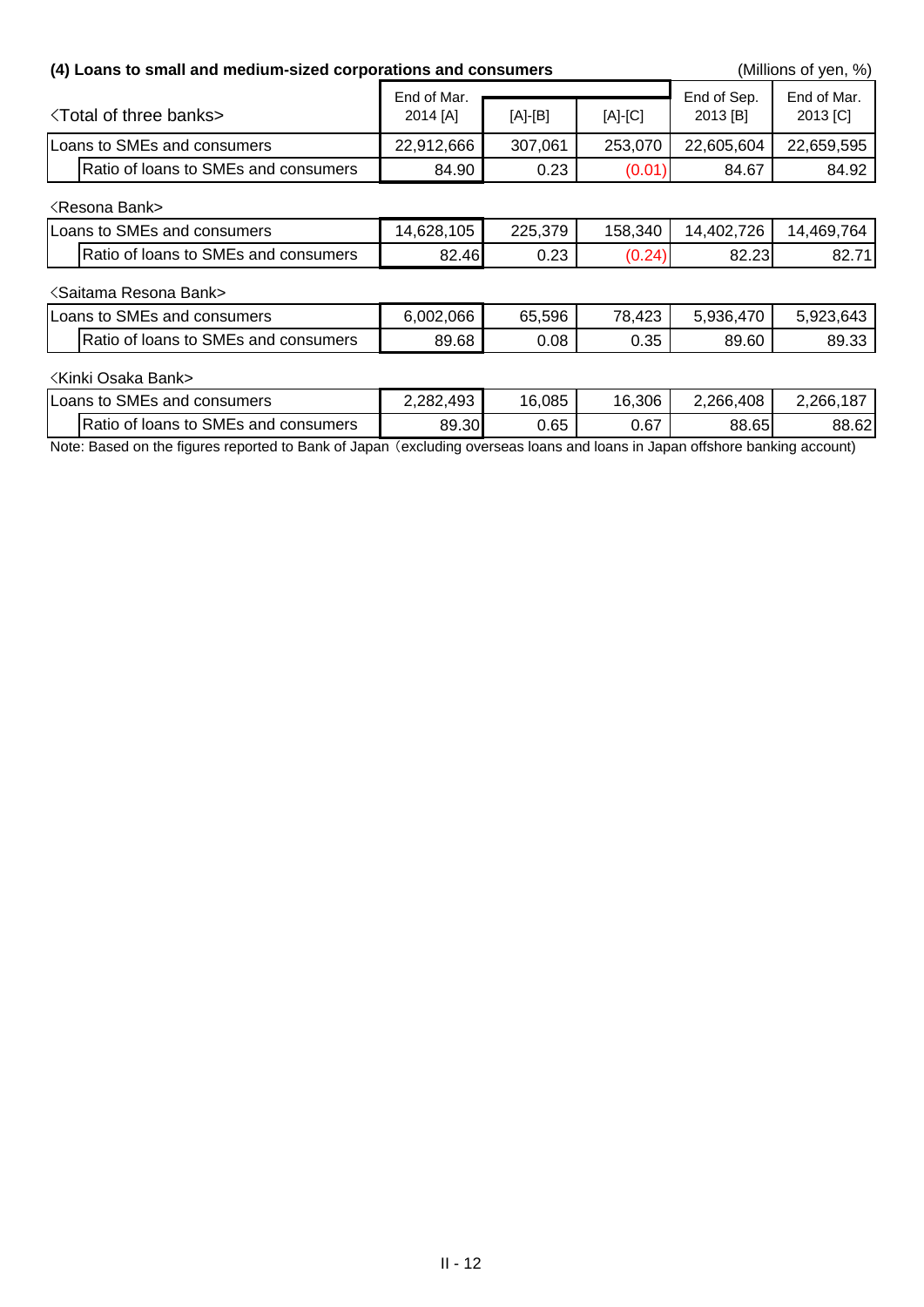### (4) Loans to small and medium-sized corporations and consumers

(Millions of yen, %)

| <Total of three banks> | End of Mar. 2014 [A] | [A]-[B] | [A]-[C] | End of Sep. 2013 [B] | End of Mar. 2013 [C] |
|---|---|---|---|---|---|
| Loans to SMEs and consumers | 22,912,666 | 307,061 | 253,070 | 22,605,604 | 22,659,595 |
| Ratio of loans to SMEs and consumers | 84.90 | 0.23 | (0.01) | 84.67 | 84.92 |

<Resona Bank>

| | End of Mar. 2014 [A] | [A]-[B] | [A]-[C] | End of Sep. 2013 [B] | End of Mar. 2013 [C] |
|---|---|---|---|---|---|
| Loans to SMEs and consumers | 14,628,105 | 225,379 | 158,340 | 14,402,726 | 14,469,764 |
| Ratio of loans to SMEs and consumers | 82.46 | 0.23 | (0.24) | 82.23 | 82.71 |

<Saitama Resona Bank>

| | End of Mar. 2014 [A] | [A]-[B] | [A]-[C] | End of Sep. 2013 [B] | End of Mar. 2013 [C] |
|---|---|---|---|---|---|
| Loans to SMEs and consumers | 6,002,066 | 65,596 | 78,423 | 5,936,470 | 5,923,643 |
| Ratio of loans to SMEs and consumers | 89.68 | 0.08 | 0.35 | 89.60 | 89.33 |

<Kinki Osaka Bank>

| | End of Mar. 2014 [A] | [A]-[B] | [A]-[C] | End of Sep. 2013 [B] | End of Mar. 2013 [C] |
|---|---|---|---|---|---|
| Loans to SMEs and consumers | 2,282,493 | 16,085 | 16,306 | 2,266,408 | 2,266,187 |
| Ratio of loans to SMEs and consumers | 89.30 | 0.65 | 0.67 | 88.65 | 88.62 |

Note: Based on the figures reported to Bank of Japan（excluding overseas loans and loans in Japan offshore banking account)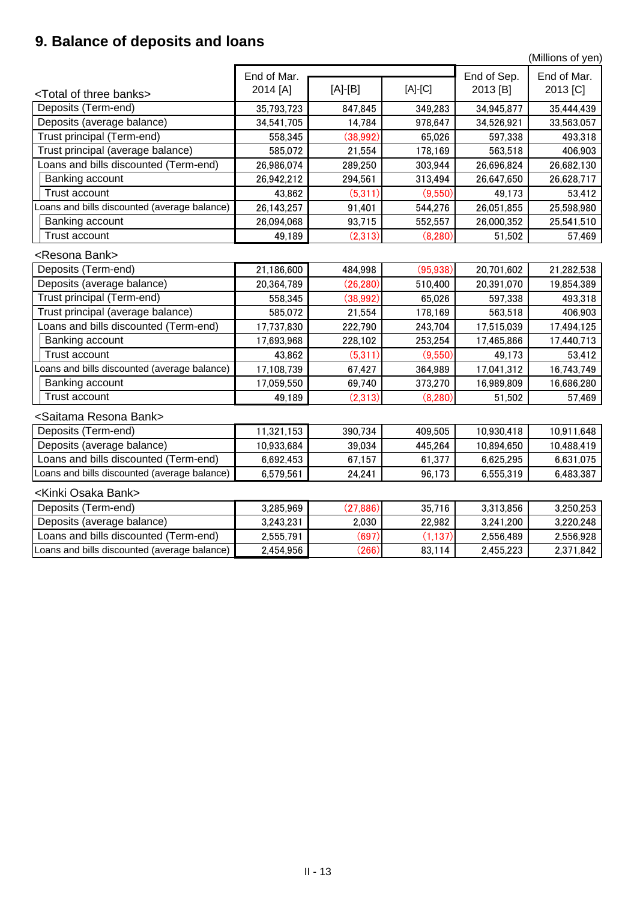## 9. Balance of deposits and loans

(Millions of yen)

| <Total of three banks> | End of Mar. 2014 [A] | [A]-[B] | [A]-[C] | End of Sep. 2013 [B] | End of Mar. 2013 [C] |
|---|---|---|---|---|---|
| Deposits (Term-end) | 35,793,723 | 847,845 | 349,283 | 34,945,877 | 35,444,439 |
| Deposits (average balance) | 34,541,705 | 14,784 | 978,647 | 34,526,921 | 33,563,057 |
| Trust principal (Term-end) | 558,345 | (38,992) | 65,026 | 597,338 | 493,318 |
| Trust principal (average balance) | 585,072 | 21,554 | 178,169 | 563,518 | 406,903 |
| Loans and bills discounted (Term-end) | 26,986,074 | 289,250 | 303,944 | 26,696,824 | 26,682,130 |
| Banking account | 26,942,212 | 294,561 | 313,494 | 26,647,650 | 26,628,717 |
| Trust account | 43,862 | (5,311) | (9,550) | 49,173 | 53,412 |
| Loans and bills discounted (average balance) | 26,143,257 | 91,401 | 544,276 | 26,051,855 | 25,598,980 |
| Banking account | 26,094,068 | 93,715 | 552,557 | 26,000,352 | 25,541,510 |
| Trust account | 49,189 | (2,313) | (8,280) | 51,502 | 57,469 |

<Resona Bank>

| | End of Mar. 2014 [A] | [A]-[B] | [A]-[C] | End of Sep. 2013 [B] | End of Mar. 2013 [C] |
|---|---|---|---|---|---|
| Deposits (Term-end) | 21,186,600 | 484,998 | (95,938) | 20,701,602 | 21,282,538 |
| Deposits (average balance) | 20,364,789 | (26,280) | 510,400 | 20,391,070 | 19,854,389 |
| Trust principal (Term-end) | 558,345 | (38,992) | 65,026 | 597,338 | 493,318 |
| Trust principal (average balance) | 585,072 | 21,554 | 178,169 | 563,518 | 406,903 |
| Loans and bills discounted (Term-end) | 17,737,830 | 222,790 | 243,704 | 17,515,039 | 17,494,125 |
| Banking account | 17,693,968 | 228,102 | 253,254 | 17,465,866 | 17,440,713 |
| Trust account | 43,862 | (5,311) | (9,550) | 49,173 | 53,412 |
| Loans and bills discounted (average balance) | 17,108,739 | 67,427 | 364,989 | 17,041,312 | 16,743,749 |
| Banking account | 17,059,550 | 69,740 | 373,270 | 16,989,809 | 16,686,280 |
| Trust account | 49,189 | (2,313) | (8,280) | 51,502 | 57,469 |

<Saitama Resona Bank>

| | End of Mar. 2014 [A] | [A]-[B] | [A]-[C] | End of Sep. 2013 [B] | End of Mar. 2013 [C] |
|---|---|---|---|---|---|
| Deposits (Term-end) | 11,321,153 | 390,734 | 409,505 | 10,930,418 | 10,911,648 |
| Deposits (average balance) | 10,933,684 | 39,034 | 445,264 | 10,894,650 | 10,488,419 |
| Loans and bills discounted (Term-end) | 6,692,453 | 67,157 | 61,377 | 6,625,295 | 6,631,075 |
| Loans and bills discounted (average balance) | 6,579,561 | 24,241 | 96,173 | 6,555,319 | 6,483,387 |

<Kinki Osaka Bank>

| | End of Mar. 2014 [A] | [A]-[B] | [A]-[C] | End of Sep. 2013 [B] | End of Mar. 2013 [C] |
|---|---|---|---|---|---|
| Deposits (Term-end) | 3,285,969 | (27,886) | 35,716 | 3,313,856 | 3,250,253 |
| Deposits (average balance) | 3,243,231 | 2,030 | 22,982 | 3,241,200 | 3,220,248 |
| Loans and bills discounted (Term-end) | 2,555,791 | (697) | (1,137) | 2,556,489 | 2,556,928 |
| Loans and bills discounted (average balance) | 2,454,956 | (266) | 83,114 | 2,455,223 | 2,371,842 |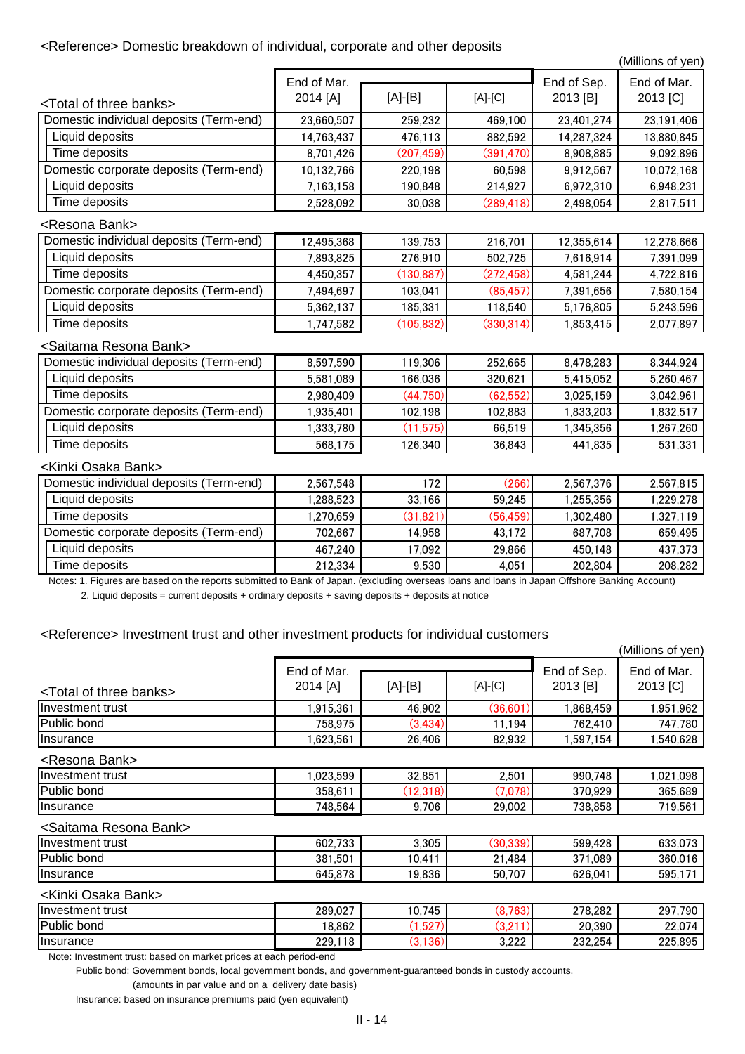## <Reference> Domestic breakdown of individual, corporate and other deposits

(Millions of yen)

| <Total of three banks> | End of Mar. 2014 [A] | [A]-[B] | [A]-[C] | End of Sep. 2013 [B] | End of Mar. 2013 [C] |
|---|---|---|---|---|---|
| Domestic individual deposits (Term-end) | 23,660,507 | 259,232 | 469,100 | 23,401,274 | 23,191,406 |
| Liquid deposits | 14,763,437 | 476,113 | 882,592 | 14,287,324 | 13,880,845 |
| Time deposits | 8,701,426 | (207,459) | (391,470) | 8,908,885 | 9,092,896 |
| Domestic corporate deposits (Term-end) | 10,132,766 | 220,198 | 60,598 | 9,912,567 | 10,072,168 |
| Liquid deposits | 7,163,158 | 190,848 | 214,927 | 6,972,310 | 6,948,231 |
| Time deposits | 2,528,092 | 30,038 | (289,418) | 2,498,054 | 2,817,511 |

| <Resona Bank> | End of Mar. 2014 [A] | [A]-[B] | [A]-[C] | End of Sep. 2013 [B] | End of Mar. 2013 [C] |
|---|---|---|---|---|---|
| Domestic individual deposits (Term-end) | 12,495,368 | 139,753 | 216,701 | 12,355,614 | 12,278,666 |
| Liquid deposits | 7,893,825 | 276,910 | 502,725 | 7,616,914 | 7,391,099 |
| Time deposits | 4,450,357 | (130,887) | (272,458) | 4,581,244 | 4,722,816 |
| Domestic corporate deposits (Term-end) | 7,494,697 | 103,041 | (85,457) | 7,391,656 | 7,580,154 |
| Liquid deposits | 5,362,137 | 185,331 | 118,540 | 5,176,805 | 5,243,596 |
| Time deposits | 1,747,582 | (105,832) | (330,314) | 1,853,415 | 2,077,897 |

| <Saitama Resona Bank> | End of Mar. 2014 [A] | [A]-[B] | [A]-[C] | End of Sep. 2013 [B] | End of Mar. 2013 [C] |
|---|---|---|---|---|---|
| Domestic individual deposits (Term-end) | 8,597,590 | 119,306 | 252,665 | 8,478,283 | 8,344,924 |
| Liquid deposits | 5,581,089 | 166,036 | 320,621 | 5,415,052 | 5,260,467 |
| Time deposits | 2,980,409 | (44,750) | (62,552) | 3,025,159 | 3,042,961 |
| Domestic corporate deposits (Term-end) | 1,935,401 | 102,198 | 102,883 | 1,833,203 | 1,832,517 |
| Liquid deposits | 1,333,780 | (11,575) | 66,519 | 1,345,356 | 1,267,260 |
| Time deposits | 568,175 | 126,340 | 36,843 | 441,835 | 531,331 |

| <Kinki Osaka Bank> | End of Mar. 2014 [A] | [A]-[B] | [A]-[C] | End of Sep. 2013 [B] | End of Mar. 2013 [C] |
|---|---|---|---|---|---|
| Domestic individual deposits (Term-end) | 2,567,548 | 172 | (266) | 2,567,376 | 2,567,815 |
| Liquid deposits | 1,288,523 | 33,166 | 59,245 | 1,255,356 | 1,229,278 |
| Time deposits | 1,270,659 | (31,821) | (56,459) | 1,302,480 | 1,327,119 |
| Domestic corporate deposits (Term-end) | 702,667 | 14,958 | 43,172 | 687,708 | 659,495 |
| Liquid deposits | 467,240 | 17,092 | 29,866 | 450,148 | 437,373 |
| Time deposits | 212,334 | 9,530 | 4,051 | 202,804 | 208,282 |

Notes: 1. Figures are based on the reports submitted to Bank of Japan. (excluding overseas loans and loans in Japan Offshore Banking Account)

2. Liquid deposits = current deposits + ordinary deposits + saving deposits + deposits at notice

## <Reference> Investment trust and other investment products for individual customers

(Millions of yen)

| <Total of three banks> | End of Mar. 2014 [A] | [A]-[B] | [A]-[C] | End of Sep. 2013 [B] | End of Mar. 2013 [C] |
|---|---|---|---|---|---|
| Investment trust | 1,915,361 | 46,902 | (36,601) | 1,868,459 | 1,951,962 |
| Public bond | 758,975 | (3,434) | 11,194 | 762,410 | 747,780 |
| Insurance | 1,623,561 | 26,406 | 82,932 | 1,597,154 | 1,540,628 |

| <Resona Bank> | End of Mar. 2014 [A] | [A]-[B] | [A]-[C] | End of Sep. 2013 [B] | End of Mar. 2013 [C] |
|---|---|---|---|---|---|
| Investment trust | 1,023,599 | 32,851 | 2,501 | 990,748 | 1,021,098 |
| Public bond | 358,611 | (12,318) | (7,078) | 370,929 | 365,689 |
| Insurance | 748,564 | 9,706 | 29,002 | 738,858 | 719,561 |

| <Saitama Resona Bank> | End of Mar. 2014 [A] | [A]-[B] | [A]-[C] | End of Sep. 2013 [B] | End of Mar. 2013 [C] |
|---|---|---|---|---|---|
| Investment trust | 602,733 | 3,305 | (30,339) | 599,428 | 633,073 |
| Public bond | 381,501 | 10,411 | 21,484 | 371,089 | 360,016 |
| Insurance | 645,878 | 19,836 | 50,707 | 626,041 | 595,171 |

| <Kinki Osaka Bank> | End of Mar. 2014 [A] | [A]-[B] | [A]-[C] | End of Sep. 2013 [B] | End of Mar. 2013 [C] |
|---|---|---|---|---|---|
| Investment trust | 289,027 | 10,745 | (8,763) | 278,282 | 297,790 |
| Public bond | 18,862 | (1,527) | (3,211) | 20,390 | 22,074 |
| Insurance | 229,118 | (3,136) | 3,222 | 232,254 | 225,895 |

Note: Investment trust: based on market prices at each period-end

Public bond: Government bonds, local government bonds, and government-guaranteed bonds in custody accounts.
(amounts in par value and on a delivery date basis)

Insurance: based on insurance premiums paid (yen equivalent)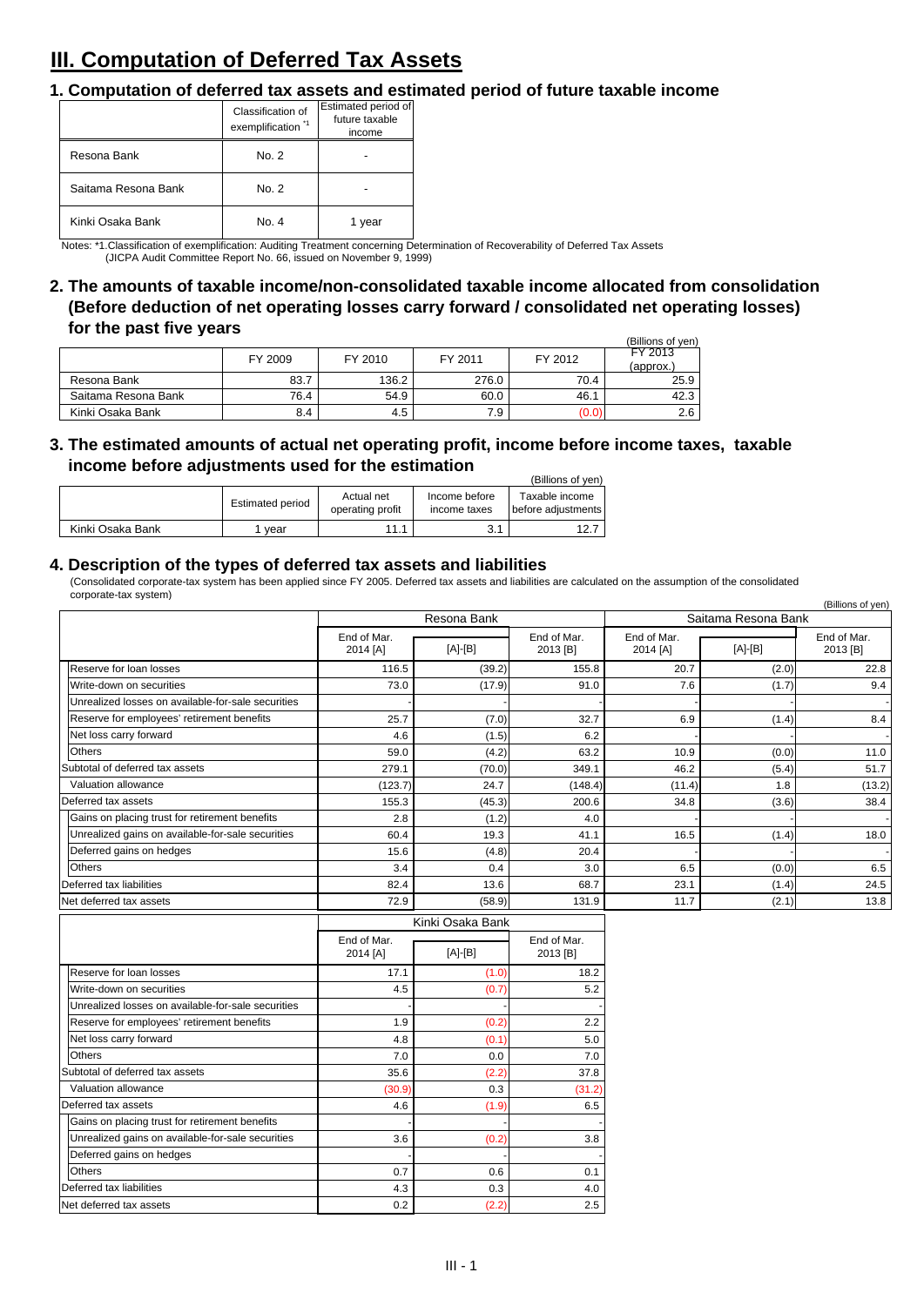# III. Computation of Deferred Tax Assets

## 1. Computation of deferred tax assets and estimated period of future taxable income

| | Classification of exemplification [*1] | Estimated period of future taxable income |
|---|---|---|
| Resona Bank | No. 2 | - |
| Saitama Resona Bank | No. 2 | - |
| Kinki Osaka Bank | No. 4 | 1 year |

Notes: *1.Classification of exemplification: Auditing Treatment concerning Determination of Recoverability of Deferred Tax Assets (JICPA Audit Committee Report No. 66, issued on November 9, 1999)

## 2. The amounts of taxable income/non-consolidated taxable income allocated from consolidation (Before deduction of net operating losses carry forward / consolidated net operating losses) for the past five years

(Billions of yen)

| | FY 2009 | FY 2010 | FY 2011 | FY 2012 | FY 2013 (approx.) |
|---|---|---|---|---|---|
| Resona Bank | 83.7 | 136.2 | 276.0 | 70.4 | 25.9 |
| Saitama Resona Bank | 76.4 | 54.9 | 60.0 | 46.1 | 42.3 |
| Kinki Osaka Bank | 8.4 | 4.5 | 7.9 | (0.0) | 2.6 |

## 3. The estimated amounts of actual net operating profit, income before income taxes, taxable income before adjustments used for the estimation

(Billions of yen)

| | Estimated period | Actual net operating profit | Income before income taxes | Taxable income before adjustments |
|---|---|---|---|---|
| Kinki Osaka Bank | 1 year | 11.1 | 3.1 | 12.7 |

## 4. Description of the types of deferred tax assets and liabilities

(Consolidated corporate-tax system has been applied since FY 2005. Deferred tax assets and liabilities are calculated on the assumption of the consolidated corporate-tax system)

(Billions of yen)

| | Resona Bank | | | Saitama Resona Bank | | |
|---|---|---|---|---|---|---|
| | End of Mar. 2014 [A] | [A]-[B] | End of Mar. 2013 [B] | End of Mar. 2014 [A] | [A]-[B] | End of Mar. 2013 [B] |
| Reserve for loan losses | 116.5 | (39.2) | 155.8 | 20.7 | (2.0) | 22.8 |
| Write-down on securities | 73.0 | (17.9) | 91.0 | 7.6 | (1.7) | 9.4 |
| Unrealized losses on available-for-sale securities | - | - | - | - | - | - |
| Reserve for employees' retirement benefits | 25.7 | (7.0) | 32.7 | 6.9 | (1.4) | 8.4 |
| Net loss carry forward | 4.6 | (1.5) | 6.2 | - | - | - |
| Others | 59.0 | (4.2) | 63.2 | 10.9 | (0.0) | 11.0 |
| Subtotal of deferred tax assets | 279.1 | (70.0) | 349.1 | 46.2 | (5.4) | 51.7 |
| Valuation allowance | (123.7) | 24.7 | (148.4) | (11.4) | 1.8 | (13.2) |
| Deferred tax assets | 155.3 | (45.3) | 200.6 | 34.8 | (3.6) | 38.4 |
| Gains on placing trust for retirement benefits | 2.8 | (1.2) | 4.0 | - | - | - |
| Unrealized gains on available-for-sale securities | 60.4 | 19.3 | 41.1 | 16.5 | (1.4) | 18.0 |
| Deferred gains on hedges | 15.6 | (4.8) | 20.4 | - | - | - |
| Others | 3.4 | 0.4 | 3.0 | 6.5 | (0.0) | 6.5 |
| Deferred tax liabilities | 82.4 | 13.6 | 68.7 | 23.1 | (1.4) | 24.5 |
| Net deferred tax assets | 72.9 | (58.9) | 131.9 | 11.7 | (2.1) | 13.8 |

| | Kinki Osaka Bank | | |
|---|---|---|---|
| | End of Mar. 2014 [A] | [A]-[B] | End of Mar. 2013 [B] |
| Reserve for loan losses | 17.1 | (1.0) | 18.2 |
| Write-down on securities | 4.5 | (0.7) | 5.2 |
| Unrealized losses on available-for-sale securities | - | - | - |
| Reserve for employees' retirement benefits | 1.9 | (0.2) | 2.2 |
| Net loss carry forward | 4.8 | (0.1) | 5.0 |
| Others | 7.0 | 0.0 | 7.0 |
| Subtotal of deferred tax assets | 35.6 | (2.2) | 37.8 |
| Valuation allowance | (30.9) | 0.3 | (31.2) |
| Deferred tax assets | 4.6 | (1.9) | 6.5 |
| Gains on placing trust for retirement benefits | - | - | - |
| Unrealized gains on available-for-sale securities | 3.6 | (0.2) | 3.8 |
| Deferred gains on hedges | - | - | - |
| Others | 0.7 | 0.6 | 0.1 |
| Deferred tax liabilities | 4.3 | 0.3 | 4.0 |
| Net deferred tax assets | 0.2 | (2.2) | 2.5 |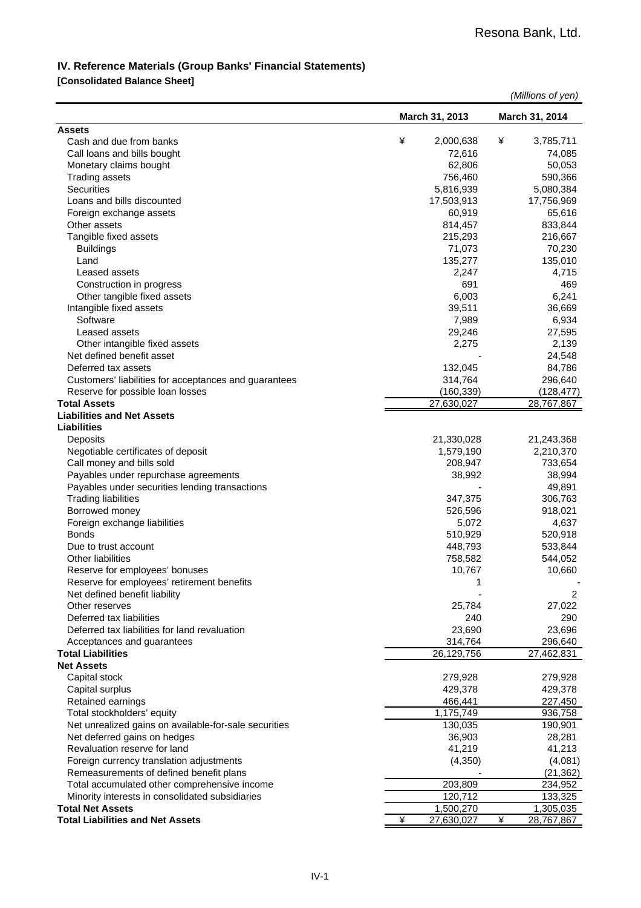Resona Bank, Ltd.

## IV. Reference Materials (Group Banks' Financial Statements)

### [Consolidated Balance Sheet]

*(Millions of yen)*

| | March 31, 2013 | March 31, 2014 |
|---|---|---|
| **Assets** | | |
| Cash and due from banks | ¥ 2,000,638 | ¥ 3,785,711 |
| Call loans and bills bought | 72,616 | 74,085 |
| Monetary claims bought | 62,806 | 50,053 |
| Trading assets | 756,460 | 590,366 |
| Securities | 5,816,939 | 5,080,384 |
| Loans and bills discounted | 17,503,913 | 17,756,969 |
| Foreign exchange assets | 60,919 | 65,616 |
| Other assets | 814,457 | 833,844 |
| Tangible fixed assets | 215,293 | 216,667 |
| Buildings | 71,073 | 70,230 |
| Land | 135,277 | 135,010 |
| Leased assets | 2,247 | 4,715 |
| Construction in progress | 691 | 469 |
| Other tangible fixed assets | 6,003 | 6,241 |
| Intangible fixed assets | 39,511 | 36,669 |
| Software | 7,989 | 6,934 |
| Leased assets | 29,246 | 27,595 |
| Other intangible fixed assets | 2,275 | 2,139 |
| Net defined benefit asset | - | 24,548 |
| Deferred tax assets | 132,045 | 84,786 |
| Customers' liabilities for acceptances and guarantees | 314,764 | 296,640 |
| Reserve for possible loan losses | (160,339) | (128,477) |
| **Total Assets** | 27,630,027 | 28,767,867 |
| **Liabilities and Net Assets** | | |
| **Liabilities** | | |
| Deposits | 21,330,028 | 21,243,368 |
| Negotiable certificates of deposit | 1,579,190 | 2,210,370 |
| Call money and bills sold | 208,947 | 733,654 |
| Payables under repurchase agreements | 38,992 | 38,994 |
| Payables under securities lending transactions | - | 49,891 |
| Trading liabilities | 347,375 | 306,763 |
| Borrowed money | 526,596 | 918,021 |
| Foreign exchange liabilities | 5,072 | 4,637 |
| Bonds | 510,929 | 520,918 |
| Due to trust account | 448,793 | 533,844 |
| Other liabilities | 758,582 | 544,052 |
| Reserve for employees' bonuses | 10,767 | 10,660 |
| Reserve for employees' retirement benefits | 1 | - |
| Net defined benefit liability | - | 2 |
| Other reserves | 25,784 | 27,022 |
| Deferred tax liabilities | 240 | 290 |
| Deferred tax liabilities for land revaluation | 23,690 | 23,696 |
| Acceptances and guarantees | 314,764 | 296,640 |
| **Total Liabilities** | 26,129,756 | 27,462,831 |
| **Net Assets** | | |
| Capital stock | 279,928 | 279,928 |
| Capital surplus | 429,378 | 429,378 |
| Retained earnings | 466,441 | 227,450 |
| Total stockholders' equity | 1,175,749 | 936,758 |
| Net unrealized gains on available-for-sale securities | 130,035 | 190,901 |
| Net deferred gains on hedges | 36,903 | 28,281 |
| Revaluation reserve for land | 41,219 | 41,213 |
| Foreign currency translation adjustments | (4,350) | (4,081) |
| Remeasurements of defined benefit plans | - | (21,362) |
| Total accumulated other comprehensive income | 203,809 | 234,952 |
| Minority interests in consolidated subsidiaries | 120,712 | 133,325 |
| **Total Net Assets** | 1,500,270 | 1,305,035 |
| **Total Liabilities and Net Assets** | ¥ 27,630,027 | ¥ 28,767,867 |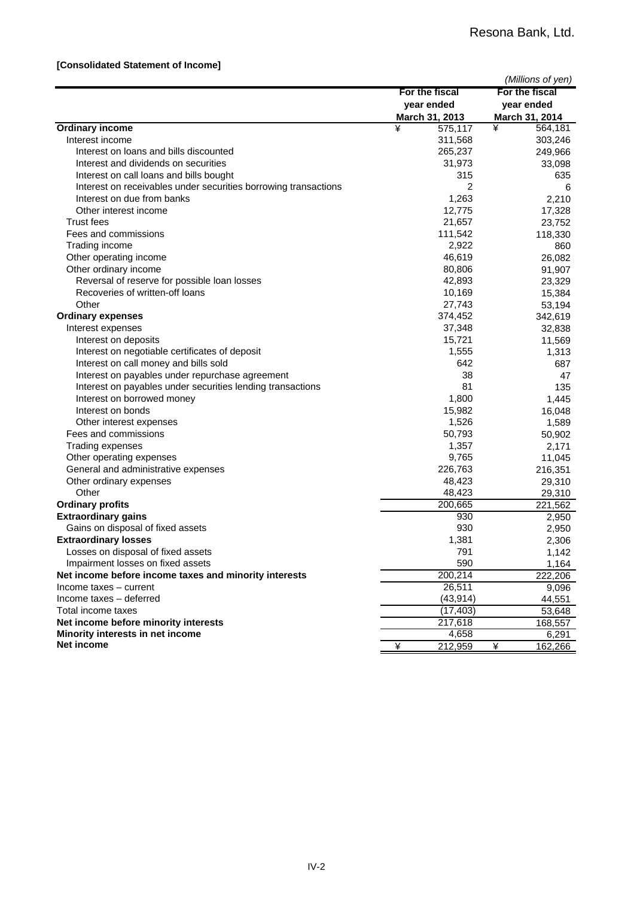**[Consolidated Statement of Income]**

*(Millions of yen)*

| | For the fiscal year ended March 31, 2013 | For the fiscal year ended March 31, 2014 |
|---|---|---|
| **Ordinary income** | ¥ 575,117 | ¥ 564,181 |
| Interest income | 311,568 | 303,246 |
| Interest on loans and bills discounted | 265,237 | 249,966 |
| Interest and dividends on securities | 31,973 | 33,098 |
| Interest on call loans and bills bought | 315 | 635 |
| Interest on receivables under securities borrowing transactions | 2 | 6 |
| Interest on due from banks | 1,263 | 2,210 |
| Other interest income | 12,775 | 17,328 |
| Trust fees | 21,657 | 23,752 |
| Fees and commissions | 111,542 | 118,330 |
| Trading income | 2,922 | 860 |
| Other operating income | 46,619 | 26,082 |
| Other ordinary income | 80,806 | 91,907 |
| Reversal of reserve for possible loan losses | 42,893 | 23,329 |
| Recoveries of written-off loans | 10,169 | 15,384 |
| Other | 27,743 | 53,194 |
| **Ordinary expenses** | 374,452 | 342,619 |
| Interest expenses | 37,348 | 32,838 |
| Interest on deposits | 15,721 | 11,569 |
| Interest on negotiable certificates of deposit | 1,555 | 1,313 |
| Interest on call money and bills sold | 642 | 687 |
| Interest on payables under repurchase agreement | 38 | 47 |
| Interest on payables under securities lending transactions | 81 | 135 |
| Interest on borrowed money | 1,800 | 1,445 |
| Interest on bonds | 15,982 | 16,048 |
| Other interest expenses | 1,526 | 1,589 |
| Fees and commissions | 50,793 | 50,902 |
| Trading expenses | 1,357 | 2,171 |
| Other operating expenses | 9,765 | 11,045 |
| General and administrative expenses | 226,763 | 216,351 |
| Other ordinary expenses | 48,423 | 29,310 |
| Other | 48,423 | 29,310 |
| **Ordinary profits** | 200,665 | 221,562 |
| **Extraordinary gains** | 930 | 2,950 |
| Gains on disposal of fixed assets | 930 | 2,950 |
| **Extraordinary losses** | 1,381 | 2,306 |
| Losses on disposal of fixed assets | 791 | 1,142 |
| Impairment losses on fixed assets | 590 | 1,164 |
| **Net income before income taxes and minority interests** | 200,214 | 222,206 |
| Income taxes – current | 26,511 | 9,096 |
| Income taxes – deferred | (43,914) | 44,551 |
| Total income taxes | (17,403) | 53,648 |
| **Net income before minority interests** | 217,618 | 168,557 |
| **Minority interests in net income** | 4,658 | 6,291 |
| **Net income** | ¥ 212,959 | ¥ 162,266 |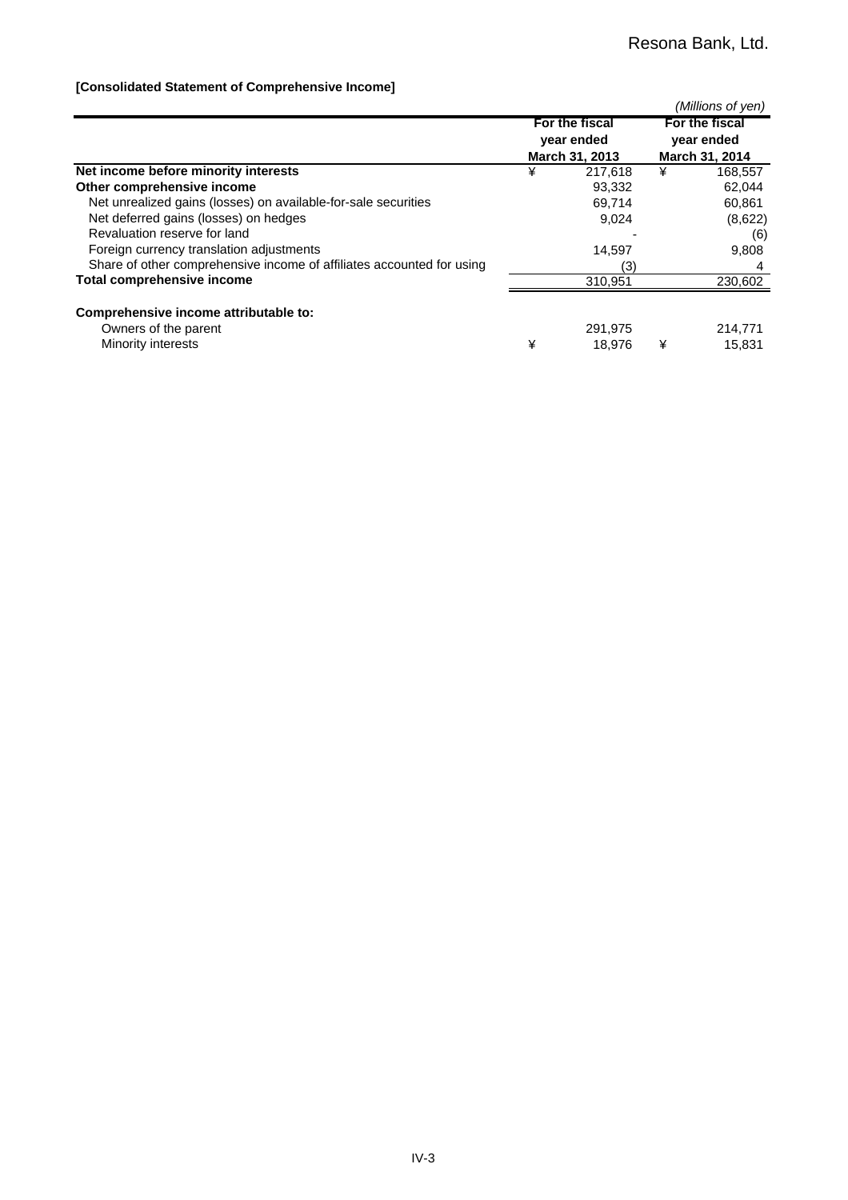**[Consolidated Statement of Comprehensive Income]**

*(Millions of yen)*

| | For the fiscal year ended March 31, 2013 | For the fiscal year ended March 31, 2014 |
|---|---|---|
| **Net income before minority interests** | ¥ 217,618 | ¥ 168,557 |
| **Other comprehensive income** | 93,332 | 62,044 |
| Net unrealized gains (losses) on available-for-sale securities | 69,714 | 60,861 |
| Net deferred gains (losses) on hedges | 9,024 | (8,622) |
| Revaluation reserve for land | - | (6) |
| Foreign currency translation adjustments | 14,597 | 9,808 |
| Share of other comprehensive income of affiliates accounted for using | (3) | 4 |
| **Total comprehensive income** | 310,951 | 230,602 |
| | | |
| **Comprehensive income attributable to:** | | |
| Owners of the parent | 291,975 | 214,771 |
| Minority interests | ¥ 18,976 | ¥ 15,831 |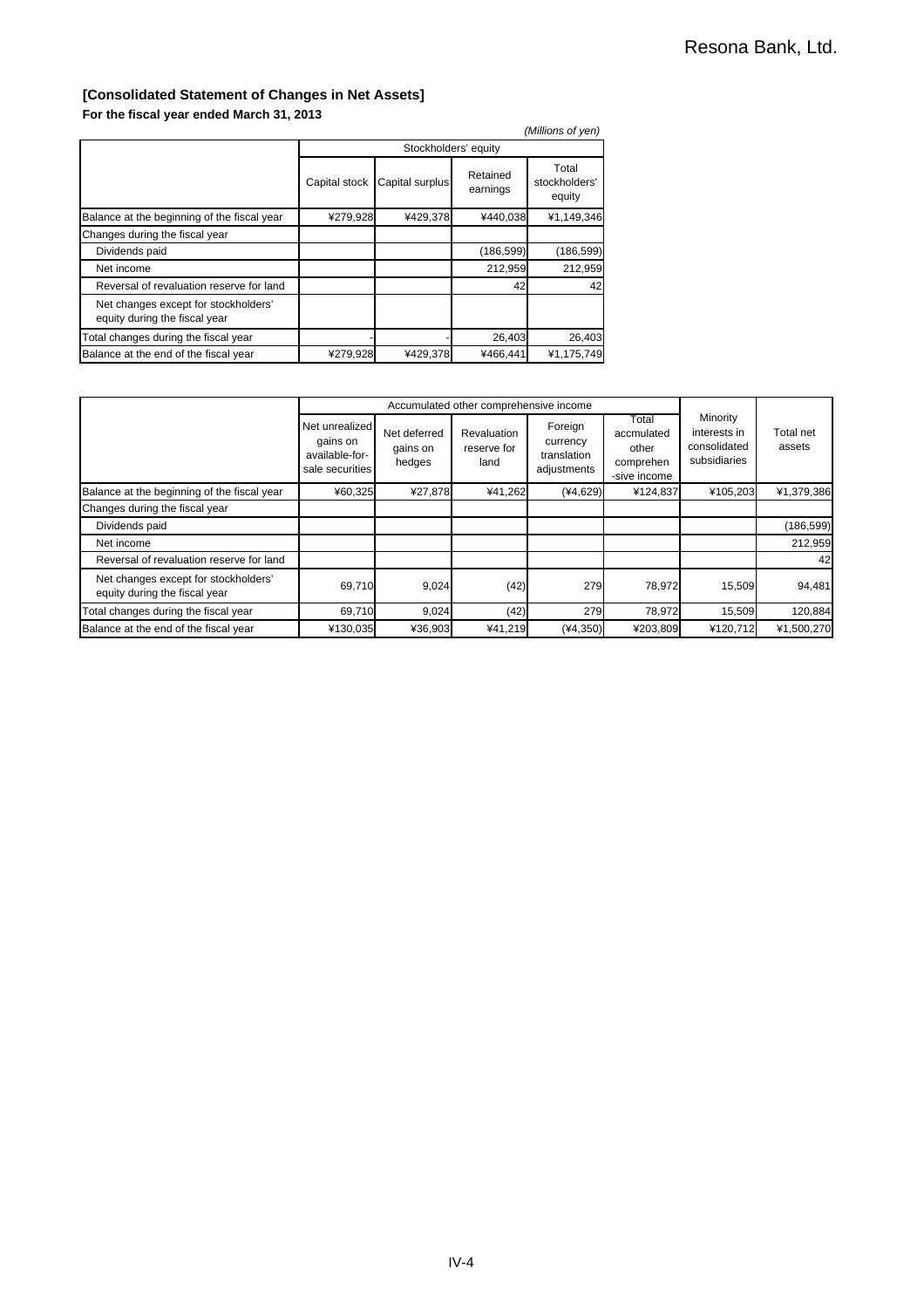## [Consolidated Statement of Changes in Net Assets]

**For the fiscal year ended March 31, 2013**

*(Millions of yen)*

| | Stockholders' equity | | | |
|---|---|---|---|---|
| | Capital stock | Capital surplus | Retained earnings | Total stockholders' equity |
| Balance at the beginning of the fiscal year | ¥279,928 | ¥429,378 | ¥440,038 | ¥1,149,346 |
| Changes during the fiscal year | | | | |
| Dividends paid | | | (186,599) | (186,599) |
| Net income | | | 212,959 | 212,959 |
| Reversal of revaluation reserve for land | | | 42 | 42 |
| Net changes except for stockholders' equity during the fiscal year | | | | |
| Total changes during the fiscal year | - | - | 26,403 | 26,403 |
| Balance at the end of the fiscal year | ¥279,928 | ¥429,378 | ¥466,441 | ¥1,175,749 |

| | Accumulated other comprehensive income | | | | | Minority interests in consolidated subsidiaries | Total net assets |
|---|---|---|---|---|---|---|---|
| | Net unrealized gains on available-for-sale securities | Net deferred gains on hedges | Revaluation reserve for land | Foreign currency translation adjustments | Total accmulated other comprehen-sive income | | |
| Balance at the beginning of the fiscal year | ¥60,325 | ¥27,878 | ¥41,262 | (¥4,629) | ¥124,837 | ¥105,203 | ¥1,379,386 |
| Changes during the fiscal year | | | | | | | |
| Dividends paid | | | | | | | (186,599) |
| Net income | | | | | | | 212,959 |
| Reversal of revaluation reserve for land | | | | | | | 42 |
| Net changes except for stockholders' equity during the fiscal year | 69,710 | 9,024 | (42) | 279 | 78,972 | 15,509 | 94,481 |
| Total changes during the fiscal year | 69,710 | 9,024 | (42) | 279 | 78,972 | 15,509 | 120,884 |
| Balance at the end of the fiscal year | ¥130,035 | ¥36,903 | ¥41,219 | (¥4,350) | ¥203,809 | ¥120,712 | ¥1,500,270 |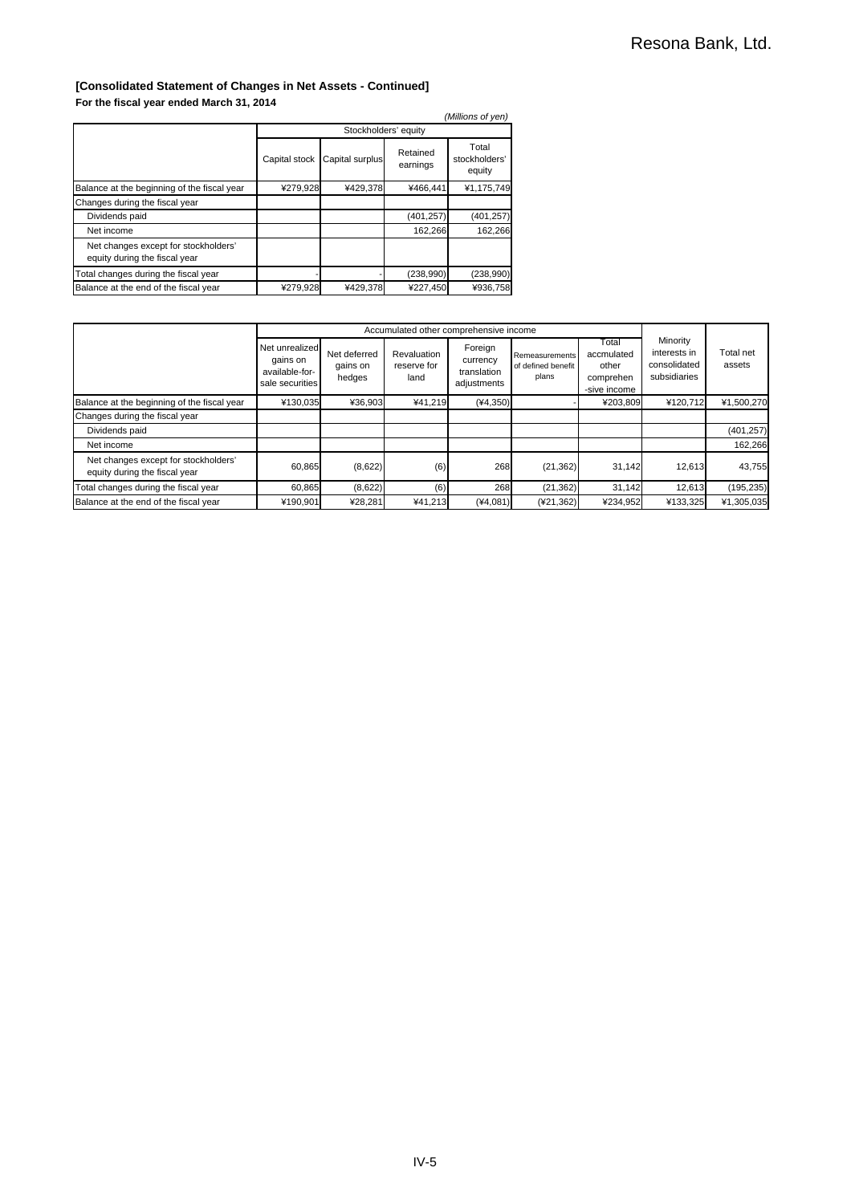Resona Bank, Ltd.

**[Consolidated Statement of Changes in Net Assets - Continued]**

**For the fiscal year ended March 31, 2014**

*(Millions of yen)*

| | Stockholders' equity | | | |
|---|---|---|---|---|
| | Capital stock | Capital surplus | Retained earnings | Total stockholders' equity |
| Balance at the beginning of the fiscal year | ¥279,928 | ¥429,378 | ¥466,441 | ¥1,175,749 |
| Changes during the fiscal year | | | | |
| Dividends paid | | | (401,257) | (401,257) |
| Net income | | | 162,266 | 162,266 |
| Net changes except for stockholders' equity during the fiscal year | | | | |
| Total changes during the fiscal year | - | - | (238,990) | (238,990) |
| Balance at the end of the fiscal year | ¥279,928 | ¥429,378 | ¥227,450 | ¥936,758 |

| | Accumulated other comprehensive income | | | | | | Minority interests in consolidated subsidiaries | Total net assets |
|---|---|---|---|---|---|---|---|---|
| | Net unrealized gains on available-for-sale securities | Net deferred gains on hedges | Revaluation reserve for land | Foreign currency translation adjustments | Remeasurements of defined benefit plans | Total accmulated other comprehen-sive income | | |
| Balance at the beginning of the fiscal year | ¥130,035 | ¥36,903 | ¥41,219 | (¥4,350) | - | ¥203,809 | ¥120,712 | ¥1,500,270 |
| Changes during the fiscal year | | | | | | | | |
| Dividends paid | | | | | | | | (401,257) |
| Net income | | | | | | | | 162,266 |
| Net changes except for stockholders' equity during the fiscal year | 60,865 | (8,622) | (6) | 268 | (21,362) | 31,142 | 12,613 | 43,755 |
| Total changes during the fiscal year | 60,865 | (8,622) | (6) | 268 | (21,362) | 31,142 | 12,613 | (195,235) |
| Balance at the end of the fiscal year | ¥190,901 | ¥28,281 | ¥41,213 | (¥4,081) | (¥21,362) | ¥234,952 | ¥133,325 | ¥1,305,035 |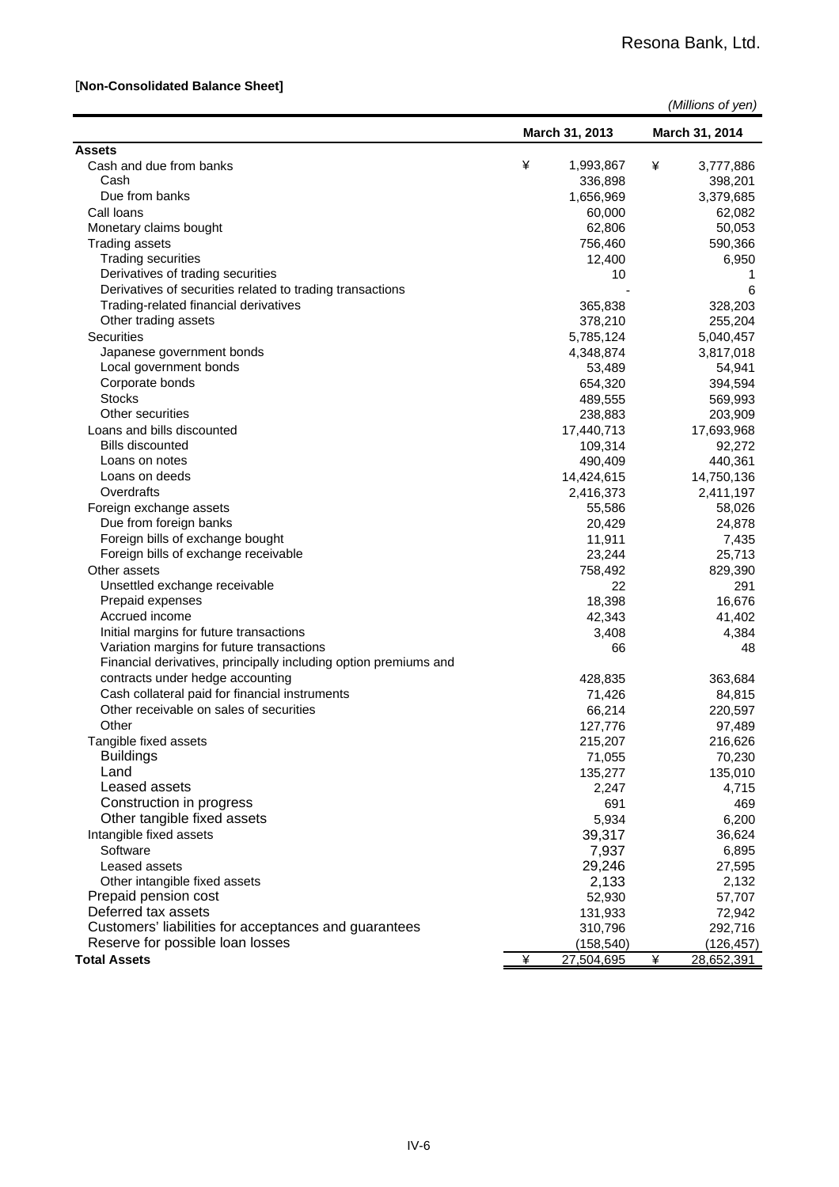Resona Bank, Ltd.

[**Non-Consolidated Balance Sheet]**

*(Millions of yen)*

| | March 31, 2013 | March 31, 2014 |
|---|---|---|
| **Assets** | | |
| Cash and due from banks | ¥ 1,993,867 | ¥ 3,777,886 |
| Cash | 336,898 | 398,201 |
| Due from banks | 1,656,969 | 3,379,685 |
| Call loans | 60,000 | 62,082 |
| Monetary claims bought | 62,806 | 50,053 |
| Trading assets | 756,460 | 590,366 |
| Trading securities | 12,400 | 6,950 |
| Derivatives of trading securities | 10 | 1 |
| Derivatives of securities related to trading transactions | - | 6 |
| Trading-related financial derivatives | 365,838 | 328,203 |
| Other trading assets | 378,210 | 255,204 |
| Securities | 5,785,124 | 5,040,457 |
| Japanese government bonds | 4,348,874 | 3,817,018 |
| Local government bonds | 53,489 | 54,941 |
| Corporate bonds | 654,320 | 394,594 |
| Stocks | 489,555 | 569,993 |
| Other securities | 238,883 | 203,909 |
| Loans and bills discounted | 17,440,713 | 17,693,968 |
| Bills discounted | 109,314 | 92,272 |
| Loans on notes | 490,409 | 440,361 |
| Loans on deeds | 14,424,615 | 14,750,136 |
| Overdrafts | 2,416,373 | 2,411,197 |
| Foreign exchange assets | 55,586 | 58,026 |
| Due from foreign banks | 20,429 | 24,878 |
| Foreign bills of exchange bought | 11,911 | 7,435 |
| Foreign bills of exchange receivable | 23,244 | 25,713 |
| Other assets | 758,492 | 829,390 |
| Unsettled exchange receivable | 22 | 291 |
| Prepaid expenses | 18,398 | 16,676 |
| Accrued income | 42,343 | 41,402 |
| Initial margins for future transactions | 3,408 | 4,384 |
| Variation margins for future transactions | 66 | 48 |
| Financial derivatives, principally including option premiums and contracts under hedge accounting | 428,835 | 363,684 |
| Cash collateral paid for financial instruments | 71,426 | 84,815 |
| Other receivable on sales of securities | 66,214 | 220,597 |
| Other | 127,776 | 97,489 |
| Tangible fixed assets | 215,207 | 216,626 |
| Buildings | 71,055 | 70,230 |
| Land | 135,277 | 135,010 |
| Leased assets | 2,247 | 4,715 |
| Construction in progress | 691 | 469 |
| Other tangible fixed assets | 5,934 | 6,200 |
| Intangible fixed assets | 39,317 | 36,624 |
| Software | 7,937 | 6,895 |
| Leased assets | 29,246 | 27,595 |
| Other intangible fixed assets | 2,133 | 2,132 |
| Prepaid pension cost | 52,930 | 57,707 |
| Deferred tax assets | 131,933 | 72,942 |
| Customers' liabilities for acceptances and guarantees | 310,796 | 292,716 |
| Reserve for possible loan losses | (158,540) | (126,457) |
| **Total Assets** | ¥ 27,504,695 | ¥ 28,652,391 |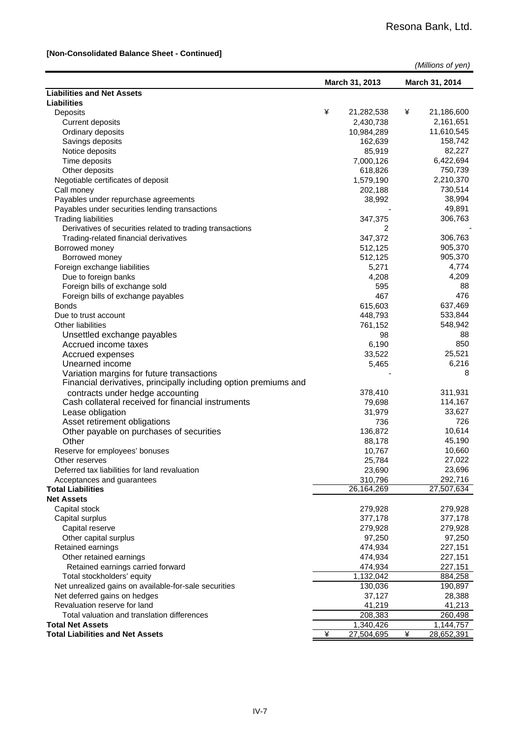**[Non-Consolidated Balance Sheet - Continued]**

*(Millions of yen)*

| | March 31, 2013 | March 31, 2014 |
|---|---|---|
| **Liabilities and Net Assets** | | |
| **Liabilities** | | |
| Deposits | ¥ 21,282,538 | ¥ 21,186,600 |
| Current deposits | 2,430,738 | 2,161,651 |
| Ordinary deposits | 10,984,289 | 11,610,545 |
| Savings deposits | 162,639 | 158,742 |
| Notice deposits | 85,919 | 82,227 |
| Time deposits | 7,000,126 | 6,422,694 |
| Other deposits | 618,826 | 750,739 |
| Negotiable certificates of deposit | 1,579,190 | 2,210,370 |
| Call money | 202,188 | 730,514 |
| Payables under repurchase agreements | 38,992 | 38,994 |
| Payables under securities lending transactions | - | 49,891 |
| Trading liabilities | 347,375 | 306,763 |
| Derivatives of securities related to trading transactions | 2 | - |
| Trading-related financial derivatives | 347,372 | 306,763 |
| Borrowed money | 512,125 | 905,370 |
| Borrowed money | 512,125 | 905,370 |
| Foreign exchange liabilities | 5,271 | 4,774 |
| Due to foreign banks | 4,208 | 4,209 |
| Foreign bills of exchange sold | 595 | 88 |
| Foreign bills of exchange payables | 467 | 476 |
| Bonds | 615,603 | 637,469 |
| Due to trust account | 448,793 | 533,844 |
| Other liabilities | 761,152 | 548,942 |
| Unsettled exchange payables | 98 | 88 |
| Accrued income taxes | 6,190 | 850 |
| Accrued expenses | 33,522 | 25,521 |
| Unearned income | 5,465 | 6,216 |
| Variation margins for future transactions | - | 8 |
| Financial derivatives, principally including option premiums and contracts under hedge accounting | 378,410 | 311,931 |
| Cash collateral received for financial instruments | 79,698 | 114,167 |
| Lease obligation | 31,979 | 33,627 |
| Asset retirement obligations | 736 | 726 |
| Other payable on purchases of securities | 136,872 | 10,614 |
| Other | 88,178 | 45,190 |
| Reserve for employees' bonuses | 10,767 | 10,660 |
| Other reserves | 25,784 | 27,022 |
| Deferred tax liabilities for land revaluation | 23,690 | 23,696 |
| Acceptances and guarantees | 310,796 | 292,716 |
| **Total Liabilities** | 26,164,269 | 27,507,634 |
| **Net Assets** | | |
| Capital stock | 279,928 | 279,928 |
| Capital surplus | 377,178 | 377,178 |
| Capital reserve | 279,928 | 279,928 |
| Other capital surplus | 97,250 | 97,250 |
| Retained earnings | 474,934 | 227,151 |
| Other retained earnings | 474,934 | 227,151 |
| Retained earnings carried forward | 474,934 | 227,151 |
| Total stockholders' equity | 1,132,042 | 884,258 |
| Net unrealized gains on available-for-sale securities | 130,036 | 190,897 |
| Net deferred gains on hedges | 37,127 | 28,388 |
| Revaluation reserve for land | 41,219 | 41,213 |
| Total valuation and translation differences | 208,383 | 260,498 |
| **Total Net Assets** | 1,340,426 | 1,144,757 |
| **Total Liabilities and Net Assets** | ¥ 27,504,695 | ¥ 28,652,391 |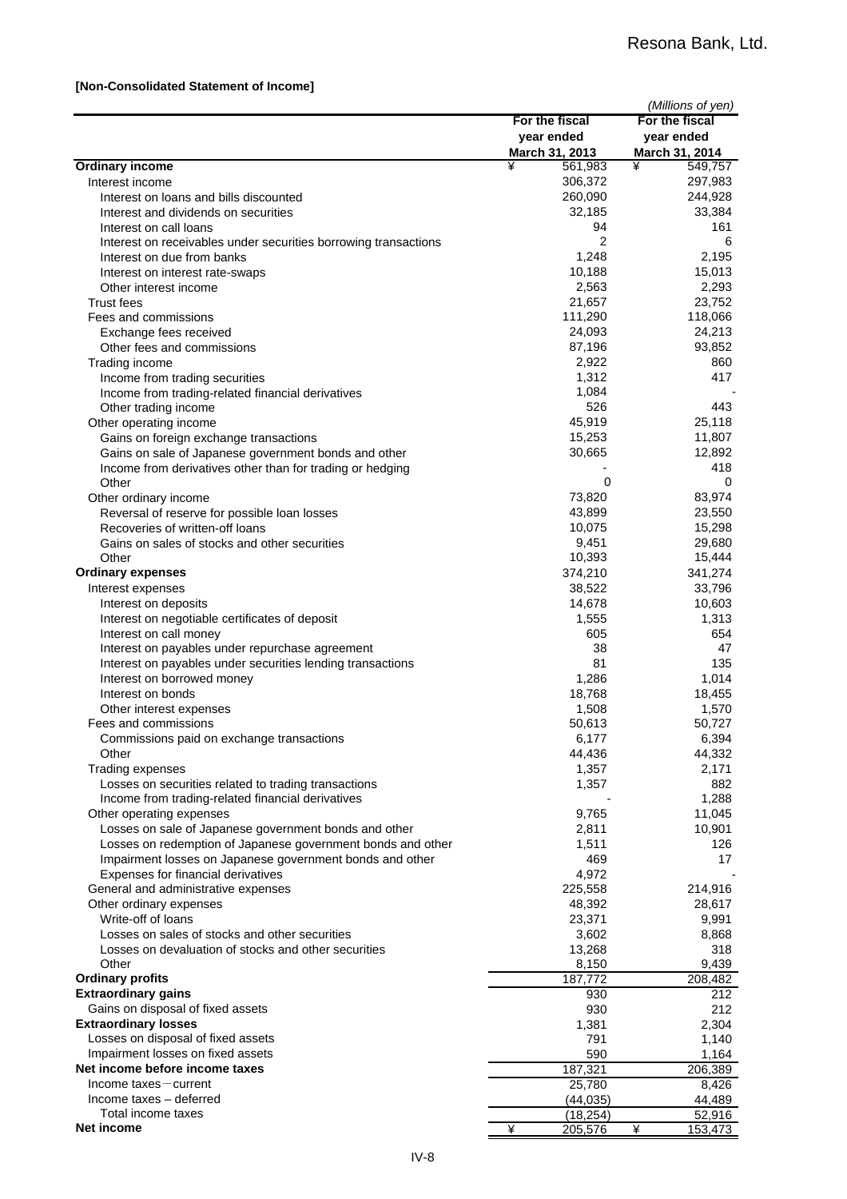**[Non-Consolidated Statement of Income]**

*(Millions of yen)*

| | For the fiscal year ended March 31, 2013 | For the fiscal year ended March 31, 2014 |
|---|---|---|
| **Ordinary income** | ¥ 561,983 | ¥ 549,757 |
| Interest income | 306,372 | 297,983 |
| Interest on loans and bills discounted | 260,090 | 244,928 |
| Interest and dividends on securities | 32,185 | 33,384 |
| Interest on call loans | 94 | 161 |
| Interest on receivables under securities borrowing transactions | 2 | 6 |
| Interest on due from banks | 1,248 | 2,195 |
| Interest on interest rate-swaps | 10,188 | 15,013 |
| Other interest income | 2,563 | 2,293 |
| Trust fees | 21,657 | 23,752 |
| Fees and commissions | 111,290 | 118,066 |
| Exchange fees received | 24,093 | 24,213 |
| Other fees and commissions | 87,196 | 93,852 |
| Trading income | 2,922 | 860 |
| Income from trading securities | 1,312 | 417 |
| Income from trading-related financial derivatives | 1,084 | - |
| Other trading income | 526 | 443 |
| Other operating income | 45,919 | 25,118 |
| Gains on foreign exchange transactions | 15,253 | 11,807 |
| Gains on sale of Japanese government bonds and other | 30,665 | 12,892 |
| Income from derivatives other than for trading or hedging | - | 418 |
| Other | 0 | 0 |
| Other ordinary income | 73,820 | 83,974 |
| Reversal of reserve for possible loan losses | 43,899 | 23,550 |
| Recoveries of written-off loans | 10,075 | 15,298 |
| Gains on sales of stocks and other securities | 9,451 | 29,680 |
| Other | 10,393 | 15,444 |
| **Ordinary expenses** | 374,210 | 341,274 |
| Interest expenses | 38,522 | 33,796 |
| Interest on deposits | 14,678 | 10,603 |
| Interest on negotiable certificates of deposit | 1,555 | 1,313 |
| Interest on call money | 605 | 654 |
| Interest on payables under repurchase agreement | 38 | 47 |
| Interest on payables under securities lending transactions | 81 | 135 |
| Interest on borrowed money | 1,286 | 1,014 |
| Interest on bonds | 18,768 | 18,455 |
| Other interest expenses | 1,508 | 1,570 |
| Fees and commissions | 50,613 | 50,727 |
| Commissions paid on exchange transactions | 6,177 | 6,394 |
| Other | 44,436 | 44,332 |
| Trading expenses | 1,357 | 2,171 |
| Losses on securities related to trading transactions | 1,357 | 882 |
| Income from trading-related financial derivatives | - | 1,288 |
| Other operating expenses | 9,765 | 11,045 |
| Losses on sale of Japanese government bonds and other | 2,811 | 10,901 |
| Losses on redemption of Japanese government bonds and other | 1,511 | 126 |
| Impairment losses on Japanese government bonds and other | 469 | 17 |
| Expenses for financial derivatives | 4,972 | - |
| General and administrative expenses | 225,558 | 214,916 |
| Other ordinary expenses | 48,392 | 28,617 |
| Write-off of loans | 23,371 | 9,991 |
| Losses on sales of stocks and other securities | 3,602 | 8,868 |
| Losses on devaluation of stocks and other securities | 13,268 | 318 |
| Other | 8,150 | 9,439 |
| **Ordinary profits** | 187,772 | 208,482 |
| **Extraordinary gains** | 930 | 212 |
| Gains on disposal of fixed assets | 930 | 212 |
| **Extraordinary losses** | 1,381 | 2,304 |
| Losses on disposal of fixed assets | 791 | 1,140 |
| Impairment losses on fixed assets | 590 | 1,164 |
| **Net income before income taxes** | 187,321 | 206,389 |
| Income taxes－current | 25,780 | 8,426 |
| Income taxes – deferred | (44,035) | 44,489 |
| Total income taxes | (18,254) | 52,916 |
| **Net income** | ¥ 205,576 | ¥ 153,473 |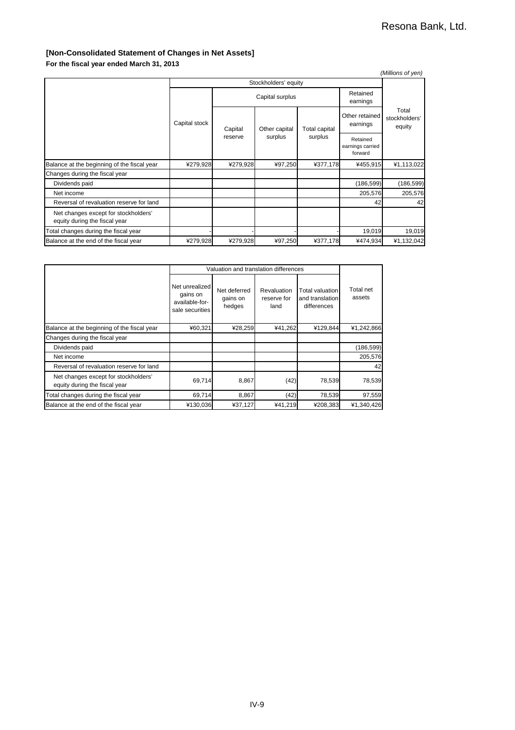### [Non-Consolidated Statement of Changes in Net Assets]

**For the fiscal year ended March 31, 2013**

*(Millions of yen)*

| | Stockholders' equity | | | | | |
|---|---|---|---|---|---|---|
| | | Capital surplus | | | Retained earnings | |
| | Capital stock | Capital reserve | Other capital surplus | Total capital surplus | Other retained earnings | Total stockholders' equity |
| | | | | | Retained earnings carried forward | |
| Balance at the beginning of the fiscal year | ¥279,928 | ¥279,928 | ¥97,250 | ¥377,178 | ¥455,915 | ¥1,113,022 |
| Changes during the fiscal year | | | | | | |
| Dividends paid | | | | | (186,599) | (186,599) |
| Net income | | | | | 205,576 | 205,576 |
| Reversal of revaluation reserve for land | | | | | 42 | 42 |
| Net changes except for stockholders' equity during the fiscal year | | | | | | |
| Total changes during the fiscal year | - | - | - | - | 19,019 | 19,019 |
| Balance at the end of the fiscal year | ¥279,928 | ¥279,928 | ¥97,250 | ¥377,178 | ¥474,934 | ¥1,132,042 |

| | Valuation and translation differences | | | | |
|---|---|---|---|---|---|
| | Net unrealized gains on available-for-sale securities | Net deferred gains on hedges | Revaluation reserve for land | Total valuation and translation differences | Total net assets |
| Balance at the beginning of the fiscal year | ¥60,321 | ¥28,259 | ¥41,262 | ¥129,844 | ¥1,242,866 |
| Changes during the fiscal year | | | | | |
| Dividends paid | | | | | (186,599) |
| Net income | | | | | 205,576 |
| Reversal of revaluation reserve for land | | | | | 42 |
| Net changes except for stockholders' equity during the fiscal year | 69,714 | 8,867 | (42) | 78,539 | 78,539 |
| Total changes during the fiscal year | 69,714 | 8,867 | (42) | 78,539 | 97,559 |
| Balance at the end of the fiscal year | ¥130,036 | ¥37,127 | ¥41,219 | ¥208,383 | ¥1,340,426 |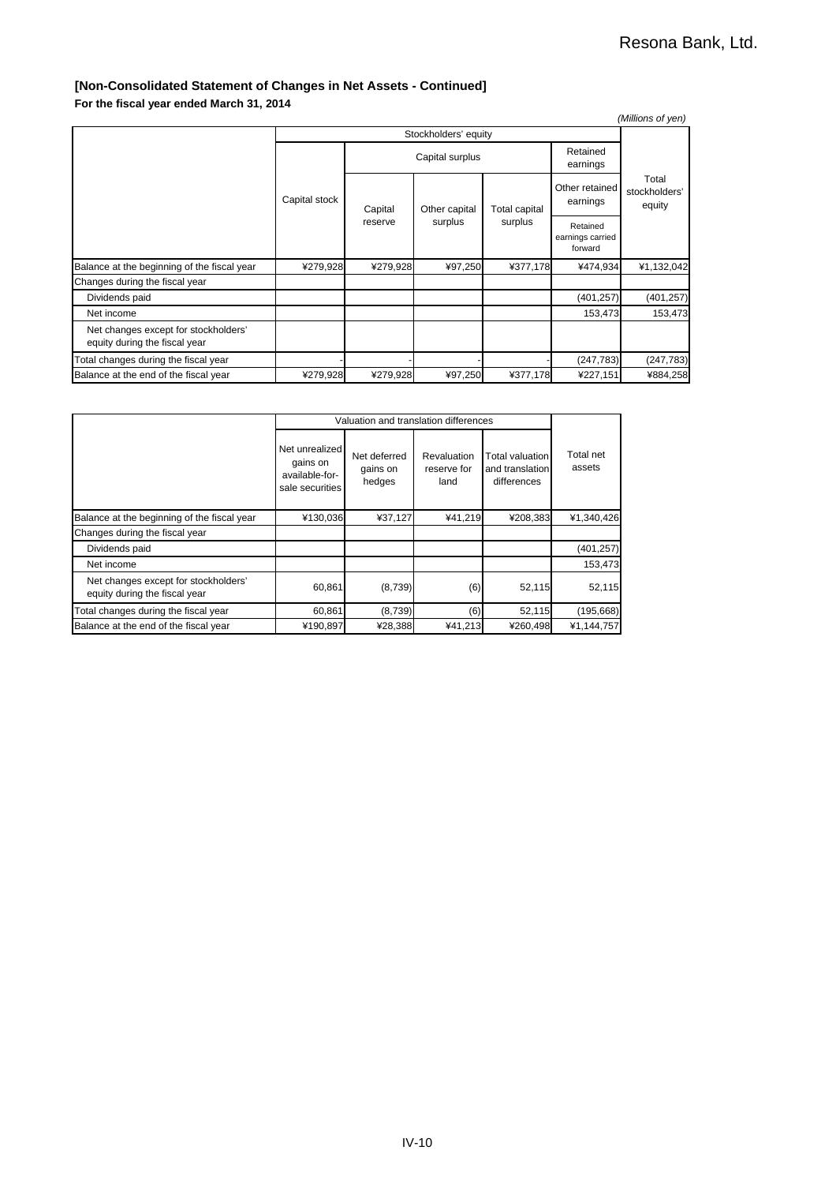## [Non-Consolidated Statement of Changes in Net Assets - Continued]

**For the fiscal year ended March 31, 2014**

*(Millions of yen)*

| | Stockholders' equity | | | | | |
|---|---|---|---|---|---|---|
| | Capital stock | Capital surplus | | | Retained earnings | Total stockholders' equity |
| | | Capital reserve | Other capital surplus | Total capital surplus | Other retained earnings | |
| | | | | | Retained earnings carried forward | |
| Balance at the beginning of the fiscal year | ¥279,928 | ¥279,928 | ¥97,250 | ¥377,178 | ¥474,934 | ¥1,132,042 |
| Changes during the fiscal year | | | | | | |
| Dividends paid | | | | | (401,257) | (401,257) |
| Net income | | | | | 153,473 | 153,473 |
| Net changes except for stockholders' equity during the fiscal year | | | | | | |
| Total changes during the fiscal year | - | - | - | - | (247,783) | (247,783) |
| Balance at the end of the fiscal year | ¥279,928 | ¥279,928 | ¥97,250 | ¥377,178 | ¥227,151 | ¥884,258 |

| | Valuation and translation differences | | | | Total net assets |
|---|---|---|---|---|---|
| | Net unrealized gains on available-for-sale securities | Net deferred gains on hedges | Revaluation reserve for land | Total valuation and translation differences | |
| Balance at the beginning of the fiscal year | ¥130,036 | ¥37,127 | ¥41,219 | ¥208,383 | ¥1,340,426 |
| Changes during the fiscal year | | | | | |
| Dividends paid | | | | | (401,257) |
| Net income | | | | | 153,473 |
| Net changes except for stockholders' equity during the fiscal year | 60,861 | (8,739) | (6) | 52,115 | 52,115 |
| Total changes during the fiscal year | 60,861 | (8,739) | (6) | 52,115 | (195,668) |
| Balance at the end of the fiscal year | ¥190,897 | ¥28,388 | ¥41,213 | ¥260,498 | ¥1,144,757 |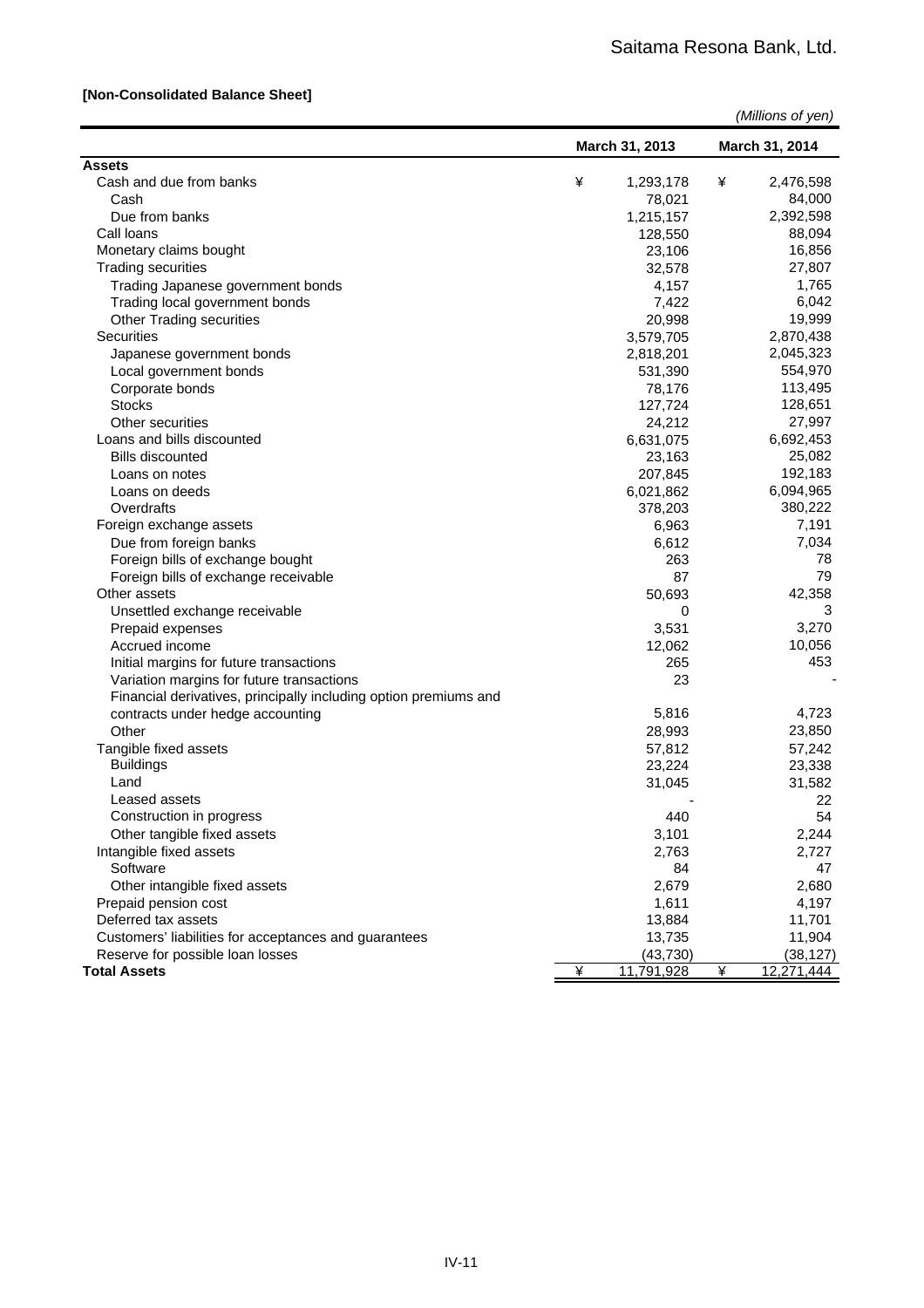Saitama Resona Bank, Ltd.

**[Non-Consolidated Balance Sheet]**

*(Millions of yen)*

| | March 31, 2013 | March 31, 2014 |
|---|---|---|
| **Assets** | | |
| Cash and due from banks | ¥ 1,293,178 | ¥ 2,476,598 |
| Cash | 78,021 | 84,000 |
| Due from banks | 1,215,157 | 2,392,598 |
| Call loans | 128,550 | 88,094 |
| Monetary claims bought | 23,106 | 16,856 |
| Trading securities | 32,578 | 27,807 |
| Trading Japanese government bonds | 4,157 | 1,765 |
| Trading local government bonds | 7,422 | 6,042 |
| Other Trading securities | 20,998 | 19,999 |
| Securities | 3,579,705 | 2,870,438 |
| Japanese government bonds | 2,818,201 | 2,045,323 |
| Local government bonds | 531,390 | 554,970 |
| Corporate bonds | 78,176 | 113,495 |
| Stocks | 127,724 | 128,651 |
| Other securities | 24,212 | 27,997 |
| Loans and bills discounted | 6,631,075 | 6,692,453 |
| Bills discounted | 23,163 | 25,082 |
| Loans on notes | 207,845 | 192,183 |
| Loans on deeds | 6,021,862 | 6,094,965 |
| Overdrafts | 378,203 | 380,222 |
| Foreign exchange assets | 6,963 | 7,191 |
| Due from foreign banks | 6,612 | 7,034 |
| Foreign bills of exchange bought | 263 | 78 |
| Foreign bills of exchange receivable | 87 | 79 |
| Other assets | 50,693 | 42,358 |
| Unsettled exchange receivable | 0 | 3 |
| Prepaid expenses | 3,531 | 3,270 |
| Accrued income | 12,062 | 10,056 |
| Initial margins for future transactions | 265 | 453 |
| Variation margins for future transactions | 23 | - |
| Financial derivatives, principally including option premiums and contracts under hedge accounting | 5,816 | 4,723 |
| Other | 28,993 | 23,850 |
| Tangible fixed assets | 57,812 | 57,242 |
| Buildings | 23,224 | 23,338 |
| Land | 31,045 | 31,582 |
| Leased assets | - | 22 |
| Construction in progress | 440 | 54 |
| Other tangible fixed assets | 3,101 | 2,244 |
| Intangible fixed assets | 2,763 | 2,727 |
| Software | 84 | 47 |
| Other intangible fixed assets | 2,679 | 2,680 |
| Prepaid pension cost | 1,611 | 4,197 |
| Deferred tax assets | 13,884 | 11,701 |
| Customers' liabilities for acceptances and guarantees | 13,735 | 11,904 |
| Reserve for possible loan losses | (43,730) | (38,127) |
| **Total Assets** | ¥ 11,791,928 | ¥ 12,271,444 |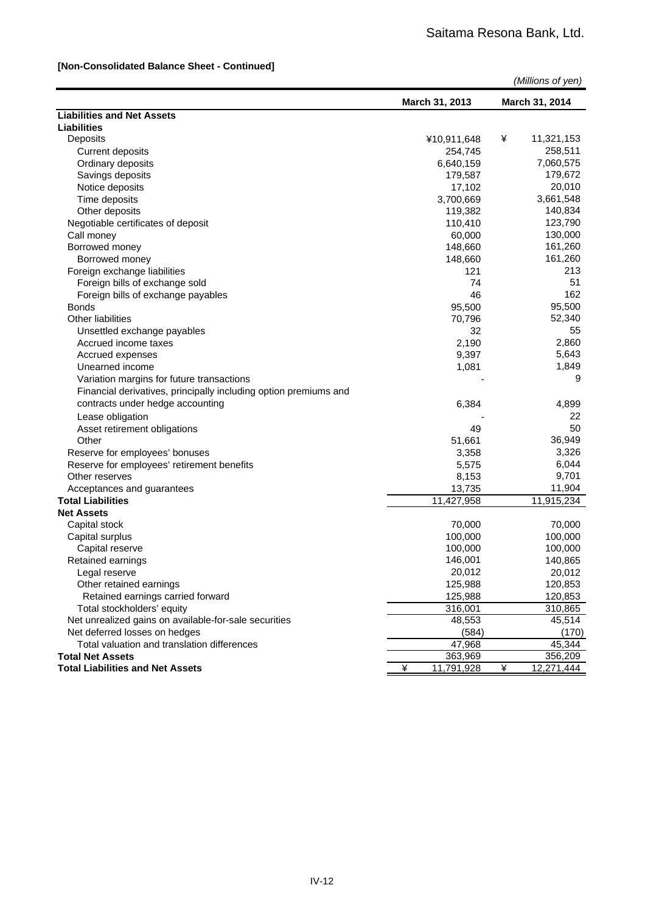Saitama Resona Bank, Ltd.

**[Non-Consolidated Balance Sheet - Continued]**

*(Millions of yen)*

| | March 31, 2013 | March 31, 2014 |
|---|---|---|
| **Liabilities and Net Assets** | | |
| **Liabilities** | | |
| Deposits | ¥10,911,648 | ¥ 11,321,153 |
| Current deposits | 254,745 | 258,511 |
| Ordinary deposits | 6,640,159 | 7,060,575 |
| Savings deposits | 179,587 | 179,672 |
| Notice deposits | 17,102 | 20,010 |
| Time deposits | 3,700,669 | 3,661,548 |
| Other deposits | 119,382 | 140,834 |
| Negotiable certificates of deposit | 110,410 | 123,790 |
| Call money | 60,000 | 130,000 |
| Borrowed money | 148,660 | 161,260 |
| Borrowed money | 148,660 | 161,260 |
| Foreign exchange liabilities | 121 | 213 |
| Foreign bills of exchange sold | 74 | 51 |
| Foreign bills of exchange payables | 46 | 162 |
| Bonds | 95,500 | 95,500 |
| Other liabilities | 70,796 | 52,340 |
| Unsettled exchange payables | 32 | 55 |
| Accrued income taxes | 2,190 | 2,860 |
| Accrued expenses | 9,397 | 5,643 |
| Unearned income | 1,081 | 1,849 |
| Variation margins for future transactions | - | 9 |
| Financial derivatives, principally including option premiums and contracts under hedge accounting | 6,384 | 4,899 |
| Lease obligation | - | 22 |
| Asset retirement obligations | 49 | 50 |
| Other | 51,661 | 36,949 |
| Reserve for employees' bonuses | 3,358 | 3,326 |
| Reserve for employees' retirement benefits | 5,575 | 6,044 |
| Other reserves | 8,153 | 9,701 |
| Acceptances and guarantees | 13,735 | 11,904 |
| **Total Liabilities** | 11,427,958 | 11,915,234 |
| **Net Assets** | | |
| Capital stock | 70,000 | 70,000 |
| Capital surplus | 100,000 | 100,000 |
| Capital reserve | 100,000 | 100,000 |
| Retained earnings | 146,001 | 140,865 |
| Legal reserve | 20,012 | 20,012 |
| Other retained earnings | 125,988 | 120,853 |
| Retained earnings carried forward | 125,988 | 120,853 |
| Total stockholders' equity | 316,001 | 310,865 |
| Net unrealized gains on available-for-sale securities | 48,553 | 45,514 |
| Net deferred losses on hedges | (584) | (170) |
| Total valuation and translation differences | 47,968 | 45,344 |
| **Total Net Assets** | 363,969 | 356,209 |
| **Total Liabilities and Net Assets** | ¥ 11,791,928 | ¥ 12,271,444 |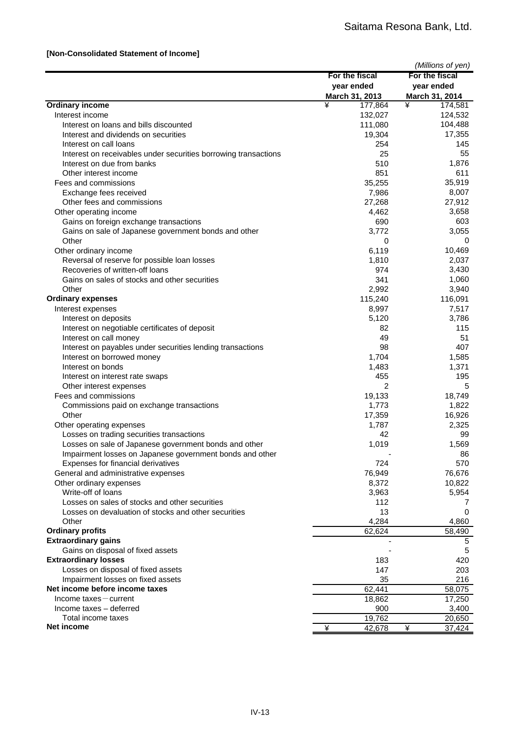Saitama Resona Bank, Ltd.

**[Non-Consolidated Statement of Income]**

*(Millions of yen)*

| | For the fiscal year ended March 31, 2013 | For the fiscal year ended March 31, 2014 |
|---|---|---|
| **Ordinary income** | ¥ 177,864 | ¥ 174,581 |
| Interest income | 132,027 | 124,532 |
| Interest on loans and bills discounted | 111,080 | 104,488 |
| Interest and dividends on securities | 19,304 | 17,355 |
| Interest on call loans | 254 | 145 |
| Interest on receivables under securities borrowing transactions | 25 | 55 |
| Interest on due from banks | 510 | 1,876 |
| Other interest income | 851 | 611 |
| Fees and commissions | 35,255 | 35,919 |
| Exchange fees received | 7,986 | 8,007 |
| Other fees and commissions | 27,268 | 27,912 |
| Other operating income | 4,462 | 3,658 |
| Gains on foreign exchange transactions | 690 | 603 |
| Gains on sale of Japanese government bonds and other | 3,772 | 3,055 |
| Other | 0 | 0 |
| Other ordinary income | 6,119 | 10,469 |
| Reversal of reserve for possible loan losses | 1,810 | 2,037 |
| Recoveries of written-off loans | 974 | 3,430 |
| Gains on sales of stocks and other securities | 341 | 1,060 |
| Other | 2,992 | 3,940 |
| **Ordinary expenses** | 115,240 | 116,091 |
| Interest expenses | 8,997 | 7,517 |
| Interest on deposits | 5,120 | 3,786 |
| Interest on negotiable certificates of deposit | 82 | 115 |
| Interest on call money | 49 | 51 |
| Interest on payables under securities lending transactions | 98 | 407 |
| Interest on borrowed money | 1,704 | 1,585 |
| Interest on bonds | 1,483 | 1,371 |
| Interest on interest rate swaps | 455 | 195 |
| Other interest expenses | 2 | 5 |
| Fees and commissions | 19,133 | 18,749 |
| Commissions paid on exchange transactions | 1,773 | 1,822 |
| Other | 17,359 | 16,926 |
| Other operating expenses | 1,787 | 2,325 |
| Losses on trading securities transactions | 42 | 99 |
| Losses on sale of Japanese government bonds and other | 1,019 | 1,569 |
| Impairment losses on Japanese government bonds and other | - | 86 |
| Expenses for financial derivatives | 724 | 570 |
| General and administrative expenses | 76,949 | 76,676 |
| Other ordinary expenses | 8,372 | 10,822 |
| Write-off of loans | 3,963 | 5,954 |
| Losses on sales of stocks and other securities | 112 | 7 |
| Losses on devaluation of stocks and other securities | 13 | 0 |
| Other | 4,284 | 4,860 |
| **Ordinary profits** | 62,624 | 58,490 |
| **Extraordinary gains** | - | 5 |
| Gains on disposal of fixed assets | - | 5 |
| **Extraordinary losses** | 183 | 420 |
| Losses on disposal of fixed assets | 147 | 203 |
| Impairment losses on fixed assets | 35 | 216 |
| **Net income before income taxes** | 62,441 | 58,075 |
| Income taxes－current | 18,862 | 17,250 |
| Income taxes – deferred | 900 | 3,400 |
| Total income taxes | 19,762 | 20,650 |
| **Net income** | ¥ 42,678 | ¥ 37,424 |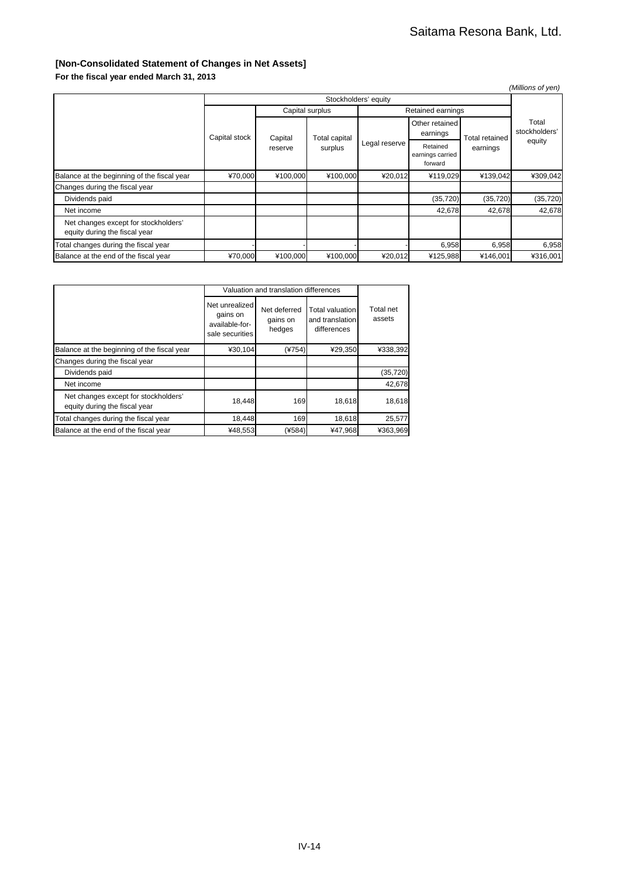### [Non-Consolidated Statement of Changes in Net Assets]

**For the fiscal year ended March 31, 2013**

*(Millions of yen)*

| | Stockholders' equity | | | | | | |
|---|---|---|---|---|---|---|---|
| | | Capital surplus | | Retained earnings | | | |
| | Capital stock | Capital reserve | Total capital surplus | Legal reserve | Other retained earnings<br>Retained earnings carried forward | Total retained earnings | Total stockholders' equity |
| Balance at the beginning of the fiscal year | ¥70,000 | ¥100,000 | ¥100,000 | ¥20,012 | ¥119,029 | ¥139,042 | ¥309,042 |
| Changes during the fiscal year | | | | | | | |
| Dividends paid | | | | | (35,720) | (35,720) | (35,720) |
| Net income | | | | | 42,678 | 42,678 | 42,678 |
| Net changes except for stockholders' equity during the fiscal year | | | | | | | |
| Total changes during the fiscal year | - | - | - | - | 6,958 | 6,958 | 6,958 |
| Balance at the end of the fiscal year | ¥70,000 | ¥100,000 | ¥100,000 | ¥20,012 | ¥125,988 | ¥146,001 | ¥316,001 |

| | Valuation and translation differences | | | |
|---|---|---|---|---|
| | Net unrealized gains on available-for-sale securities | Net deferred gains on hedges | Total valuation and translation differences | Total net assets |
| Balance at the beginning of the fiscal year | ¥30,104 | (¥754) | ¥29,350 | ¥338,392 |
| Changes during the fiscal year | | | | |
| Dividends paid | | | | (35,720) |
| Net income | | | | 42,678 |
| Net changes except for stockholders' equity during the fiscal year | 18,448 | 169 | 18,618 | 18,618 |
| Total changes during the fiscal year | 18,448 | 169 | 18,618 | 25,577 |
| Balance at the end of the fiscal year | ¥48,553 | (¥584) | ¥47,968 | ¥363,969 |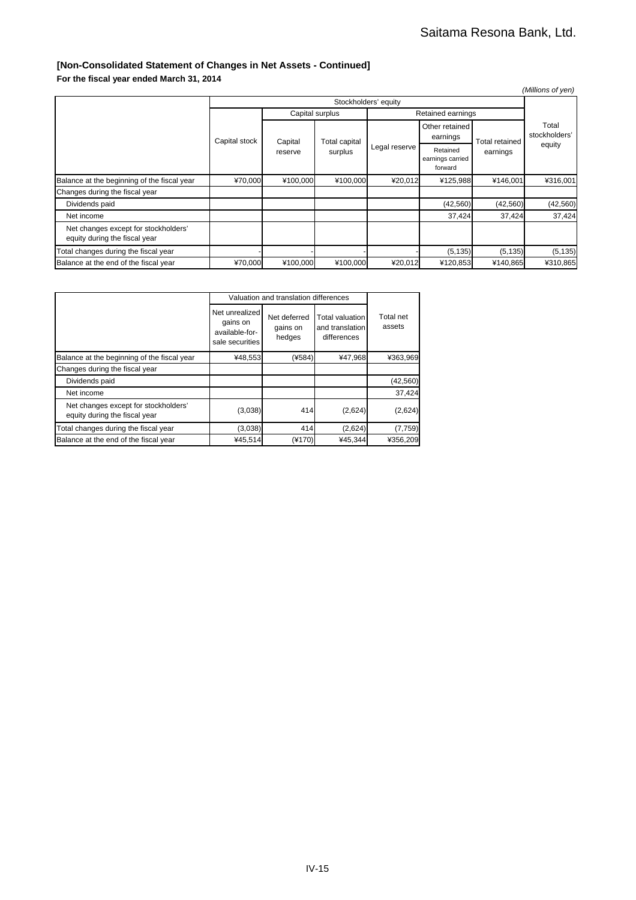**[Non-Consolidated Statement of Changes in Net Assets - Continued]**

**For the fiscal year ended March 31, 2014**

*(Millions of yen)*

| | Stockholders' equity | | | | | | |
|---|---|---|---|---|---|---|---|
| | Capital stock | Capital surplus | | Retained earnings | | | Total stockholders' equity |
| | | Capital reserve | Total capital surplus | Legal reserve | Other retained earnings | Total retained earnings | |
| | | | | | Retained earnings carried forward | | |
| Balance at the beginning of the fiscal year | ¥70,000 | ¥100,000 | ¥100,000 | ¥20,012 | ¥125,988 | ¥146,001 | ¥316,001 |
| Changes during the fiscal year | | | | | | | |
| Dividends paid | | | | | (42,560) | (42,560) | (42,560) |
| Net income | | | | | 37,424 | 37,424 | 37,424 |
| Net changes except for stockholders' equity during the fiscal year | | | | | | | |
| Total changes during the fiscal year | - | - | - | - | (5,135) | (5,135) | (5,135) |
| Balance at the end of the fiscal year | ¥70,000 | ¥100,000 | ¥100,000 | ¥20,012 | ¥120,853 | ¥140,865 | ¥310,865 |

| | Valuation and translation differences | | | Total net assets |
|---|---|---|---|---|
| | Net unrealized gains on available-for-sale securities | Net deferred gains on hedges | Total valuation and translation differences | |
| Balance at the beginning of the fiscal year | ¥48,553 | (¥584) | ¥47,968 | ¥363,969 |
| Changes during the fiscal year | | | | |
| Dividends paid | | | | (42,560) |
| Net income | | | | 37,424 |
| Net changes except for stockholders' equity during the fiscal year | (3,038) | 414 | (2,624) | (2,624) |
| Total changes during the fiscal year | (3,038) | 414 | (2,624) | (7,759) |
| Balance at the end of the fiscal year | ¥45,514 | (¥170) | ¥45,344 | ¥356,209 |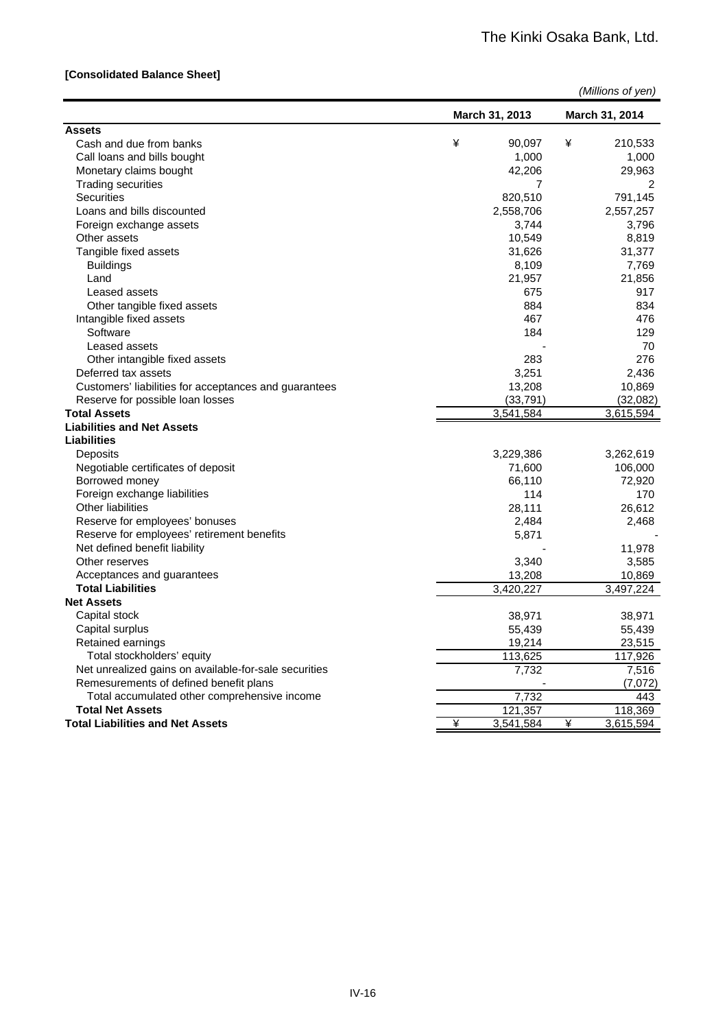The Kinki Osaka Bank, Ltd.

**[Consolidated Balance Sheet]**

*(Millions of yen)*

| | March 31, 2013 | March 31, 2014 |
|---|---|---|
| **Assets** | | |
| Cash and due from banks | ¥ 90,097 | ¥ 210,533 |
| Call loans and bills bought | 1,000 | 1,000 |
| Monetary claims bought | 42,206 | 29,963 |
| Trading securities | 7 | 2 |
| Securities | 820,510 | 791,145 |
| Loans and bills discounted | 2,558,706 | 2,557,257 |
| Foreign exchange assets | 3,744 | 3,796 |
| Other assets | 10,549 | 8,819 |
| Tangible fixed assets | 31,626 | 31,377 |
| Buildings | 8,109 | 7,769 |
| Land | 21,957 | 21,856 |
| Leased assets | 675 | 917 |
| Other tangible fixed assets | 884 | 834 |
| Intangible fixed assets | 467 | 476 |
| Software | 184 | 129 |
| Leased assets | - | 70 |
| Other intangible fixed assets | 283 | 276 |
| Deferred tax assets | 3,251 | 2,436 |
| Customers' liabilities for acceptances and guarantees | 13,208 | 10,869 |
| Reserve for possible loan losses | (33,791) | (32,082) |
| **Total Assets** | 3,541,584 | 3,615,594 |
| **Liabilities and Net Assets** | | |
| **Liabilities** | | |
| Deposits | 3,229,386 | 3,262,619 |
| Negotiable certificates of deposit | 71,600 | 106,000 |
| Borrowed money | 66,110 | 72,920 |
| Foreign exchange liabilities | 114 | 170 |
| Other liabilities | 28,111 | 26,612 |
| Reserve for employees' bonuses | 2,484 | 2,468 |
| Reserve for employees' retirement benefits | 5,871 | - |
| Net defined benefit liability | - | 11,978 |
| Other reserves | 3,340 | 3,585 |
| Acceptances and guarantees | 13,208 | 10,869 |
| **Total Liabilities** | 3,420,227 | 3,497,224 |
| **Net Assets** | | |
| Capital stock | 38,971 | 38,971 |
| Capital surplus | 55,439 | 55,439 |
| Retained earnings | 19,214 | 23,515 |
| Total stockholders' equity | 113,625 | 117,926 |
| Net unrealized gains on available-for-sale securities | 7,732 | 7,516 |
| Remesurements of defined benefit plans | - | (7,072) |
| Total accumulated other comprehensive income | 7,732 | 443 |
| **Total Net Assets** | 121,357 | 118,369 |
| **Total Liabilities and Net Assets** | ¥ 3,541,584 | ¥ 3,615,594 |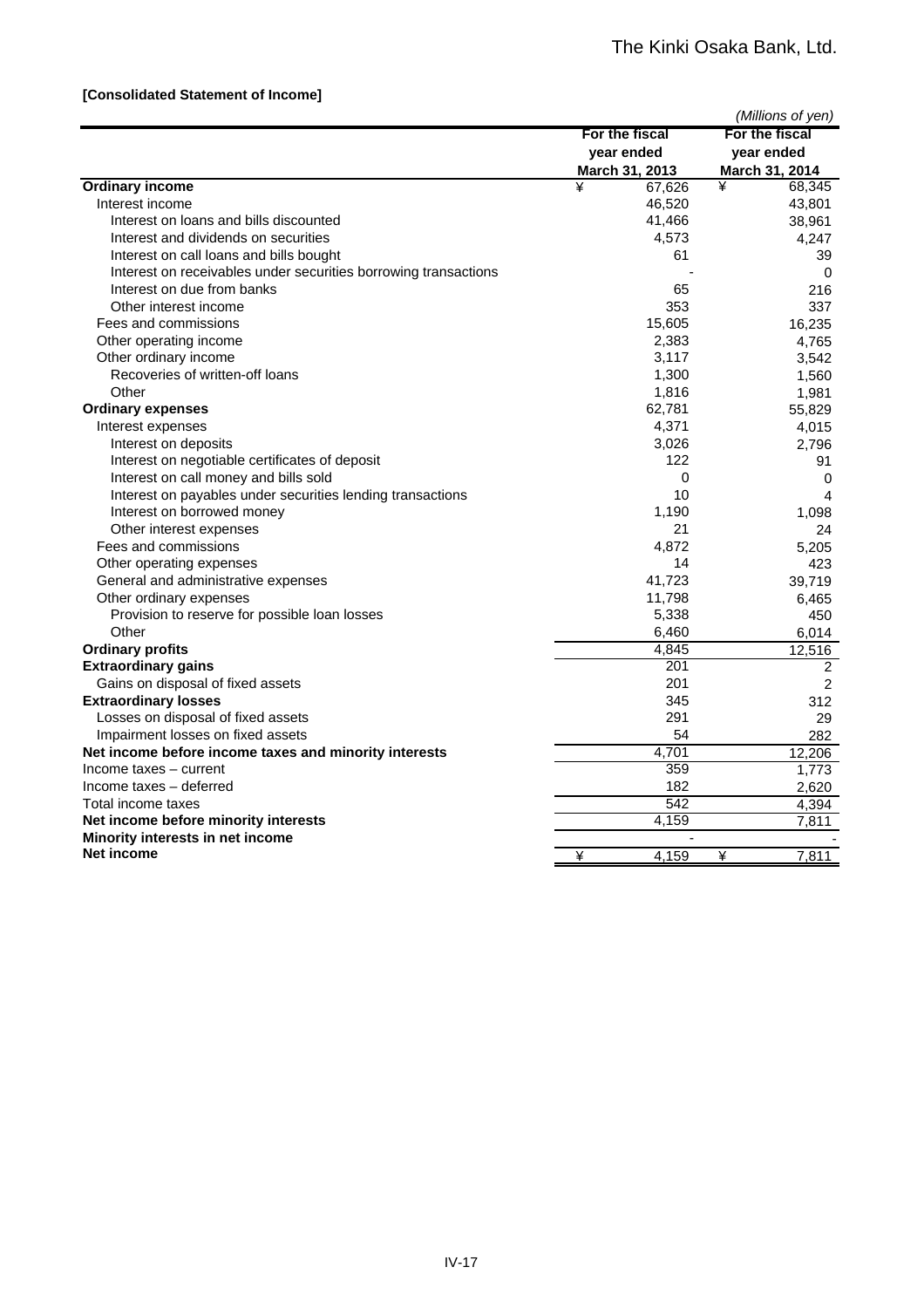**[Consolidated Statement of Income]**

*(Millions of yen)*

| | For the fiscal year ended March 31, 2013 | For the fiscal year ended March 31, 2014 |
|---|---|---|
| **Ordinary income** | ¥ 67,626 | ¥ 68,345 |
| Interest income | 46,520 | 43,801 |
| Interest on loans and bills discounted | 41,466 | 38,961 |
| Interest and dividends on securities | 4,573 | 4,247 |
| Interest on call loans and bills bought | 61 | 39 |
| Interest on receivables under securities borrowing transactions | - | 0 |
| Interest on due from banks | 65 | 216 |
| Other interest income | 353 | 337 |
| Fees and commissions | 15,605 | 16,235 |
| Other operating income | 2,383 | 4,765 |
| Other ordinary income | 3,117 | 3,542 |
| Recoveries of written-off loans | 1,300 | 1,560 |
| Other | 1,816 | 1,981 |
| **Ordinary expenses** | 62,781 | 55,829 |
| Interest expenses | 4,371 | 4,015 |
| Interest on deposits | 3,026 | 2,796 |
| Interest on negotiable certificates of deposit | 122 | 91 |
| Interest on call money and bills sold | 0 | 0 |
| Interest on payables under securities lending transactions | 10 | 4 |
| Interest on borrowed money | 1,190 | 1,098 |
| Other interest expenses | 21 | 24 |
| Fees and commissions | 4,872 | 5,205 |
| Other operating expenses | 14 | 423 |
| General and administrative expenses | 41,723 | 39,719 |
| Other ordinary expenses | 11,798 | 6,465 |
| Provision to reserve for possible loan losses | 5,338 | 450 |
| Other | 6,460 | 6,014 |
| **Ordinary profits** | 4,845 | 12,516 |
| **Extraordinary gains** | 201 | 2 |
| Gains on disposal of fixed assets | 201 | 2 |
| **Extraordinary losses** | 345 | 312 |
| Losses on disposal of fixed assets | 291 | 29 |
| Impairment losses on fixed assets | 54 | 282 |
| **Net income before income taxes and minority interests** | 4,701 | 12,206 |
| Income taxes – current | 359 | 1,773 |
| Income taxes – deferred | 182 | 2,620 |
| Total income taxes | 542 | 4,394 |
| **Net income before minority interests** | 4,159 | 7,811 |
| **Minority interests in net income** | - | - |
| **Net income** | ¥ 4,159 | ¥ 7,811 |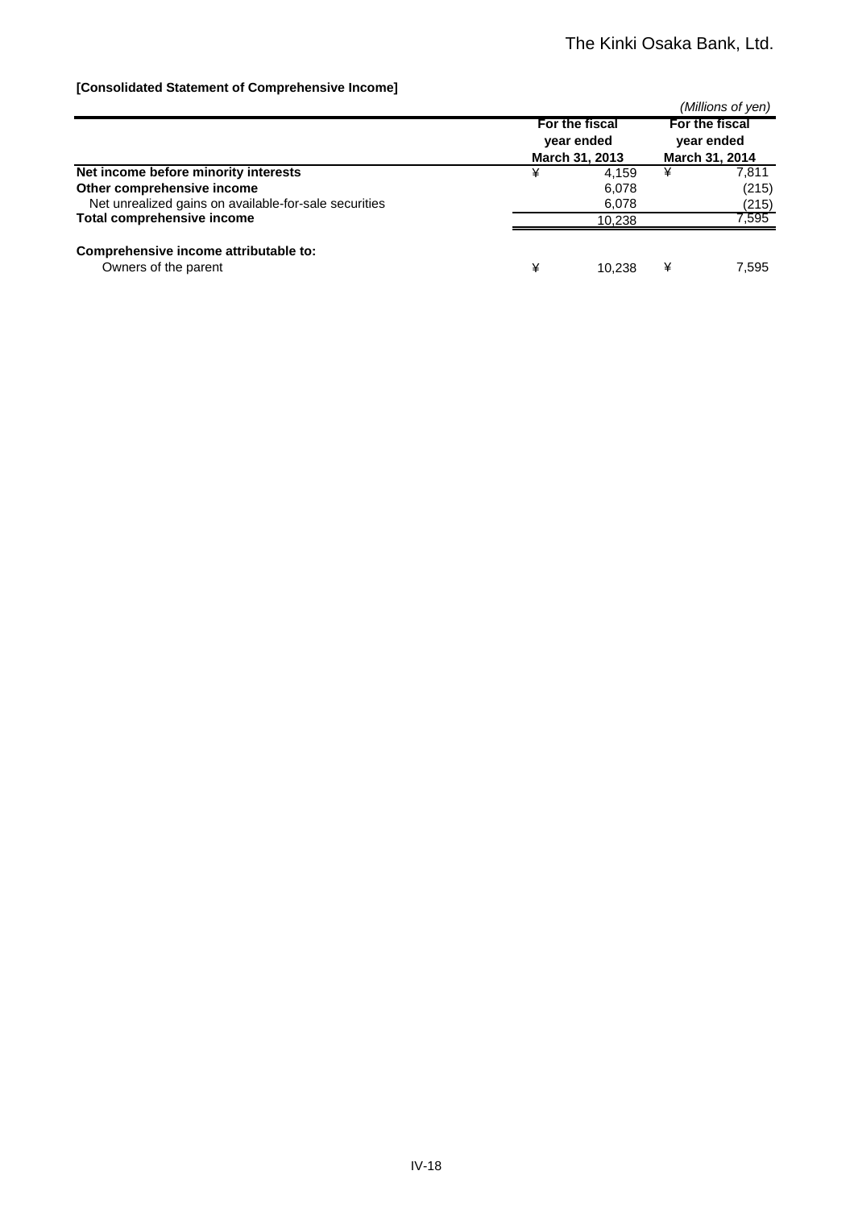The Kinki Osaka Bank, Ltd.

**[Consolidated Statement of Comprehensive Income]**

*(Millions of yen)*

| | For the fiscal year ended March 31, 2013 | For the fiscal year ended March 31, 2014 |
|---|---|---|
| **Net income before minority interests** | ¥ 4,159 | ¥ 7,811 |
| **Other comprehensive income** | 6,078 | (215) |
| Net unrealized gains on available-for-sale securities | 6,078 | (215) |
| **Total comprehensive income** | 10,238 | 7,595 |
| | | |
| **Comprehensive income attributable to:** | | |
| Owners of the parent | ¥ 10,238 | ¥ 7,595 |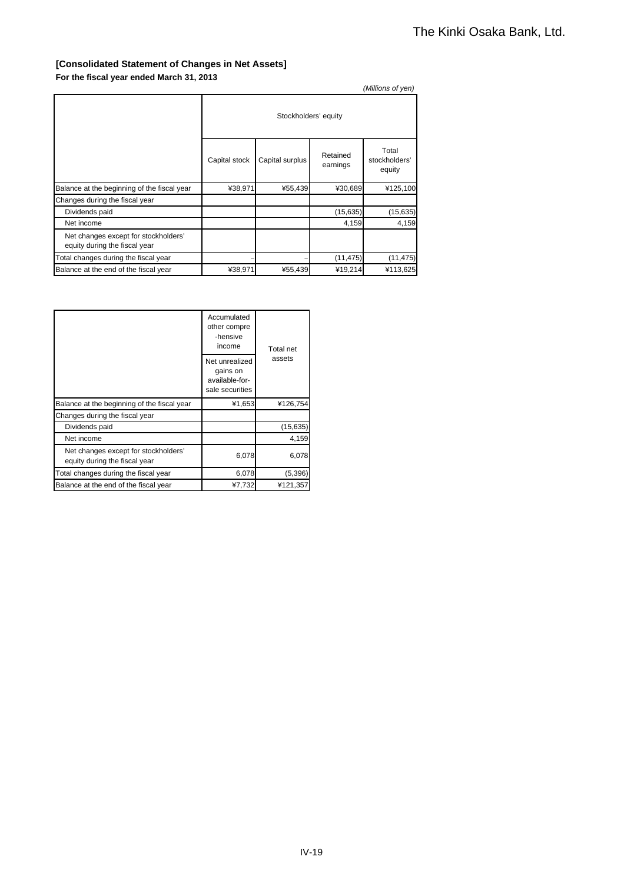**[Consolidated Statement of Changes in Net Assets]**

**For the fiscal year ended March 31, 2013**

*(Millions of yen)*

| | Stockholders' equity | | | |
|---|---|---|---|---|
| | Capital stock | Capital surplus | Retained earnings | Total stockholders' equity |
| Balance at the beginning of the fiscal year | ¥38,971 | ¥55,439 | ¥30,689 | ¥125,100 |
| Changes during the fiscal year | | | | |
| Dividends paid | | | (15,635) | (15,635) |
| Net income | | | 4,159 | 4,159 |
| Net changes except for stockholders' equity during the fiscal year | | | | |
| Total changes during the fiscal year | – | – | (11,475) | (11,475) |
| Balance at the end of the fiscal year | ¥38,971 | ¥55,439 | ¥19,214 | ¥113,625 |

| | Accumulated other compre-hensive income | Total net assets |
|---|---|---|
| | Net unrealized gains on available-for-sale securities | |
| Balance at the beginning of the fiscal year | ¥1,653 | ¥126,754 |
| Changes during the fiscal year | | |
| Dividends paid | | (15,635) |
| Net income | | 4,159 |
| Net changes except for stockholders' equity during the fiscal year | 6,078 | 6,078 |
| Total changes during the fiscal year | 6,078 | (5,396) |
| Balance at the end of the fiscal year | ¥7,732 | ¥121,357 |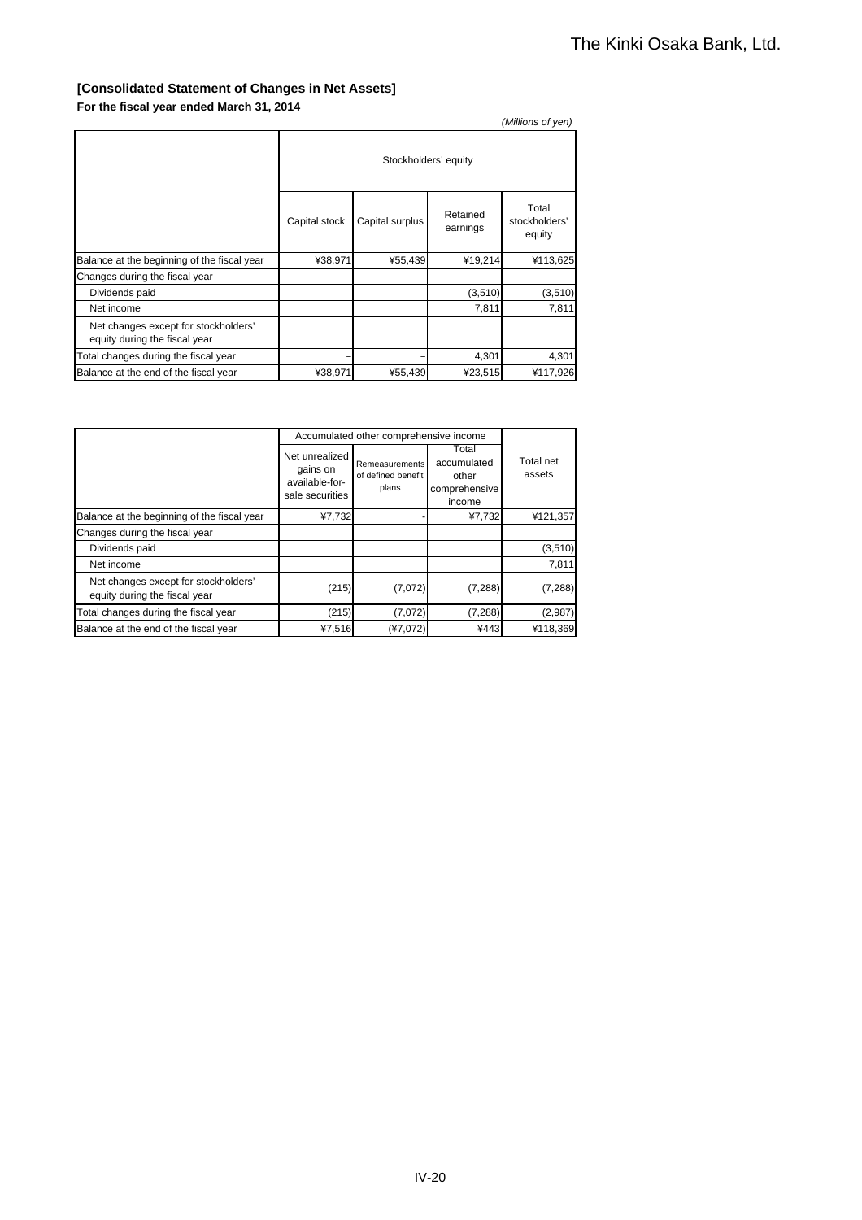## [Consolidated Statement of Changes in Net Assets]

**For the fiscal year ended March 31, 2014**

*(Millions of yen)*

| | Stockholders' equity | | | |
|---|---|---|---|---|
| | Capital stock | Capital surplus | Retained earnings | Total stockholders' equity |
| Balance at the beginning of the fiscal year | ¥38,971 | ¥55,439 | ¥19,214 | ¥113,625 |
| Changes during the fiscal year | | | | |
| Dividends paid | | | (3,510) | (3,510) |
| Net income | | | 7,811 | 7,811 |
| Net changes except for stockholders' equity during the fiscal year | | | | |
| Total changes during the fiscal year | – | – | 4,301 | 4,301 |
| Balance at the end of the fiscal year | ¥38,971 | ¥55,439 | ¥23,515 | ¥117,926 |

| | Accumulated other comprehensive income | | | Total net assets |
|---|---|---|---|---|
| | Net unrealized gains on available-for-sale securities | Remeasurements of defined benefit plans | Total accumulated other comprehensive income | |
| Balance at the beginning of the fiscal year | ¥7,732 | - | ¥7,732 | ¥121,357 |
| Changes during the fiscal year | | | | |
| Dividends paid | | | | (3,510) |
| Net income | | | | 7,811 |
| Net changes except for stockholders' equity during the fiscal year | (215) | (7,072) | (7,288) | (7,288) |
| Total changes during the fiscal year | (215) | (7,072) | (7,288) | (2,987) |
| Balance at the end of the fiscal year | ¥7,516 | (¥7,072) | ¥443 | ¥118,369 |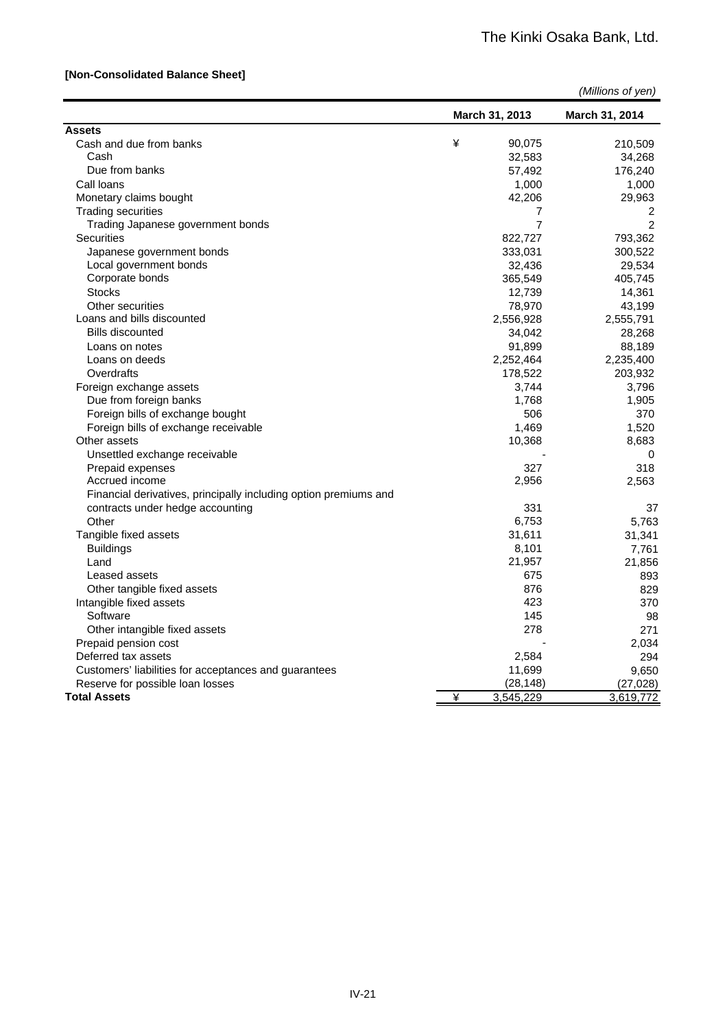The Kinki Osaka Bank, Ltd.

**[Non-Consolidated Balance Sheet]**

*(Millions of yen)*

| | March 31, 2013 | March 31, 2014 |
|---|---|---|
| **Assets** | | |
| Cash and due from banks | ¥ 90,075 | 210,509 |
| Cash | 32,583 | 34,268 |
| Due from banks | 57,492 | 176,240 |
| Call loans | 1,000 | 1,000 |
| Monetary claims bought | 42,206 | 29,963 |
| Trading securities | 7 | 2 |
| Trading Japanese government bonds | 7 | 2 |
| Securities | 822,727 | 793,362 |
| Japanese government bonds | 333,031 | 300,522 |
| Local government bonds | 32,436 | 29,534 |
| Corporate bonds | 365,549 | 405,745 |
| Stocks | 12,739 | 14,361 |
| Other securities | 78,970 | 43,199 |
| Loans and bills discounted | 2,556,928 | 2,555,791 |
| Bills discounted | 34,042 | 28,268 |
| Loans on notes | 91,899 | 88,189 |
| Loans on deeds | 2,252,464 | 2,235,400 |
| Overdrafts | 178,522 | 203,932 |
| Foreign exchange assets | 3,744 | 3,796 |
| Due from foreign banks | 1,768 | 1,905 |
| Foreign bills of exchange bought | 506 | 370 |
| Foreign bills of exchange receivable | 1,469 | 1,520 |
| Other assets | 10,368 | 8,683 |
| Unsettled exchange receivable | - | 0 |
| Prepaid expenses | 327 | 318 |
| Accrued income | 2,956 | 2,563 |
| Financial derivatives, principally including option premiums and contracts under hedge accounting | 331 | 37 |
| Other | 6,753 | 5,763 |
| Tangible fixed assets | 31,611 | 31,341 |
| Buildings | 8,101 | 7,761 |
| Land | 21,957 | 21,856 |
| Leased assets | 675 | 893 |
| Other tangible fixed assets | 876 | 829 |
| Intangible fixed assets | 423 | 370 |
| Software | 145 | 98 |
| Other intangible fixed assets | 278 | 271 |
| Prepaid pension cost | - | 2,034 |
| Deferred tax assets | 2,584 | 294 |
| Customers' liabilities for acceptances and guarantees | 11,699 | 9,650 |
| Reserve for possible loan losses | (28,148) | (27,028) |
| **Total Assets** | ¥ 3,545,229 | 3,619,772 |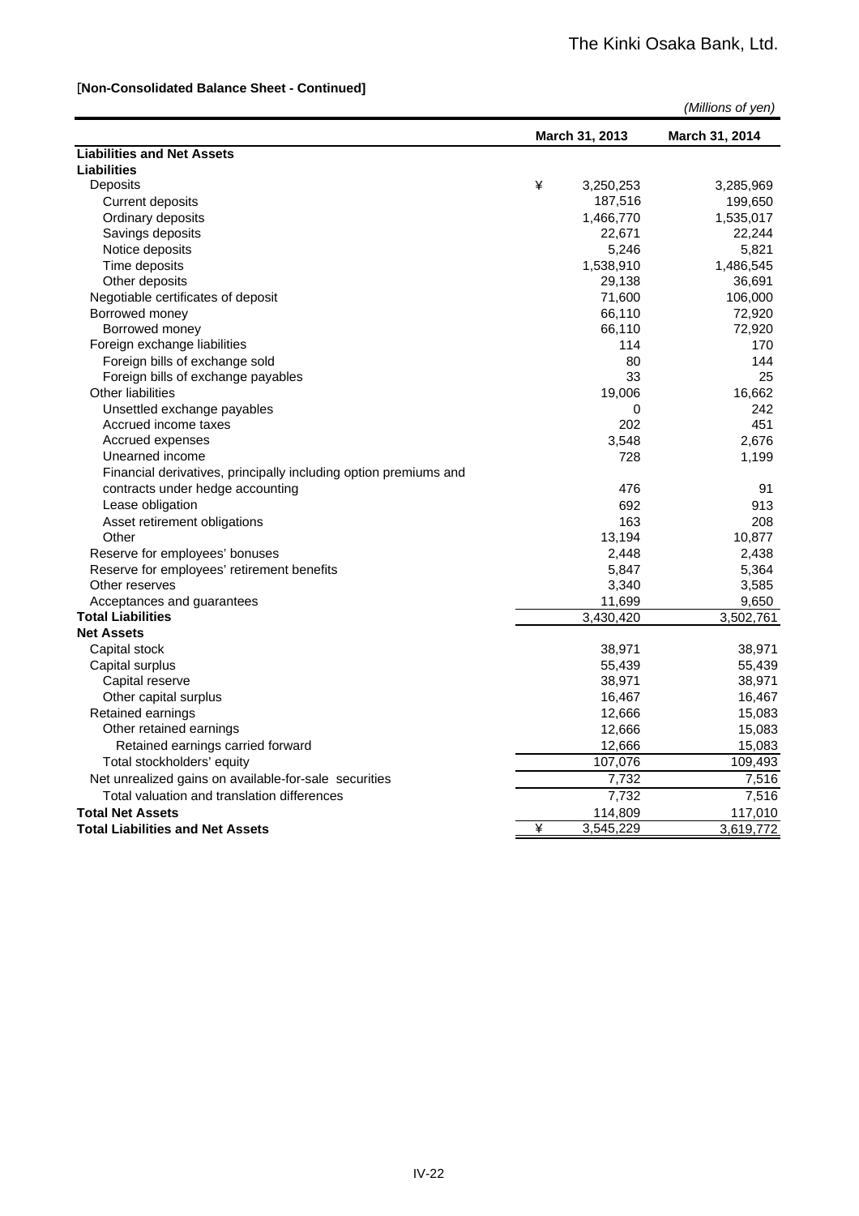[**Non-Consolidated Balance Sheet - Continued]**

*(Millions of yen)*

| | March 31, 2013 | March 31, 2014 |
|---|---|---|
| **Liabilities and Net Assets** | | |
| **Liabilities** | | |
| Deposits | ¥ 3,250,253 | 3,285,969 |
| Current deposits | 187,516 | 199,650 |
| Ordinary deposits | 1,466,770 | 1,535,017 |
| Savings deposits | 22,671 | 22,244 |
| Notice deposits | 5,246 | 5,821 |
| Time deposits | 1,538,910 | 1,486,545 |
| Other deposits | 29,138 | 36,691 |
| Negotiable certificates of deposit | 71,600 | 106,000 |
| Borrowed money | 66,110 | 72,920 |
| Borrowed money | 66,110 | 72,920 |
| Foreign exchange liabilities | 114 | 170 |
| Foreign bills of exchange sold | 80 | 144 |
| Foreign bills of exchange payables | 33 | 25 |
| Other liabilities | 19,006 | 16,662 |
| Unsettled exchange payables | 0 | 242 |
| Accrued income taxes | 202 | 451 |
| Accrued expenses | 3,548 | 2,676 |
| Unearned income | 728 | 1,199 |
| Financial derivatives, principally including option premiums and contracts under hedge accounting | 476 | 91 |
| Lease obligation | 692 | 913 |
| Asset retirement obligations | 163 | 208 |
| Other | 13,194 | 10,877 |
| Reserve for employees' bonuses | 2,448 | 2,438 |
| Reserve for employees' retirement benefits | 5,847 | 5,364 |
| Other reserves | 3,340 | 3,585 |
| Acceptances and guarantees | 11,699 | 9,650 |
| **Total Liabilities** | 3,430,420 | 3,502,761 |
| **Net Assets** | | |
| Capital stock | 38,971 | 38,971 |
| Capital surplus | 55,439 | 55,439 |
| Capital reserve | 38,971 | 38,971 |
| Other capital surplus | 16,467 | 16,467 |
| Retained earnings | 12,666 | 15,083 |
| Other retained earnings | 12,666 | 15,083 |
| Retained earnings carried forward | 12,666 | 15,083 |
| Total stockholders' equity | 107,076 | 109,493 |
| Net unrealized gains on available-for-sale securities | 7,732 | 7,516 |
| Total valuation and translation differences | 7,732 | 7,516 |
| **Total Net Assets** | 114,809 | 117,010 |
| **Total Liabilities and Net Assets** | ¥ 3,545,229 | 3,619,772 |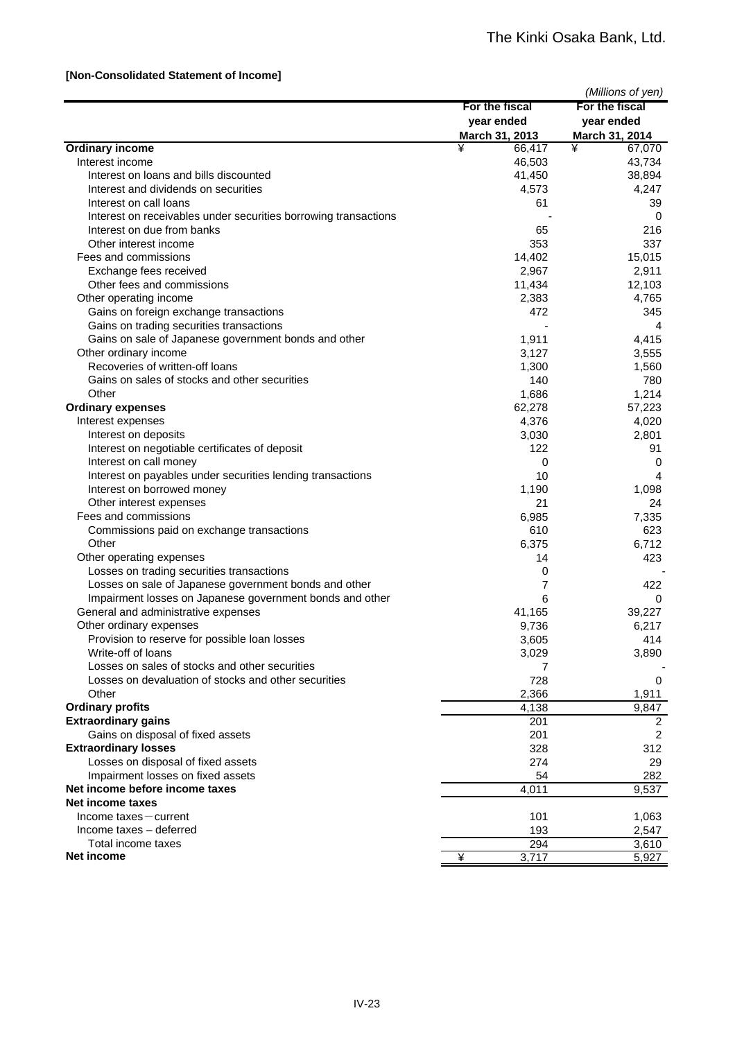The Kinki Osaka Bank, Ltd.

**[Non-Consolidated Statement of Income]**

*(Millions of yen)*

| | For the fiscal year ended March 31, 2013 | For the fiscal year ended March 31, 2014 |
|---|---|---|
| **Ordinary income** | ¥ 66,417 | ¥ 67,070 |
| Interest income | 46,503 | 43,734 |
| Interest on loans and bills discounted | 41,450 | 38,894 |
| Interest and dividends on securities | 4,573 | 4,247 |
| Interest on call loans | 61 | 39 |
| Interest on receivables under securities borrowing transactions | - | 0 |
| Interest on due from banks | 65 | 216 |
| Other interest income | 353 | 337 |
| Fees and commissions | 14,402 | 15,015 |
| Exchange fees received | 2,967 | 2,911 |
| Other fees and commissions | 11,434 | 12,103 |
| Other operating income | 2,383 | 4,765 |
| Gains on foreign exchange transactions | 472 | 345 |
| Gains on trading securities transactions | - | 4 |
| Gains on sale of Japanese government bonds and other | 1,911 | 4,415 |
| Other ordinary income | 3,127 | 3,555 |
| Recoveries of written-off loans | 1,300 | 1,560 |
| Gains on sales of stocks and other securities | 140 | 780 |
| Other | 1,686 | 1,214 |
| **Ordinary expenses** | 62,278 | 57,223 |
| Interest expenses | 4,376 | 4,020 |
| Interest on deposits | 3,030 | 2,801 |
| Interest on negotiable certificates of deposit | 122 | 91 |
| Interest on call money | 0 | 0 |
| Interest on payables under securities lending transactions | 10 | 4 |
| Interest on borrowed money | 1,190 | 1,098 |
| Other interest expenses | 21 | 24 |
| Fees and commissions | 6,985 | 7,335 |
| Commissions paid on exchange transactions | 610 | 623 |
| Other | 6,375 | 6,712 |
| Other operating expenses | 14 | 423 |
| Losses on trading securities transactions | 0 | - |
| Losses on sale of Japanese government bonds and other | 7 | 422 |
| Impairment losses on Japanese government bonds and other | 6 | 0 |
| General and administrative expenses | 41,165 | 39,227 |
| Other ordinary expenses | 9,736 | 6,217 |
| Provision to reserve for possible loan losses | 3,605 | 414 |
| Write-off of loans | 3,029 | 3,890 |
| Losses on sales of stocks and other securities | 7 | - |
| Losses on devaluation of stocks and other securities | 728 | 0 |
| Other | 2,366 | 1,911 |
| **Ordinary profits** | 4,138 | 9,847 |
| **Extraordinary gains** | 201 | 2 |
| Gains on disposal of fixed assets | 201 | 2 |
| **Extraordinary losses** | 328 | 312 |
| Losses on disposal of fixed assets | 274 | 29 |
| Impairment losses on fixed assets | 54 | 282 |
| **Net income before income taxes** | 4,011 | 9,537 |
| **Net income taxes** | | |
| Income taxes－current | 101 | 1,063 |
| Income taxes – deferred | 193 | 2,547 |
| Total income taxes | 294 | 3,610 |
| **Net income** | ¥ 3,717 | 5,927 |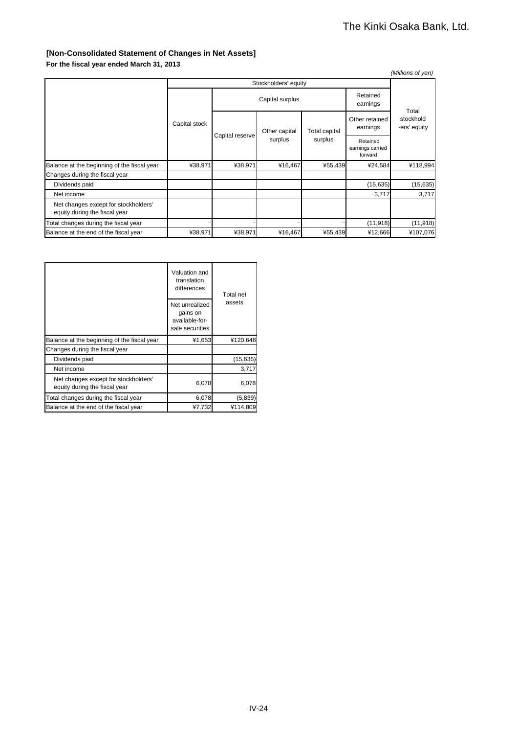## [Non-Consolidated Statement of Changes in Net Assets]

**For the fiscal year ended March 31, 2013**

*(Millions of yen)*

| | Stockholders' equity | | | | | |
|---|---|---|---|---|---|---|
| | Capital stock | Capital surplus | | | Retained earnings | Total stockholders' equity |
| | | Capital reserve | Other capital surplus | Total capital surplus | Other retained earnings | |
| | | | | | Retained earnings carried forward | |
| Balance at the beginning of the fiscal year | ¥38,971 | ¥38,971 | ¥16,467 | ¥55,439 | ¥24,584 | ¥118,994 |
| Changes during the fiscal year | | | | | | |
| Dividends paid | | | | | (15,635) | (15,635) |
| Net income | | | | | 3,717 | 3,717 |
| Net changes except for stockholders' equity during the fiscal year | | | | | | |
| Total changes during the fiscal year | – | – | – | – | (11,918) | (11,918) |
| Balance at the end of the fiscal year | ¥38,971 | ¥38,971 | ¥16,467 | ¥55,439 | ¥12,666 | ¥107,076 |

| | Valuation and translation differences | Total net assets |
|---|---|---|
| | Net unrealized gains on available-for-sale securities | |
| Balance at the beginning of the fiscal year | ¥1,653 | ¥120,648 |
| Changes during the fiscal year | | |
| Dividends paid | | (15,635) |
| Net income | | 3,717 |
| Net changes except for stockholders' equity during the fiscal year | 6,078 | 6,078 |
| Total changes during the fiscal year | 6,078 | (5,839) |
| Balance at the end of the fiscal year | ¥7,732 | ¥114,809 |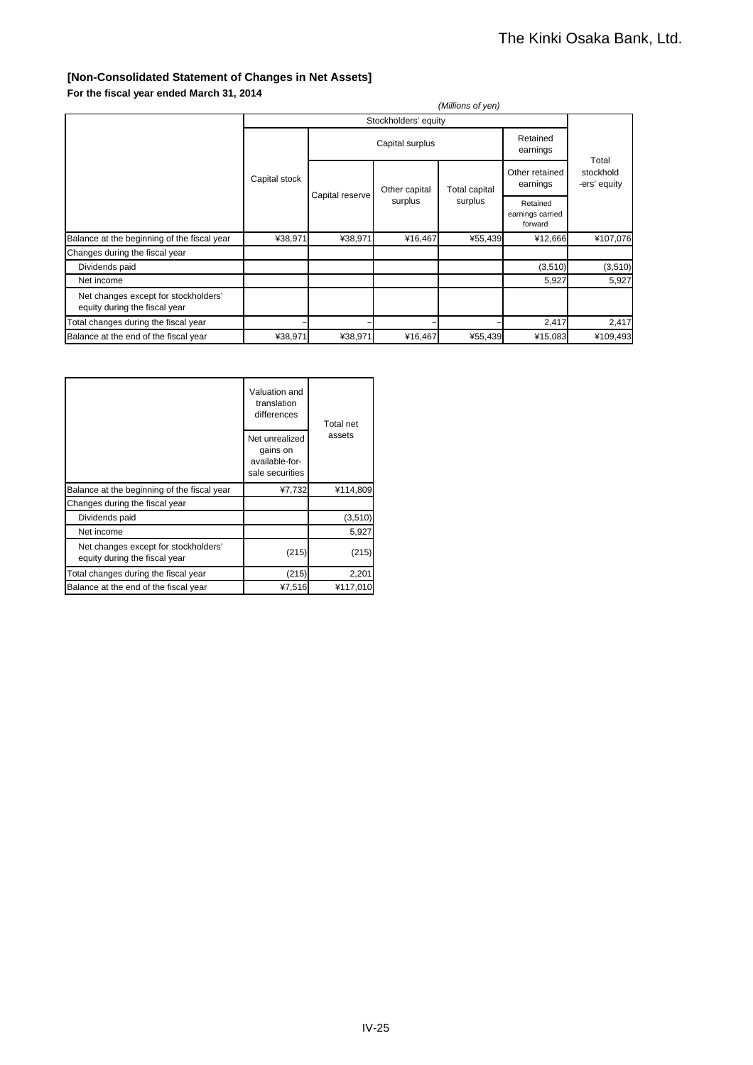### [Non-Consolidated Statement of Changes in Net Assets]

**For the fiscal year ended March 31, 2014**

*(Millions of yen)*

| | Stockholders' equity | | | | | |
|---|---|---|---|---|---|---|
| | Capital stock | Capital surplus | | | Retained earnings | Total stockholders' equity |
| | | Capital reserve | Other capital surplus | Total capital surplus | Other retained earnings | |
| | | | | | Retained earnings carried forward | |
| Balance at the beginning of the fiscal year | ¥38,971 | ¥38,971 | ¥16,467 | ¥55,439 | ¥12,666 | ¥107,076 |
| Changes during the fiscal year | | | | | | |
| Dividends paid | | | | | (3,510) | (3,510) |
| Net income | | | | | 5,927 | 5,927 |
| Net changes except for stockholders' equity during the fiscal year | | | | | | |
| Total changes during the fiscal year | – | – | – | – | 2,417 | 2,417 |
| Balance at the end of the fiscal year | ¥38,971 | ¥38,971 | ¥16,467 | ¥55,439 | ¥15,083 | ¥109,493 |

| | Valuation and translation differences | Total net assets |
|---|---|---|
| | Net unrealized gains on available-for-sale securities | |
| Balance at the beginning of the fiscal year | ¥7,732 | ¥114,809 |
| Changes during the fiscal year | | |
| Dividends paid | | (3,510) |
| Net income | | 5,927 |
| Net changes except for stockholders' equity during the fiscal year | (215) | (215) |
| Total changes during the fiscal year | (215) | 2,201 |
| Balance at the end of the fiscal year | ¥7,516 | ¥117,010 |